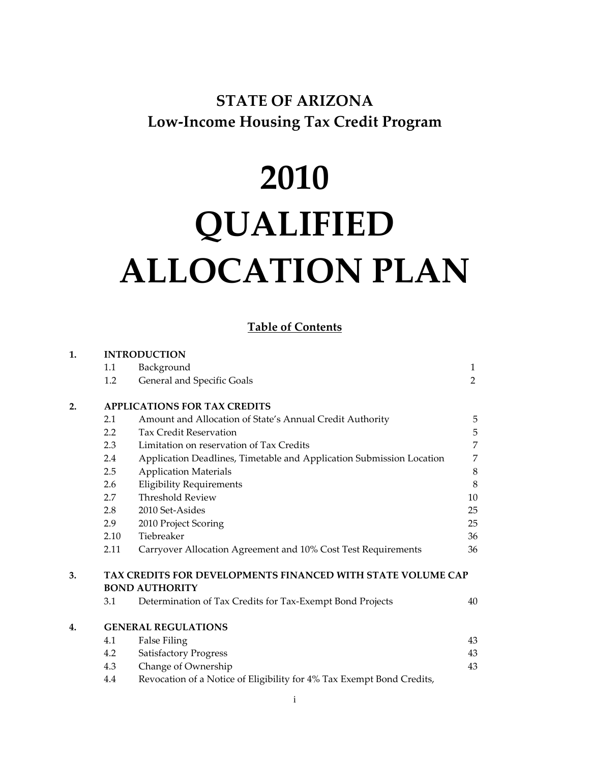# STATE OF ARIZONA
## Low-Income Housing Tax Credit Program

# 2010 QUALIFIED ALLOCATION PLAN

**Table of Contents**

| | | | |
|---|---|---|---|
| **1.** | **INTRODUCTION** | | |
| | 1.1 | Background | 1 |
| | 1.2 | General and Specific Goals | 2 |
| **2.** | **APPLICATIONS FOR TAX CREDITS** | | |
| | 2.1 | Amount and Allocation of State's Annual Credit Authority | 5 |
| | 2.2 | Tax Credit Reservation | 5 |
| | 2.3 | Limitation on reservation of Tax Credits | 7 |
| | 2.4 | Application Deadlines, Timetable and Application Submission Location | 7 |
| | 2.5 | Application Materials | 8 |
| | 2.6 | Eligibility Requirements | 8 |
| | 2.7 | Threshold Review | 10 |
| | 2.8 | 2010 Set-Asides | 25 |
| | 2.9 | 2010 Project Scoring | 25 |
| | 2.10 | Tiebreaker | 36 |
| | 2.11 | Carryover Allocation Agreement and 10% Cost Test Requirements | 36 |
| **3.** | **TAX CREDITS FOR DEVELOPMENTS FINANCED WITH STATE VOLUME CAP BOND AUTHORITY** | | |
| | 3.1 | Determination of Tax Credits for Tax-Exempt Bond Projects | 40 |
| **4.** | **GENERAL REGULATIONS** | | |
| | 4.1 | False Filing | 43 |
| | 4.2 | Satisfactory Progress | 43 |
| | 4.3 | Change of Ownership | 43 |
| | 4.4 | Revocation of a Notice of Eligibility for 4% Tax Exempt Bond Credits, | |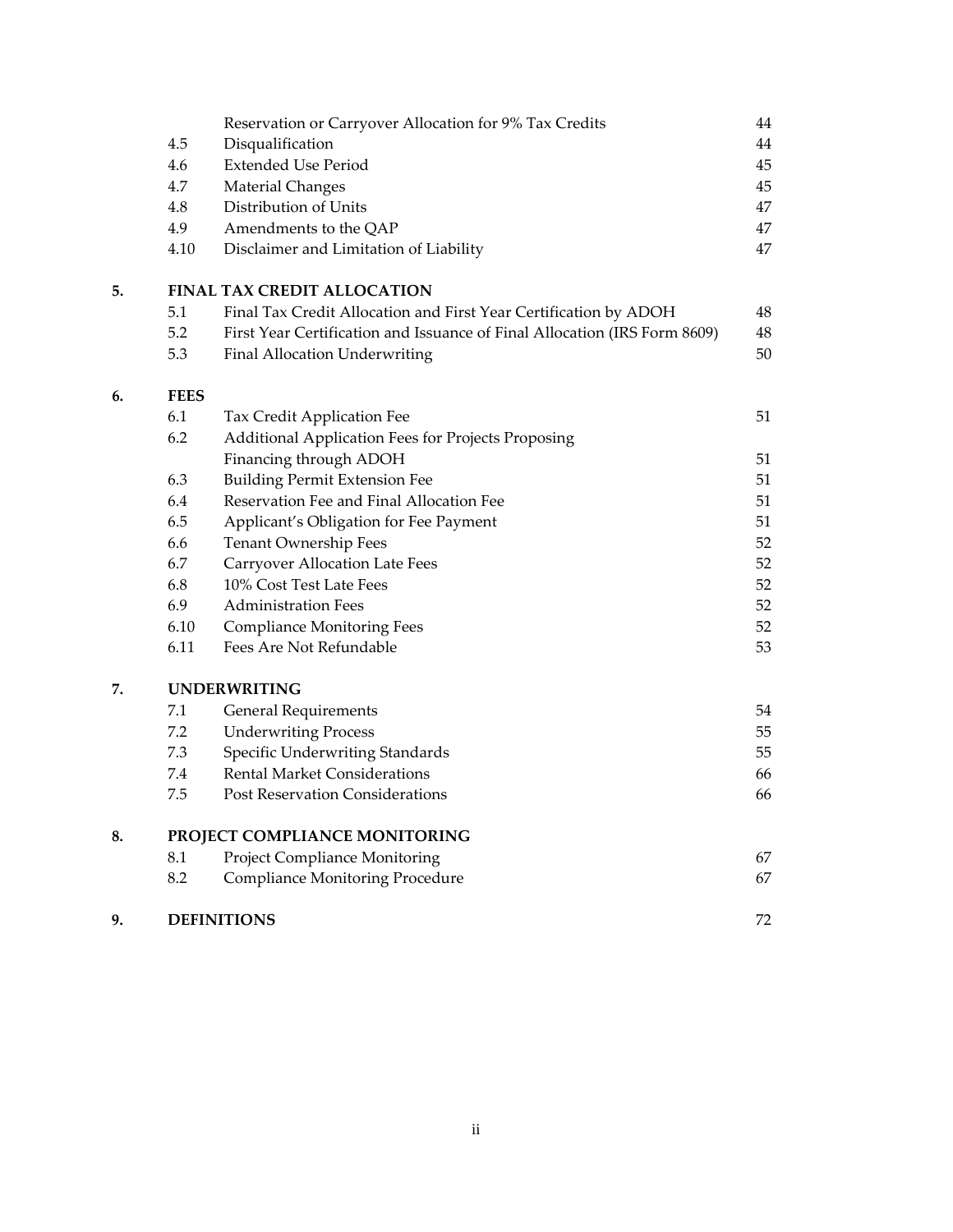| | | | |
|---|---|---|---|
| | | Reservation or Carryover Allocation for 9% Tax Credits | 44 |
| | 4.5 | Disqualification | 44 |
| | 4.6 | Extended Use Period | 45 |
| | 4.7 | Material Changes | 45 |
| | 4.8 | Distribution of Units | 47 |
| | 4.9 | Amendments to the QAP | 47 |
| | 4.10 | Disclaimer and Limitation of Liability | 47 |
| **5.** | **FINAL TAX CREDIT ALLOCATION** | | |
| | 5.1 | Final Tax Credit Allocation and First Year Certification by ADOH | 48 |
| | 5.2 | First Year Certification and Issuance of Final Allocation (IRS Form 8609) | 48 |
| | 5.3 | Final Allocation Underwriting | 50 |
| **6.** | **FEES** | | |
| | 6.1 | Tax Credit Application Fee | 51 |
| | 6.2 | Additional Application Fees for Projects Proposing Financing through ADOH | 51 |
| | 6.3 | Building Permit Extension Fee | 51 |
| | 6.4 | Reservation Fee and Final Allocation Fee | 51 |
| | 6.5 | Applicant's Obligation for Fee Payment | 51 |
| | 6.6 | Tenant Ownership Fees | 52 |
| | 6.7 | Carryover Allocation Late Fees | 52 |
| | 6.8 | 10% Cost Test Late Fees | 52 |
| | 6.9 | Administration Fees | 52 |
| | 6.10 | Compliance Monitoring Fees | 52 |
| | 6.11 | Fees Are Not Refundable | 53 |
| **7.** | **UNDERWRITING** | | |
| | 7.1 | General Requirements | 54 |
| | 7.2 | Underwriting Process | 55 |
| | 7.3 | Specific Underwriting Standards | 55 |
| | 7.4 | Rental Market Considerations | 66 |
| | 7.5 | Post Reservation Considerations | 66 |
| **8.** | **PROJECT COMPLIANCE MONITORING** | | |
| | 8.1 | Project Compliance Monitoring | 67 |
| | 8.2 | Compliance Monitoring Procedure | 67 |
| **9.** | **DEFINITIONS** | | 72 |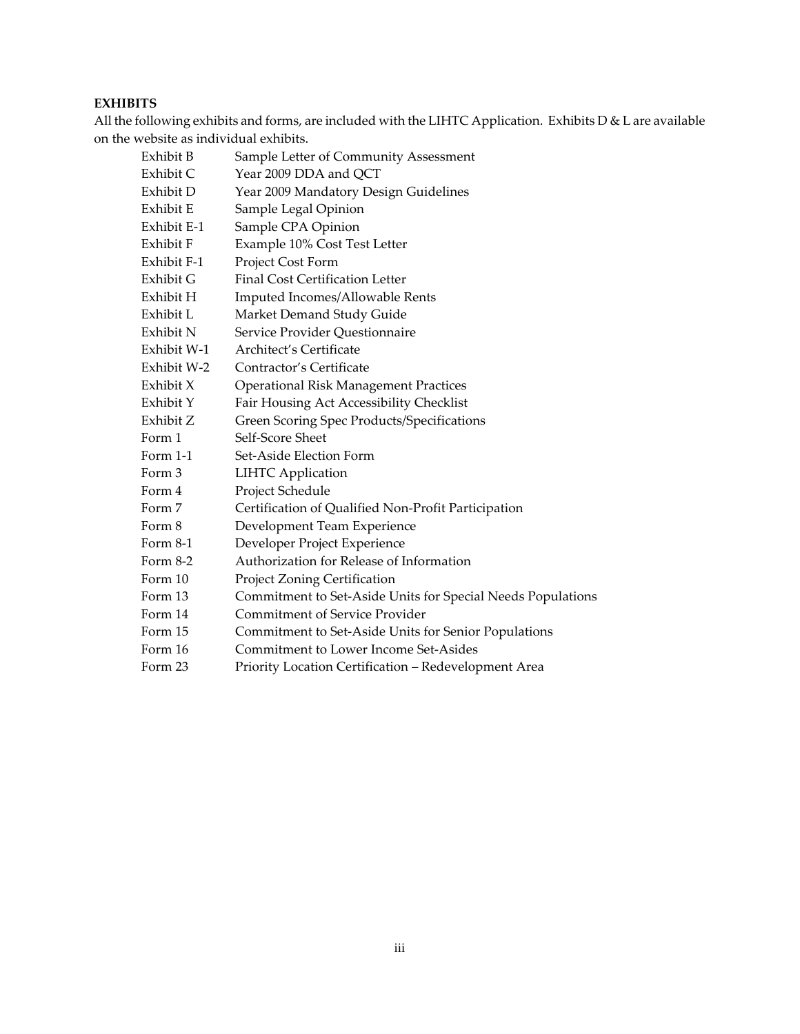**EXHIBITS**

All the following exhibits and forms, are included with the LIHTC Application. Exhibits D & L are available on the website as individual exhibits.

| | |
|---|---|
| Exhibit B | Sample Letter of Community Assessment |
| Exhibit C | Year 2009 DDA and QCT |
| Exhibit D | Year 2009 Mandatory Design Guidelines |
| Exhibit E | Sample Legal Opinion |
| Exhibit E-1 | Sample CPA Opinion |
| Exhibit F | Example 10% Cost Test Letter |
| Exhibit F-1 | Project Cost Form |
| Exhibit G | Final Cost Certification Letter |
| Exhibit H | Imputed Incomes/Allowable Rents |
| Exhibit L | Market Demand Study Guide |
| Exhibit N | Service Provider Questionnaire |
| Exhibit W-1 | Architect's Certificate |
| Exhibit W-2 | Contractor's Certificate |
| Exhibit X | Operational Risk Management Practices |
| Exhibit Y | Fair Housing Act Accessibility Checklist |
| Exhibit Z | Green Scoring Spec Products/Specifications |
| Form 1 | Self-Score Sheet |
| Form 1-1 | Set-Aside Election Form |
| Form 3 | LIHTC Application |
| Form 4 | Project Schedule |
| Form 7 | Certification of Qualified Non-Profit Participation |
| Form 8 | Development Team Experience |
| Form 8-1 | Developer Project Experience |
| Form 8-2 | Authorization for Release of Information |
| Form 10 | Project Zoning Certification |
| Form 13 | Commitment to Set-Aside Units for Special Needs Populations |
| Form 14 | Commitment of Service Provider |
| Form 15 | Commitment to Set-Aside Units for Senior Populations |
| Form 16 | Commitment to Lower Income Set-Asides |
| Form 23 | Priority Location Certification – Redevelopment Area |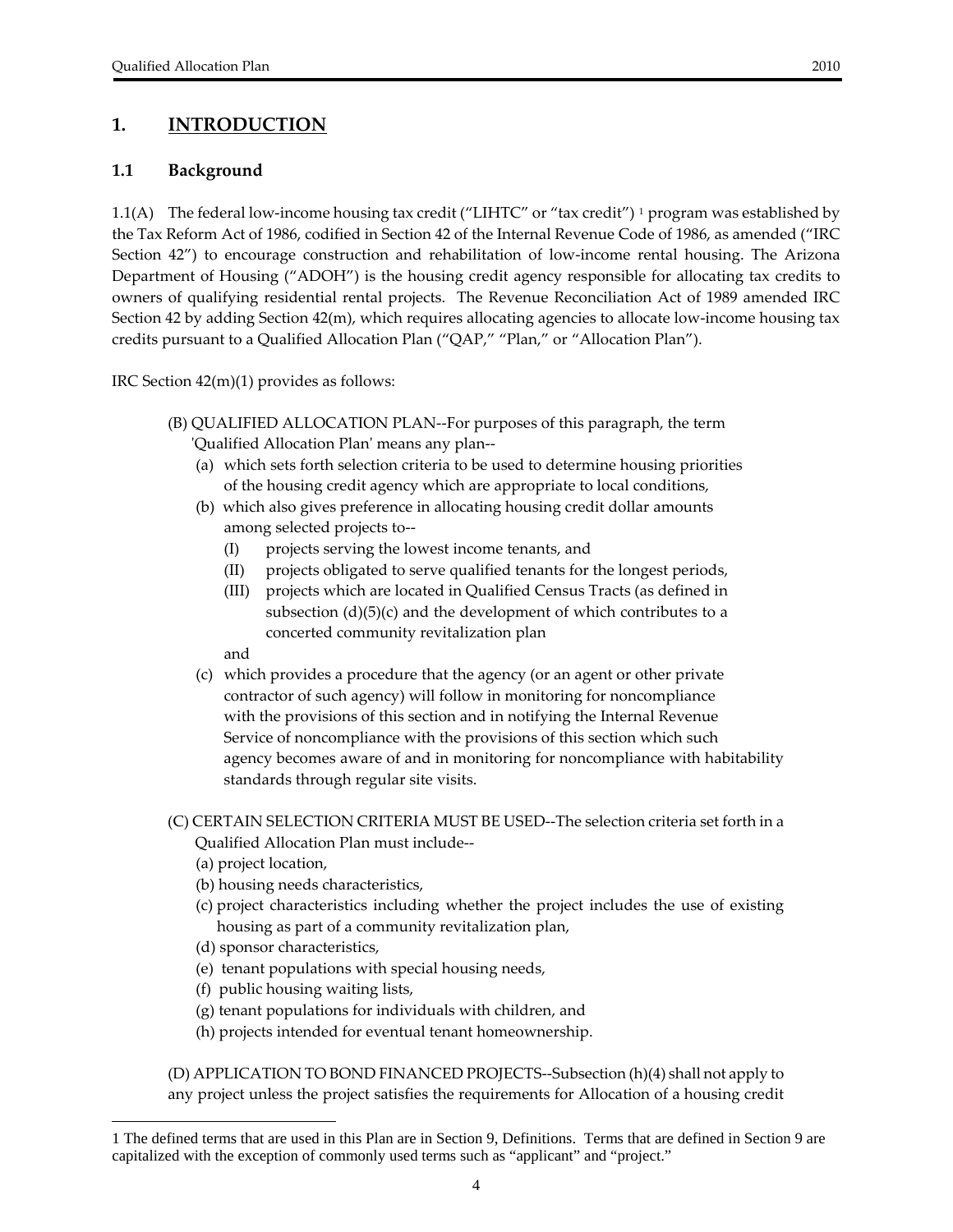# 1. INTRODUCTION

## 1.1 Background

1.1(A) The federal low-income housing tax credit ("LIHTC" or "tax credit") [1] program was established by the Tax Reform Act of 1986, codified in Section 42 of the Internal Revenue Code of 1986, as amended ("IRC Section 42") to encourage construction and rehabilitation of low-income rental housing. The Arizona Department of Housing ("ADOH") is the housing credit agency responsible for allocating tax credits to owners of qualifying residential rental projects. The Revenue Reconciliation Act of 1989 amended IRC Section 42 by adding Section 42(m), which requires allocating agencies to allocate low-income housing tax credits pursuant to a Qualified Allocation Plan ("QAP," "Plan," or "Allocation Plan").

IRC Section 42(m)(1) provides as follows:

> (B) QUALIFIED ALLOCATION PLAN--For purposes of this paragraph, the term 'Qualified Allocation Plan' means any plan--
>
> - (a) which sets forth selection criteria to be used to determine housing priorities of the housing credit agency which are appropriate to local conditions,
> - (b) which also gives preference in allocating housing credit dollar amounts among selected projects to--
>   - (I) projects serving the lowest income tenants, and
>   - (II) projects obligated to serve qualified tenants for the longest periods,
>   - (III) projects which are located in Qualified Census Tracts (as defined in subsection (d)(5)(c) and the development of which contributes to a concerted community revitalization plan
>
>   and
> - (c) which provides a procedure that the agency (or an agent or other private contractor of such agency) will follow in monitoring for noncompliance with the provisions of this section and in notifying the Internal Revenue Service of noncompliance with the provisions of this section which such agency becomes aware of and in monitoring for noncompliance with habitability standards through regular site visits.
>
> (C) CERTAIN SELECTION CRITERIA MUST BE USED--The selection criteria set forth in a Qualified Allocation Plan must include--
>
> - (a) project location,
> - (b) housing needs characteristics,
> - (c) project characteristics including whether the project includes the use of existing housing as part of a community revitalization plan,
> - (d) sponsor characteristics,
> - (e) tenant populations with special housing needs,
> - (f) public housing waiting lists,
> - (g) tenant populations for individuals with children, and
> - (h) projects intended for eventual tenant homeownership.
>
> (D) APPLICATION TO BOND FINANCED PROJECTS--Subsection (h)(4) shall not apply to any project unless the project satisfies the requirements for Allocation of a housing credit

---

[1] The defined terms that are used in this Plan are in Section 9, Definitions. Terms that are defined in Section 9 are capitalized with the exception of commonly used terms such as "applicant" and "project."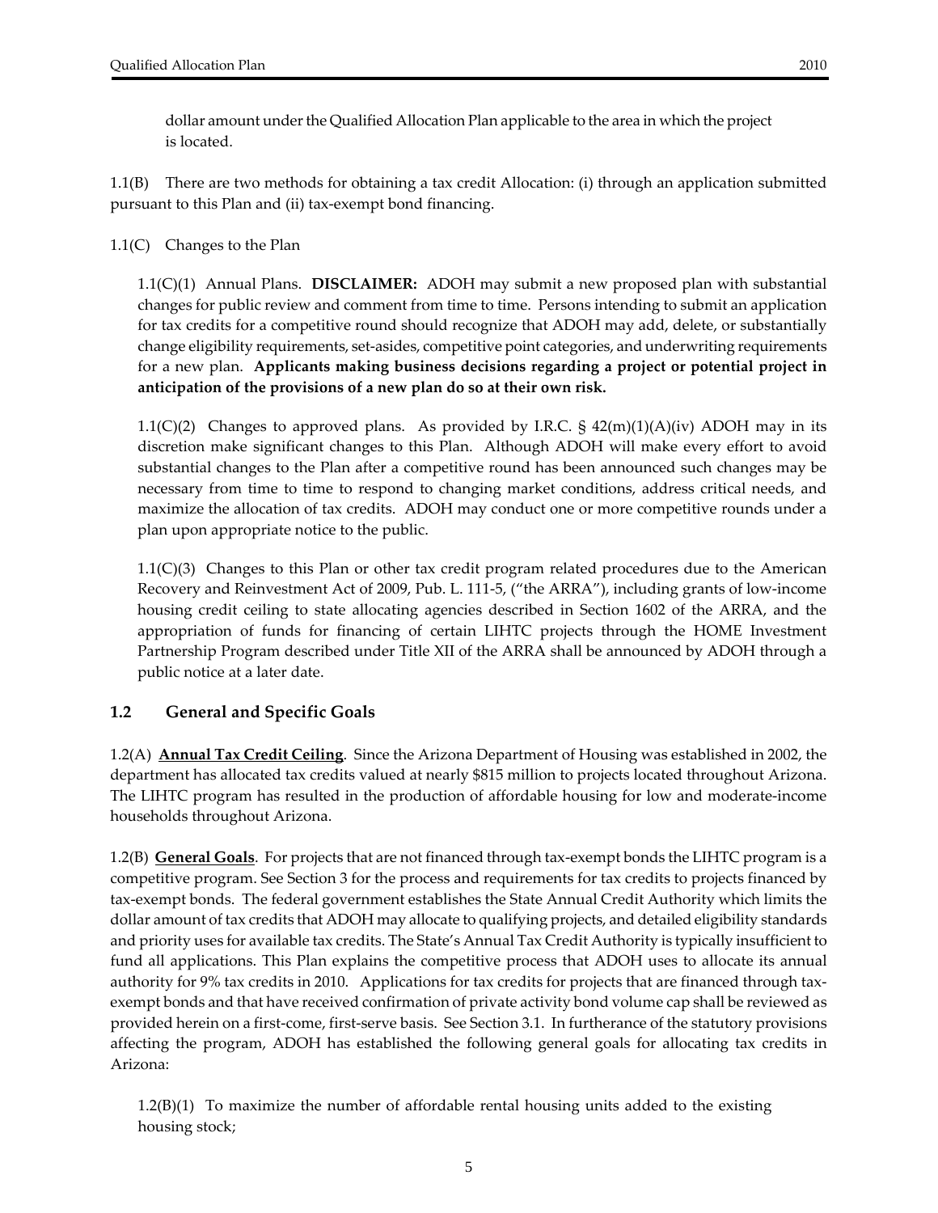dollar amount under the Qualified Allocation Plan applicable to the area in which the project is located.

1.1(B) There are two methods for obtaining a tax credit Allocation: (i) through an application submitted pursuant to this Plan and (ii) tax-exempt bond financing.

1.1(C) Changes to the Plan

1.1(C)(1) Annual Plans. **DISCLAIMER:** ADOH may submit a new proposed plan with substantial changes for public review and comment from time to time. Persons intending to submit an application for tax credits for a competitive round should recognize that ADOH may add, delete, or substantially change eligibility requirements, set-asides, competitive point categories, and underwriting requirements for a new plan. **Applicants making business decisions regarding a project or potential project in anticipation of the provisions of a new plan do so at their own risk.**

1.1(C)(2) Changes to approved plans. As provided by I.R.C. § 42(m)(1)(A)(iv) ADOH may in its discretion make significant changes to this Plan. Although ADOH will make every effort to avoid substantial changes to the Plan after a competitive round has been announced such changes may be necessary from time to time to respond to changing market conditions, address critical needs, and maximize the allocation of tax credits. ADOH may conduct one or more competitive rounds under a plan upon appropriate notice to the public.

1.1(C)(3) Changes to this Plan or other tax credit program related procedures due to the American Recovery and Reinvestment Act of 2009, Pub. L. 111-5, ("the ARRA"), including grants of low-income housing credit ceiling to state allocating agencies described in Section 1602 of the ARRA, and the appropriation of funds for financing of certain LIHTC projects through the HOME Investment Partnership Program described under Title XII of the ARRA shall be announced by ADOH through a public notice at a later date.

## 1.2 General and Specific Goals

1.2(A) **Annual Tax Credit Ceiling**. Since the Arizona Department of Housing was established in 2002, the department has allocated tax credits valued at nearly $815 million to projects located throughout Arizona. The LIHTC program has resulted in the production of affordable housing for low and moderate-income households throughout Arizona.

1.2(B) **General Goals**. For projects that are not financed through tax-exempt bonds the LIHTC program is a competitive program. See Section 3 for the process and requirements for tax credits to projects financed by tax-exempt bonds. The federal government establishes the State Annual Credit Authority which limits the dollar amount of tax credits that ADOH may allocate to qualifying projects, and detailed eligibility standards and priority uses for available tax credits. The State's Annual Tax Credit Authority is typically insufficient to fund all applications. This Plan explains the competitive process that ADOH uses to allocate its annual authority for 9% tax credits in 2010. Applications for tax credits for projects that are financed through tax-exempt bonds and that have received confirmation of private activity bond volume cap shall be reviewed as provided herein on a first-come, first-serve basis. See Section 3.1. In furtherance of the statutory provisions affecting the program, ADOH has established the following general goals for allocating tax credits in Arizona:

1.2(B)(1) To maximize the number of affordable rental housing units added to the existing housing stock;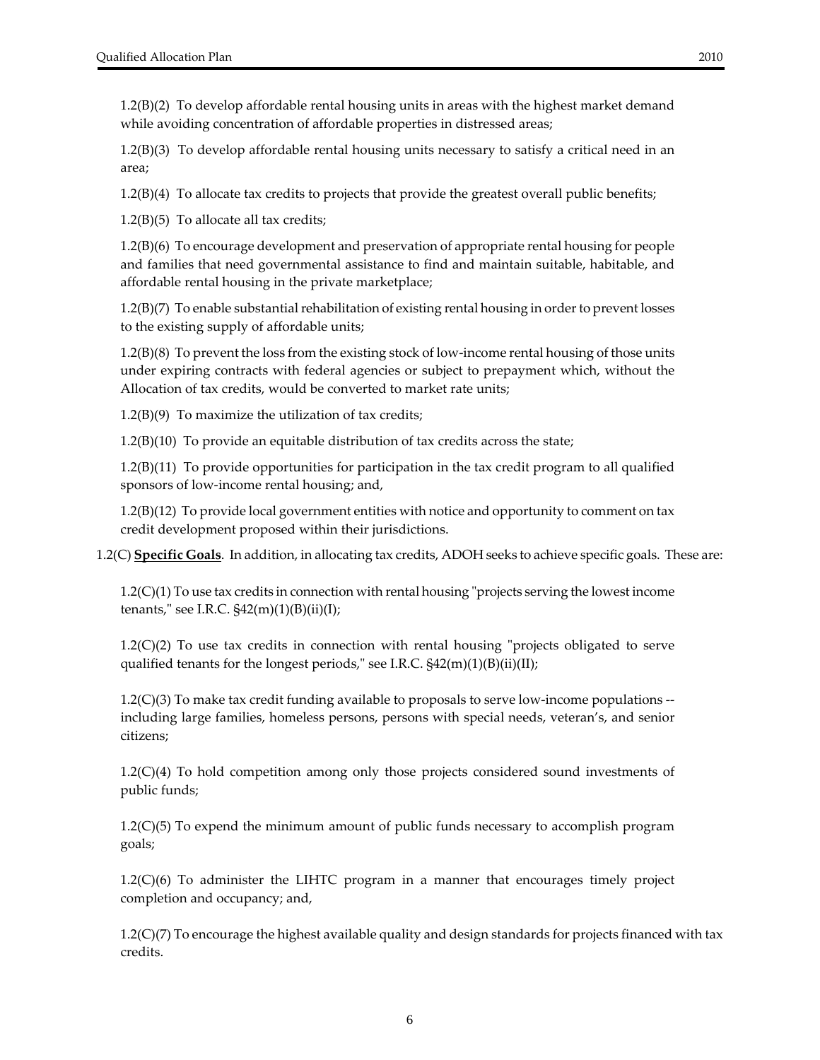1.2(B)(2) To develop affordable rental housing units in areas with the highest market demand while avoiding concentration of affordable properties in distressed areas;

1.2(B)(3) To develop affordable rental housing units necessary to satisfy a critical need in an area;

1.2(B)(4) To allocate tax credits to projects that provide the greatest overall public benefits;

1.2(B)(5) To allocate all tax credits;

1.2(B)(6) To encourage development and preservation of appropriate rental housing for people and families that need governmental assistance to find and maintain suitable, habitable, and affordable rental housing in the private marketplace;

1.2(B)(7) To enable substantial rehabilitation of existing rental housing in order to prevent losses to the existing supply of affordable units;

1.2(B)(8) To prevent the loss from the existing stock of low-income rental housing of those units under expiring contracts with federal agencies or subject to prepayment which, without the Allocation of tax credits, would be converted to market rate units;

1.2(B)(9) To maximize the utilization of tax credits;

1.2(B)(10) To provide an equitable distribution of tax credits across the state;

1.2(B)(11) To provide opportunities for participation in the tax credit program to all qualified sponsors of low-income rental housing; and,

1.2(B)(12) To provide local government entities with notice and opportunity to comment on tax credit development proposed within their jurisdictions.

1.2(C) **Specific Goals**. In addition, in allocating tax credits, ADOH seeks to achieve specific goals. These are:

1.2(C)(1) To use tax credits in connection with rental housing "projects serving the lowest income tenants," see I.R.C. §42(m)(1)(B)(ii)(I);

1.2(C)(2) To use tax credits in connection with rental housing "projects obligated to serve qualified tenants for the longest periods," see I.R.C. §42(m)(1)(B)(ii)(II);

1.2(C)(3) To make tax credit funding available to proposals to serve low-income populations -- including large families, homeless persons, persons with special needs, veteran's, and senior citizens;

1.2(C)(4) To hold competition among only those projects considered sound investments of public funds;

1.2(C)(5) To expend the minimum amount of public funds necessary to accomplish program goals;

1.2(C)(6) To administer the LIHTC program in a manner that encourages timely project completion and occupancy; and,

1.2(C)(7) To encourage the highest available quality and design standards for projects financed with tax credits.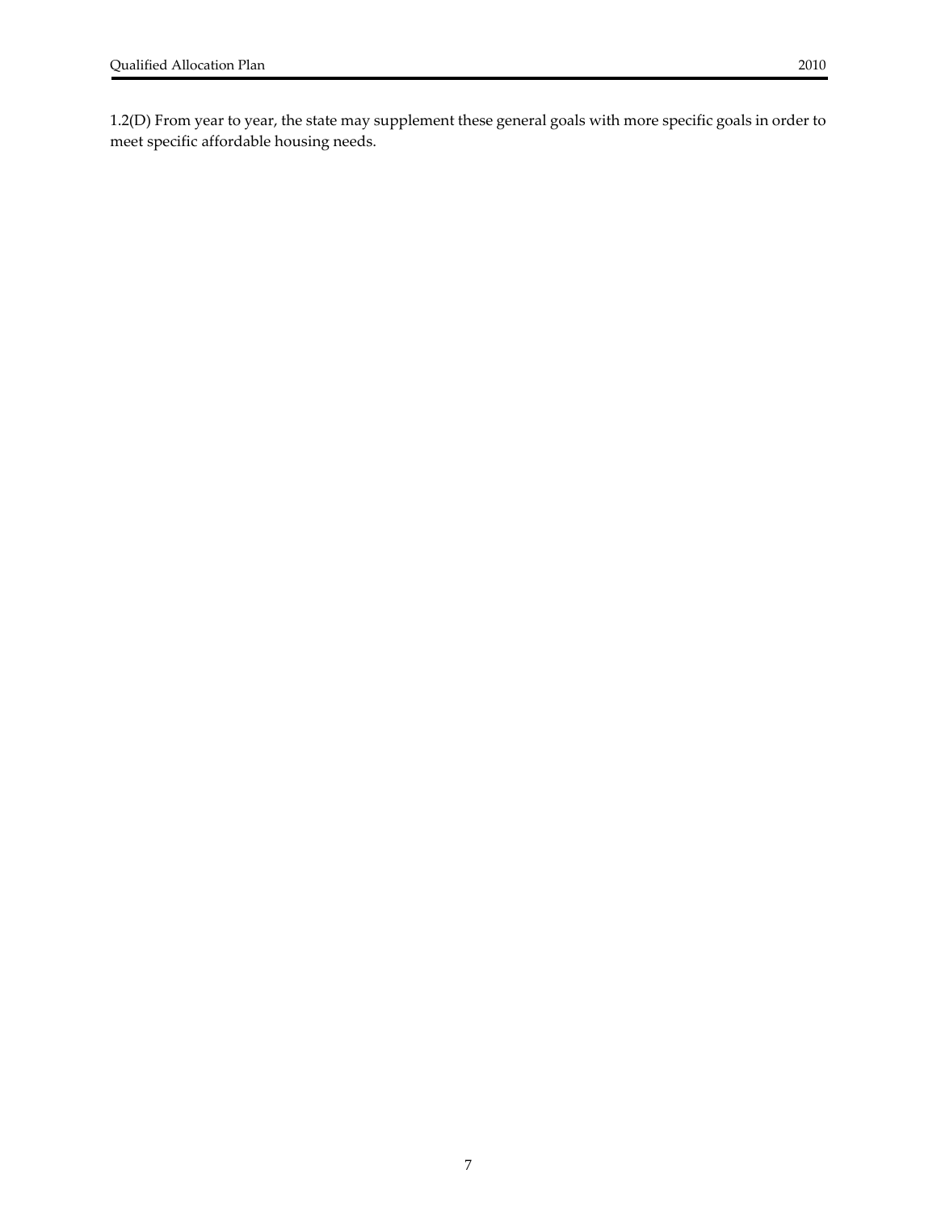1.2(D) From year to year, the state may supplement these general goals with more specific goals in order to meet specific affordable housing needs.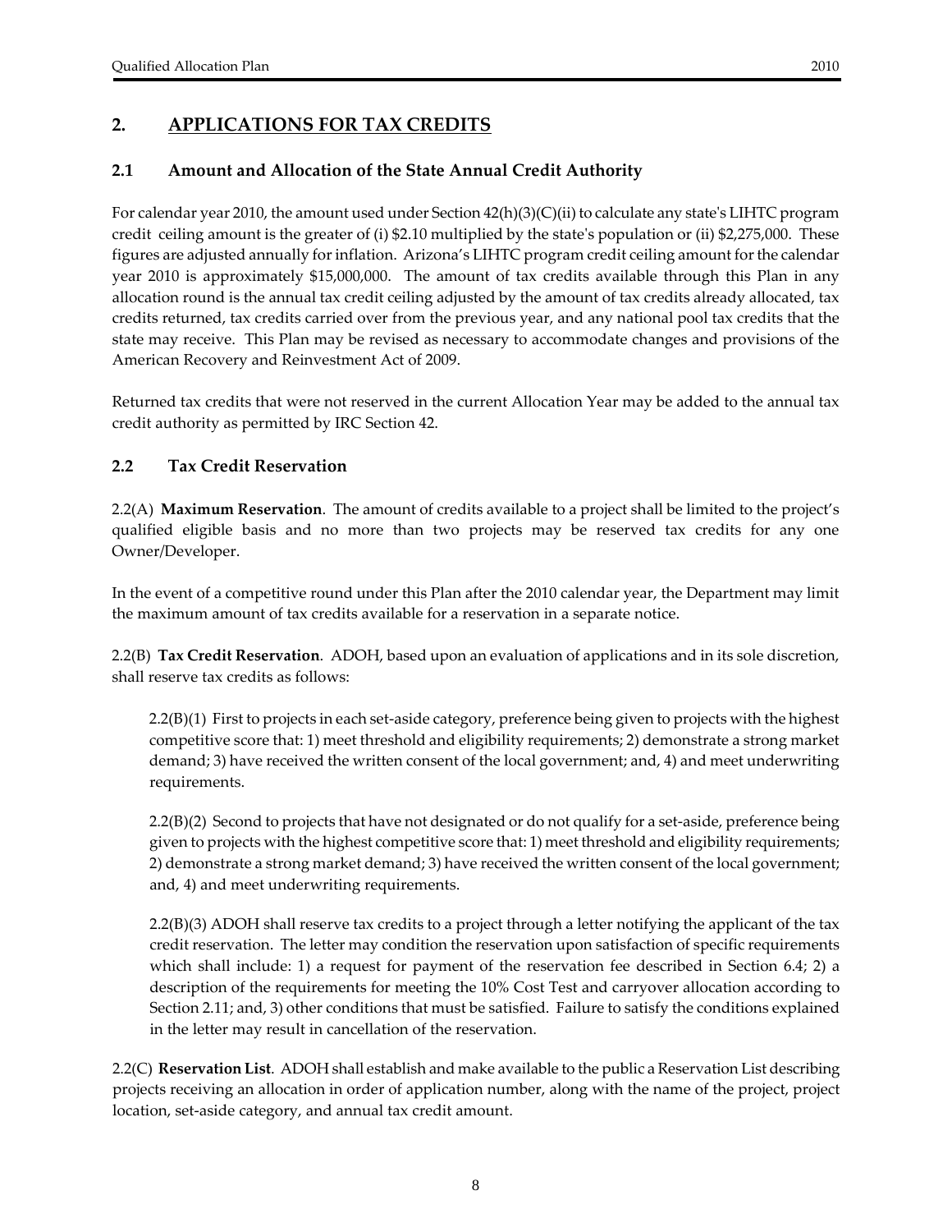## 2. APPLICATIONS FOR TAX CREDITS

### 2.1 Amount and Allocation of the State Annual Credit Authority

For calendar year 2010, the amount used under Section 42(h)(3)(C)(ii) to calculate any state's LIHTC program credit ceiling amount is the greater of (i) $2.10 multiplied by the state's population or (ii) $2,275,000. These figures are adjusted annually for inflation. Arizona's LIHTC program credit ceiling amount for the calendar year 2010 is approximately $15,000,000. The amount of tax credits available through this Plan in any allocation round is the annual tax credit ceiling adjusted by the amount of tax credits already allocated, tax credits returned, tax credits carried over from the previous year, and any national pool tax credits that the state may receive. This Plan may be revised as necessary to accommodate changes and provisions of the American Recovery and Reinvestment Act of 2009.

Returned tax credits that were not reserved in the current Allocation Year may be added to the annual tax credit authority as permitted by IRC Section 42.

### 2.2 Tax Credit Reservation

2.2(A) **Maximum Reservation**. The amount of credits available to a project shall be limited to the project's qualified eligible basis and no more than two projects may be reserved tax credits for any one Owner/Developer.

In the event of a competitive round under this Plan after the 2010 calendar year, the Department may limit the maximum amount of tax credits available for a reservation in a separate notice.

2.2(B) **Tax Credit Reservation**. ADOH, based upon an evaluation of applications and in its sole discretion, shall reserve tax credits as follows:

2.2(B)(1) First to projects in each set-aside category, preference being given to projects with the highest competitive score that: 1) meet threshold and eligibility requirements; 2) demonstrate a strong market demand; 3) have received the written consent of the local government; and, 4) and meet underwriting requirements.

2.2(B)(2) Second to projects that have not designated or do not qualify for a set-aside, preference being given to projects with the highest competitive score that: 1) meet threshold and eligibility requirements; 2) demonstrate a strong market demand; 3) have received the written consent of the local government; and, 4) and meet underwriting requirements.

2.2(B)(3) ADOH shall reserve tax credits to a project through a letter notifying the applicant of the tax credit reservation. The letter may condition the reservation upon satisfaction of specific requirements which shall include: 1) a request for payment of the reservation fee described in Section 6.4; 2) a description of the requirements for meeting the 10% Cost Test and carryover allocation according to Section 2.11; and, 3) other conditions that must be satisfied. Failure to satisfy the conditions explained in the letter may result in cancellation of the reservation.

2.2(C) **Reservation List**. ADOH shall establish and make available to the public a Reservation List describing projects receiving an allocation in order of application number, along with the name of the project, project location, set-aside category, and annual tax credit amount.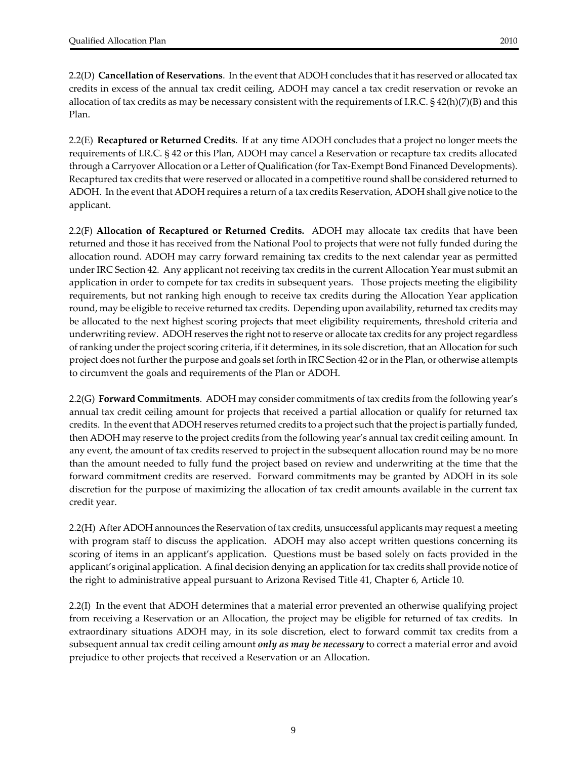2.2(D) **Cancellation of Reservations**. In the event that ADOH concludes that it has reserved or allocated tax credits in excess of the annual tax credit ceiling, ADOH may cancel a tax credit reservation or revoke an allocation of tax credits as may be necessary consistent with the requirements of I.R.C. § 42(h)(7)(B) and this Plan.

2.2(E) **Recaptured or Returned Credits**. If at any time ADOH concludes that a project no longer meets the requirements of I.R.C. § 42 or this Plan, ADOH may cancel a Reservation or recapture tax credits allocated through a Carryover Allocation or a Letter of Qualification (for Tax-Exempt Bond Financed Developments). Recaptured tax credits that were reserved or allocated in a competitive round shall be considered returned to ADOH. In the event that ADOH requires a return of a tax credits Reservation, ADOH shall give notice to the applicant.

2.2(F) **Allocation of Recaptured or Returned Credits.** ADOH may allocate tax credits that have been returned and those it has received from the National Pool to projects that were not fully funded during the allocation round. ADOH may carry forward remaining tax credits to the next calendar year as permitted under IRC Section 42. Any applicant not receiving tax credits in the current Allocation Year must submit an application in order to compete for tax credits in subsequent years. Those projects meeting the eligibility requirements, but not ranking high enough to receive tax credits during the Allocation Year application round, may be eligible to receive returned tax credits. Depending upon availability, returned tax credits may be allocated to the next highest scoring projects that meet eligibility requirements, threshold criteria and underwriting review. ADOH reserves the right not to reserve or allocate tax credits for any project regardless of ranking under the project scoring criteria, if it determines, in its sole discretion, that an Allocation for such project does not further the purpose and goals set forth in IRC Section 42 or in the Plan, or otherwise attempts to circumvent the goals and requirements of the Plan or ADOH.

2.2(G) **Forward Commitments**. ADOH may consider commitments of tax credits from the following year's annual tax credit ceiling amount for projects that received a partial allocation or qualify for returned tax credits. In the event that ADOH reserves returned credits to a project such that the project is partially funded, then ADOH may reserve to the project credits from the following year's annual tax credit ceiling amount. In any event, the amount of tax credits reserved to project in the subsequent allocation round may be no more than the amount needed to fully fund the project based on review and underwriting at the time that the forward commitment credits are reserved. Forward commitments may be granted by ADOH in its sole discretion for the purpose of maximizing the allocation of tax credit amounts available in the current tax credit year.

2.2(H) After ADOH announces the Reservation of tax credits, unsuccessful applicants may request a meeting with program staff to discuss the application. ADOH may also accept written questions concerning its scoring of items in an applicant's application. Questions must be based solely on facts provided in the applicant's original application. A final decision denying an application for tax credits shall provide notice of the right to administrative appeal pursuant to Arizona Revised Title 41, Chapter 6, Article 10.

2.2(I) In the event that ADOH determines that a material error prevented an otherwise qualifying project from receiving a Reservation or an Allocation, the project may be eligible for returned of tax credits. In extraordinary situations ADOH may, in its sole discretion, elect to forward commit tax credits from a subsequent annual tax credit ceiling amount ***only as may be necessary*** to correct a material error and avoid prejudice to other projects that received a Reservation or an Allocation.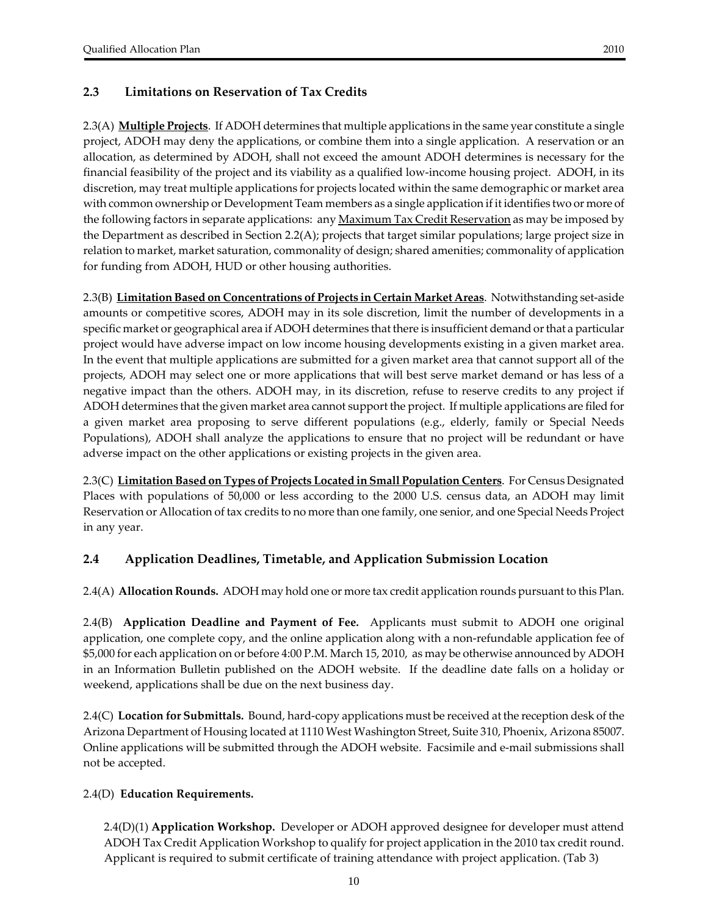## 2.3 Limitations on Reservation of Tax Credits

2.3(A) **Multiple Projects**. If ADOH determines that multiple applications in the same year constitute a single project, ADOH may deny the applications, or combine them into a single application. A reservation or an allocation, as determined by ADOH, shall not exceed the amount ADOH determines is necessary for the financial feasibility of the project and its viability as a qualified low-income housing project. ADOH, in its discretion, may treat multiple applications for projects located within the same demographic or market area with common ownership or Development Team members as a single application if it identifies two or more of the following factors in separate applications: any Maximum Tax Credit Reservation as may be imposed by the Department as described in Section 2.2(A); projects that target similar populations; large project size in relation to market, market saturation, commonality of design; shared amenities; commonality of application for funding from ADOH, HUD or other housing authorities.

2.3(B) **Limitation Based on Concentrations of Projects in Certain Market Areas**. Notwithstanding set-aside amounts or competitive scores, ADOH may in its sole discretion, limit the number of developments in a specific market or geographical area if ADOH determines that there is insufficient demand or that a particular project would have adverse impact on low income housing developments existing in a given market area. In the event that multiple applications are submitted for a given market area that cannot support all of the projects, ADOH may select one or more applications that will best serve market demand or has less of a negative impact than the others. ADOH may, in its discretion, refuse to reserve credits to any project if ADOH determines that the given market area cannot support the project. If multiple applications are filed for a given market area proposing to serve different populations (e.g., elderly, family or Special Needs Populations), ADOH shall analyze the applications to ensure that no project will be redundant or have adverse impact on the other applications or existing projects in the given area.

2.3(C) **Limitation Based on Types of Projects Located in Small Population Centers**. For Census Designated Places with populations of 50,000 or less according to the 2000 U.S. census data, an ADOH may limit Reservation or Allocation of tax credits to no more than one family, one senior, and one Special Needs Project in any year.

## 2.4 Application Deadlines, Timetable, and Application Submission Location

2.4(A) **Allocation Rounds.** ADOH may hold one or more tax credit application rounds pursuant to this Plan.

2.4(B) **Application Deadline and Payment of Fee.** Applicants must submit to ADOH one original application, one complete copy, and the online application along with a non-refundable application fee of $5,000 for each application on or before 4:00 P.M. March 15, 2010, as may be otherwise announced by ADOH in an Information Bulletin published on the ADOH website. If the deadline date falls on a holiday or weekend, applications shall be due on the next business day.

2.4(C) **Location for Submittals.** Bound, hard-copy applications must be received at the reception desk of the Arizona Department of Housing located at 1110 West Washington Street, Suite 310, Phoenix, Arizona 85007. Online applications will be submitted through the ADOH website. Facsimile and e-mail submissions shall not be accepted.

2.4(D) **Education Requirements.**

2.4(D)(1) **Application Workshop.** Developer or ADOH approved designee for developer must attend ADOH Tax Credit Application Workshop to qualify for project application in the 2010 tax credit round. Applicant is required to submit certificate of training attendance with project application. (Tab 3)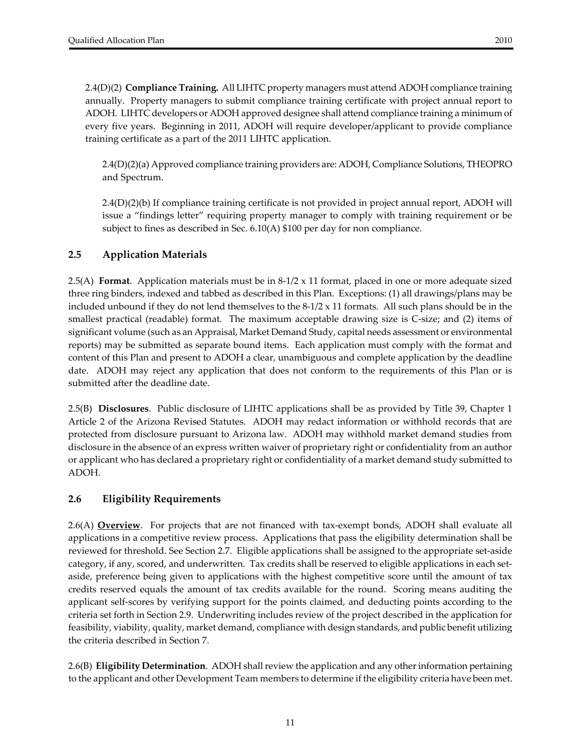2.4(D)(2) **Compliance Training.** All LIHTC property managers must attend ADOH compliance training annually. Property managers to submit compliance training certificate with project annual report to ADOH. LIHTC developers or ADOH approved designee shall attend compliance training a minimum of every five years. Beginning in 2011, ADOH will require developer/applicant to provide compliance training certificate as a part of the 2011 LIHTC application.

2.4(D)(2)(a) Approved compliance training providers are: ADOH, Compliance Solutions, THEOPRO and Spectrum.

2.4(D)(2)(b) If compliance training certificate is not provided in project annual report, ADOH will issue a "findings letter" requiring property manager to comply with training requirement or be subject to fines as described in Sec. 6.10(A) $100 per day for non compliance.

## 2.5 Application Materials

2.5(A) **Format**. Application materials must be in 8-1/2 x 11 format, placed in one or more adequate sized three ring binders, indexed and tabbed as described in this Plan. Exceptions: (1) all drawings/plans may be included unbound if they do not lend themselves to the 8-1/2 x 11 formats. All such plans should be in the smallest practical (readable) format. The maximum acceptable drawing size is C-size; and (2) items of significant volume (such as an Appraisal, Market Demand Study, capital needs assessment or environmental reports) may be submitted as separate bound items. Each application must comply with the format and content of this Plan and present to ADOH a clear, unambiguous and complete application by the deadline date. ADOH may reject any application that does not conform to the requirements of this Plan or is submitted after the deadline date.

2.5(B) **Disclosures**. Public disclosure of LIHTC applications shall be as provided by Title 39, Chapter 1 Article 2 of the Arizona Revised Statutes. ADOH may redact information or withhold records that are protected from disclosure pursuant to Arizona law. ADOH may withhold market demand studies from disclosure in the absence of an express written waiver of proprietary right or confidentiality from an author or applicant who has declared a proprietary right or confidentiality of a market demand study submitted to ADOH.

## 2.6 Eligibility Requirements

2.6(A) **<u>Overview</u>**. For projects that are not financed with tax-exempt bonds, ADOH shall evaluate all applications in a competitive review process. Applications that pass the eligibility determination shall be reviewed for threshold. See Section 2.7. Eligible applications shall be assigned to the appropriate set-aside category, if any, scored, and underwritten. Tax credits shall be reserved to eligible applications in each set-aside, preference being given to applications with the highest competitive score until the amount of tax credits reserved equals the amount of tax credits available for the round. Scoring means auditing the applicant self-scores by verifying support for the points claimed, and deducting points according to the criteria set forth in Section 2.9. Underwriting includes review of the project described in the application for feasibility, viability, quality, market demand, compliance with design standards, and public benefit utilizing the criteria described in Section 7.

2.6(B) **Eligibility Determination**. ADOH shall review the application and any other information pertaining to the applicant and other Development Team members to determine if the eligibility criteria have been met.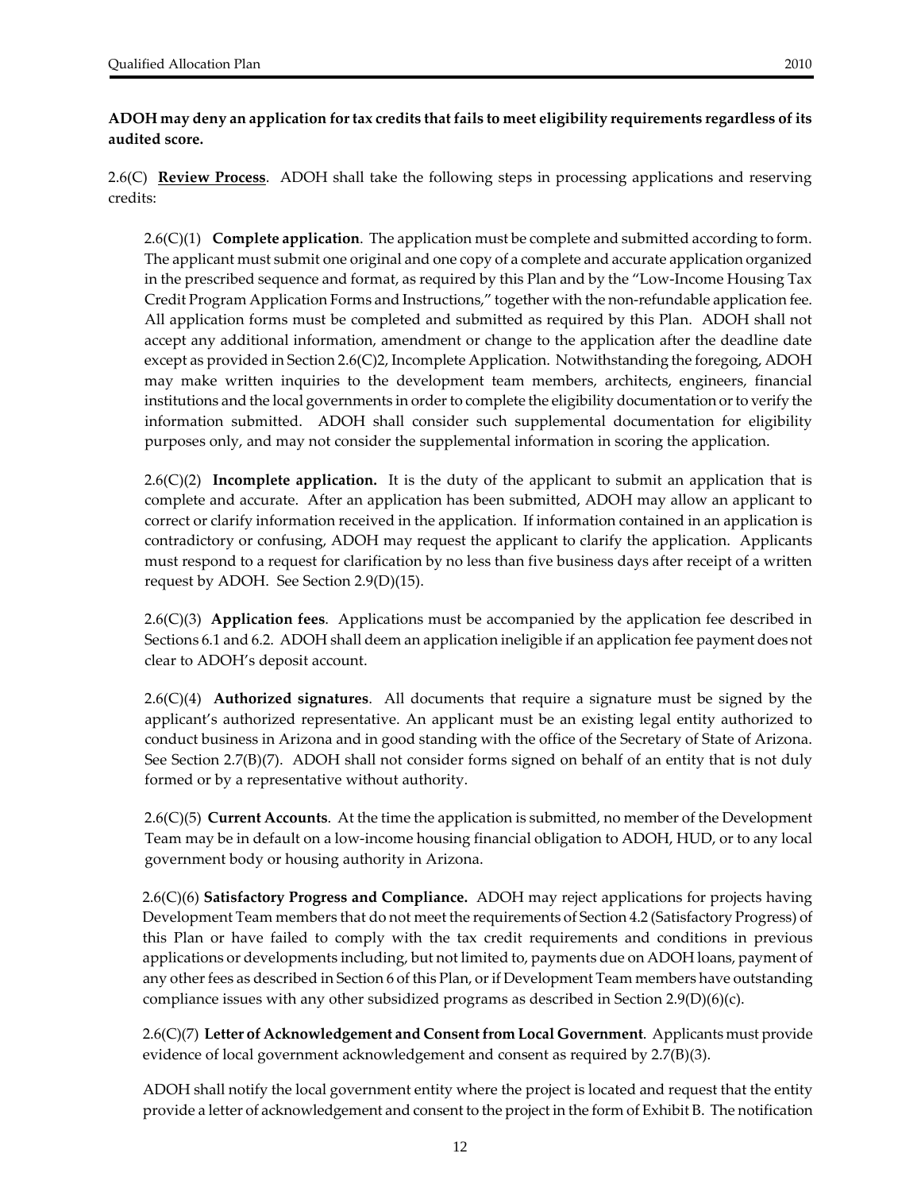**ADOH may deny an application for tax credits that fails to meet eligibility requirements regardless of its audited score.**

2.6(C) **Review Process**. ADOH shall take the following steps in processing applications and reserving credits:

2.6(C)(1) **Complete application**. The application must be complete and submitted according to form. The applicant must submit one original and one copy of a complete and accurate application organized in the prescribed sequence and format, as required by this Plan and by the "Low-Income Housing Tax Credit Program Application Forms and Instructions," together with the non-refundable application fee. All application forms must be completed and submitted as required by this Plan. ADOH shall not accept any additional information, amendment or change to the application after the deadline date except as provided in Section 2.6(C)2, Incomplete Application. Notwithstanding the foregoing, ADOH may make written inquiries to the development team members, architects, engineers, financial institutions and the local governments in order to complete the eligibility documentation or to verify the information submitted. ADOH shall consider such supplemental documentation for eligibility purposes only, and may not consider the supplemental information in scoring the application.

2.6(C)(2) **Incomplete application.** It is the duty of the applicant to submit an application that is complete and accurate. After an application has been submitted, ADOH may allow an applicant to correct or clarify information received in the application. If information contained in an application is contradictory or confusing, ADOH may request the applicant to clarify the application. Applicants must respond to a request for clarification by no less than five business days after receipt of a written request by ADOH. See Section 2.9(D)(15).

2.6(C)(3) **Application fees**. Applications must be accompanied by the application fee described in Sections 6.1 and 6.2. ADOH shall deem an application ineligible if an application fee payment does not clear to ADOH's deposit account.

2.6(C)(4) **Authorized signatures**. All documents that require a signature must be signed by the applicant's authorized representative. An applicant must be an existing legal entity authorized to conduct business in Arizona and in good standing with the office of the Secretary of State of Arizona. See Section 2.7(B)(7). ADOH shall not consider forms signed on behalf of an entity that is not duly formed or by a representative without authority.

2.6(C)(5) **Current Accounts**. At the time the application is submitted, no member of the Development Team may be in default on a low-income housing financial obligation to ADOH, HUD, or to any local government body or housing authority in Arizona.

2.6(C)(6) **Satisfactory Progress and Compliance.** ADOH may reject applications for projects having Development Team members that do not meet the requirements of Section 4.2 (Satisfactory Progress) of this Plan or have failed to comply with the tax credit requirements and conditions in previous applications or developments including, but not limited to, payments due on ADOH loans, payment of any other fees as described in Section 6 of this Plan, or if Development Team members have outstanding compliance issues with any other subsidized programs as described in Section 2.9(D)(6)(c).

2.6(C)(7) **Letter of Acknowledgement and Consent from Local Government**. Applicants must provide evidence of local government acknowledgement and consent as required by 2.7(B)(3).

ADOH shall notify the local government entity where the project is located and request that the entity provide a letter of acknowledgement and consent to the project in the form of Exhibit B. The notification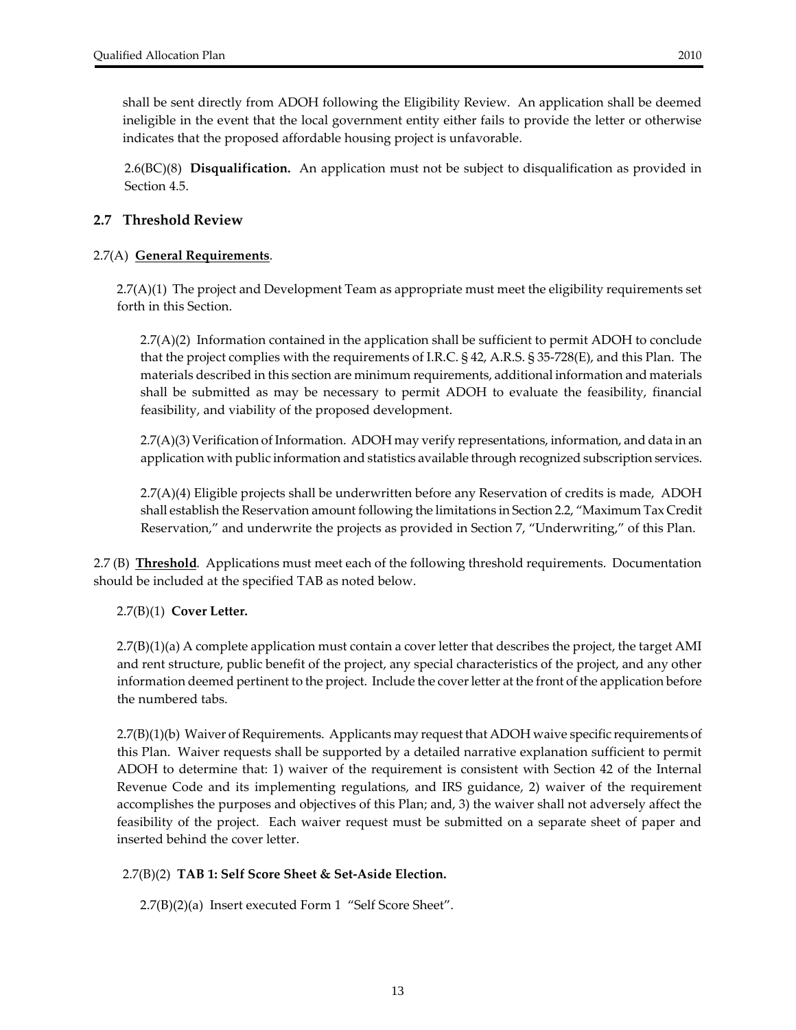shall be sent directly from ADOH following the Eligibility Review. An application shall be deemed ineligible in the event that the local government entity either fails to provide the letter or otherwise indicates that the proposed affordable housing project is unfavorable.

2.6(BC)(8) **Disqualification.** An application must not be subject to disqualification as provided in Section 4.5.

## 2.7 Threshold Review

2.7(A) **General Requirements**.

2.7(A)(1) The project and Development Team as appropriate must meet the eligibility requirements set forth in this Section.

2.7(A)(2) Information contained in the application shall be sufficient to permit ADOH to conclude that the project complies with the requirements of I.R.C. § 42, A.R.S. § 35-728(E), and this Plan. The materials described in this section are minimum requirements, additional information and materials shall be submitted as may be necessary to permit ADOH to evaluate the feasibility, financial feasibility, and viability of the proposed development.

2.7(A)(3) Verification of Information. ADOH may verify representations, information, and data in an application with public information and statistics available through recognized subscription services.

2.7(A)(4) Eligible projects shall be underwritten before any Reservation of credits is made, ADOH shall establish the Reservation amount following the limitations in Section 2.2, "Maximum Tax Credit Reservation," and underwrite the projects as provided in Section 7, "Underwriting," of this Plan.

2.7 (B) **Threshold**. Applications must meet each of the following threshold requirements. Documentation should be included at the specified TAB as noted below.

2.7(B)(1) **Cover Letter.**

2.7(B)(1)(a) A complete application must contain a cover letter that describes the project, the target AMI and rent structure, public benefit of the project, any special characteristics of the project, and any other information deemed pertinent to the project. Include the cover letter at the front of the application before the numbered tabs.

2.7(B)(1)(b) Waiver of Requirements. Applicants may request that ADOH waive specific requirements of this Plan. Waiver requests shall be supported by a detailed narrative explanation sufficient to permit ADOH to determine that: 1) waiver of the requirement is consistent with Section 42 of the Internal Revenue Code and its implementing regulations, and IRS guidance, 2) waiver of the requirement accomplishes the purposes and objectives of this Plan; and, 3) the waiver shall not adversely affect the feasibility of the project. Each waiver request must be submitted on a separate sheet of paper and inserted behind the cover letter.

2.7(B)(2) **TAB 1: Self Score Sheet & Set-Aside Election.**

2.7(B)(2)(a) Insert executed Form 1 "Self Score Sheet".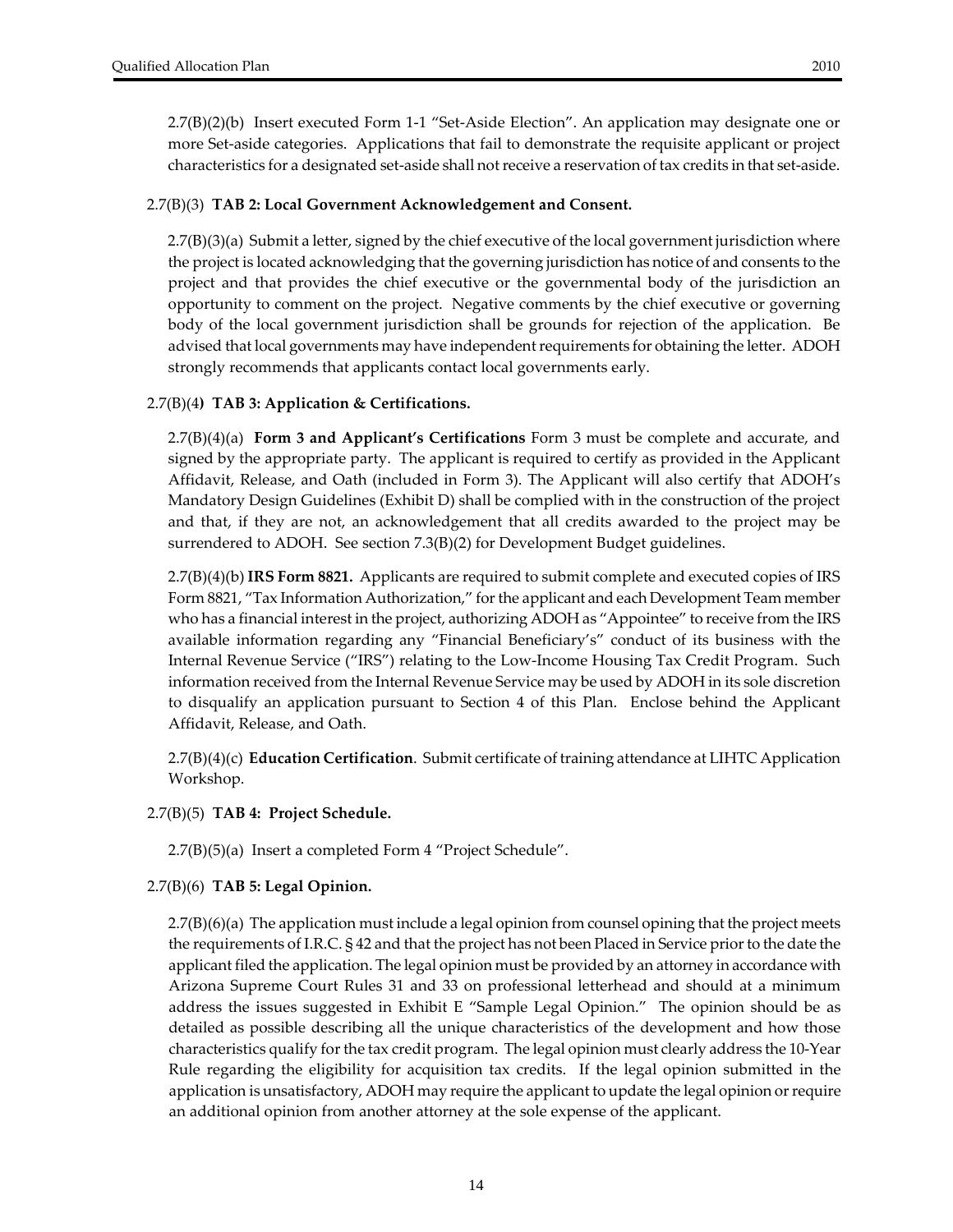2.7(B)(2)(b) Insert executed Form 1-1 "Set-Aside Election". An application may designate one or more Set-aside categories. Applications that fail to demonstrate the requisite applicant or project characteristics for a designated set-aside shall not receive a reservation of tax credits in that set-aside.

2.7(B)(3) **TAB 2: Local Government Acknowledgement and Consent.**

2.7(B)(3)(a) Submit a letter, signed by the chief executive of the local government jurisdiction where the project is located acknowledging that the governing jurisdiction has notice of and consents to the project and that provides the chief executive or the governmental body of the jurisdiction an opportunity to comment on the project. Negative comments by the chief executive or governing body of the local government jurisdiction shall be grounds for rejection of the application. Be advised that local governments may have independent requirements for obtaining the letter. ADOH strongly recommends that applicants contact local governments early.

2.7(B)(4**) TAB 3: Application & Certifications.**

2.7(B)(4)(a) **Form 3 and Applicant's Certifications** Form 3 must be complete and accurate, and signed by the appropriate party. The applicant is required to certify as provided in the Applicant Affidavit, Release, and Oath (included in Form 3). The Applicant will also certify that ADOH's Mandatory Design Guidelines (Exhibit D) shall be complied with in the construction of the project and that, if they are not, an acknowledgement that all credits awarded to the project may be surrendered to ADOH. See section 7.3(B)(2) for Development Budget guidelines.

2.7(B)(4)(b) **IRS Form 8821.** Applicants are required to submit complete and executed copies of IRS Form 8821, "Tax Information Authorization," for the applicant and each Development Team member who has a financial interest in the project, authorizing ADOH as "Appointee" to receive from the IRS available information regarding any "Financial Beneficiary's" conduct of its business with the Internal Revenue Service ("IRS") relating to the Low-Income Housing Tax Credit Program. Such information received from the Internal Revenue Service may be used by ADOH in its sole discretion to disqualify an application pursuant to Section 4 of this Plan. Enclose behind the Applicant Affidavit, Release, and Oath.

2.7(B)(4)(c) **Education Certification**. Submit certificate of training attendance at LIHTC Application Workshop.

2.7(B)(5) **TAB 4: Project Schedule.**

2.7(B)(5)(a) Insert a completed Form 4 "Project Schedule".

2.7(B)(6) **TAB 5: Legal Opinion.**

2.7(B)(6)(a) The application must include a legal opinion from counsel opining that the project meets the requirements of I.R.C. § 42 and that the project has not been Placed in Service prior to the date the applicant filed the application. The legal opinion must be provided by an attorney in accordance with Arizona Supreme Court Rules 31 and 33 on professional letterhead and should at a minimum address the issues suggested in Exhibit E "Sample Legal Opinion." The opinion should be as detailed as possible describing all the unique characteristics of the development and how those characteristics qualify for the tax credit program. The legal opinion must clearly address the 10-Year Rule regarding the eligibility for acquisition tax credits. If the legal opinion submitted in the application is unsatisfactory, ADOH may require the applicant to update the legal opinion or require an additional opinion from another attorney at the sole expense of the applicant.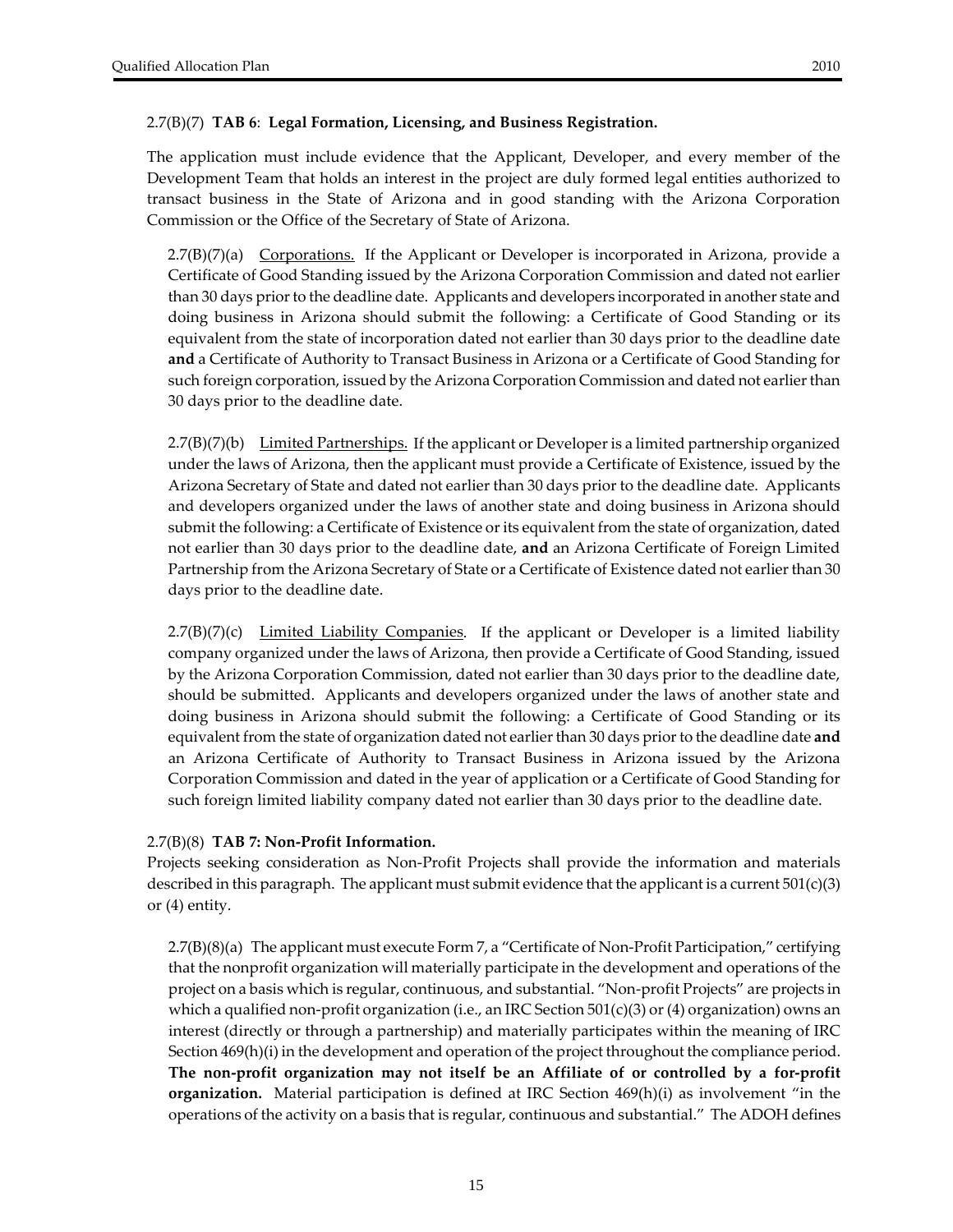2.7(B)(7) **TAB 6**: **Legal Formation, Licensing, and Business Registration.**

The application must include evidence that the Applicant, Developer, and every member of the Development Team that holds an interest in the project are duly formed legal entities authorized to transact business in the State of Arizona and in good standing with the Arizona Corporation Commission or the Office of the Secretary of State of Arizona.

2.7(B)(7)(a) Corporations. If the Applicant or Developer is incorporated in Arizona, provide a Certificate of Good Standing issued by the Arizona Corporation Commission and dated not earlier than 30 days prior to the deadline date. Applicants and developers incorporated in another state and doing business in Arizona should submit the following: a Certificate of Good Standing or its equivalent from the state of incorporation dated not earlier than 30 days prior to the deadline date **and** a Certificate of Authority to Transact Business in Arizona or a Certificate of Good Standing for such foreign corporation, issued by the Arizona Corporation Commission and dated not earlier than 30 days prior to the deadline date.

2.7(B)(7)(b) Limited Partnerships. If the applicant or Developer is a limited partnership organized under the laws of Arizona, then the applicant must provide a Certificate of Existence, issued by the Arizona Secretary of State and dated not earlier than 30 days prior to the deadline date. Applicants and developers organized under the laws of another state and doing business in Arizona should submit the following: a Certificate of Existence or its equivalent from the state of organization, dated not earlier than 30 days prior to the deadline date, **and** an Arizona Certificate of Foreign Limited Partnership from the Arizona Secretary of State or a Certificate of Existence dated not earlier than 30 days prior to the deadline date.

2.7(B)(7)(c) Limited Liability Companies. If the applicant or Developer is a limited liability company organized under the laws of Arizona, then provide a Certificate of Good Standing, issued by the Arizona Corporation Commission, dated not earlier than 30 days prior to the deadline date, should be submitted. Applicants and developers organized under the laws of another state and doing business in Arizona should submit the following: a Certificate of Good Standing or its equivalent from the state of organization dated not earlier than 30 days prior to the deadline date **and** an Arizona Certificate of Authority to Transact Business in Arizona issued by the Arizona Corporation Commission and dated in the year of application or a Certificate of Good Standing for such foreign limited liability company dated not earlier than 30 days prior to the deadline date.

2.7(B)(8) **TAB 7: Non-Profit Information.**

Projects seeking consideration as Non-Profit Projects shall provide the information and materials described in this paragraph. The applicant must submit evidence that the applicant is a current 501(c)(3) or (4) entity.

2.7(B)(8)(a) The applicant must execute Form 7, a "Certificate of Non-Profit Participation," certifying that the nonprofit organization will materially participate in the development and operations of the project on a basis which is regular, continuous, and substantial. "Non-profit Projects" are projects in which a qualified non-profit organization (i.e., an IRC Section 501(c)(3) or (4) organization) owns an interest (directly or through a partnership) and materially participates within the meaning of IRC Section 469(h)(i) in the development and operation of the project throughout the compliance period. **The non-profit organization may not itself be an Affiliate of or controlled by a for-profit organization.** Material participation is defined at IRC Section 469(h)(i) as involvement "in the operations of the activity on a basis that is regular, continuous and substantial." The ADOH defines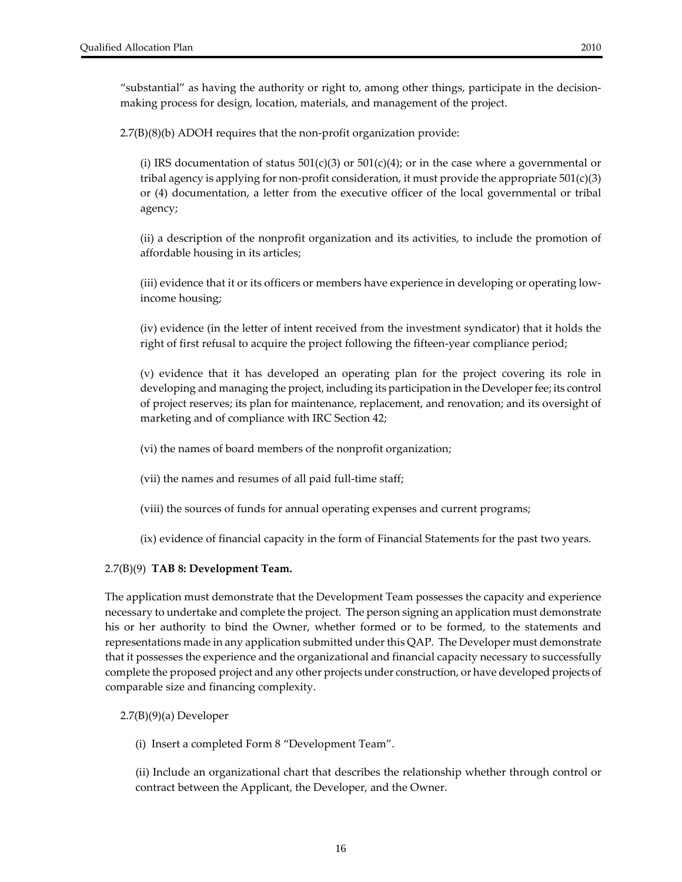"substantial" as having the authority or right to, among other things, participate in the decision-making process for design, location, materials, and management of the project.

2.7(B)(8)(b) ADOH requires that the non-profit organization provide:

(i) IRS documentation of status 501(c)(3) or 501(c)(4); or in the case where a governmental or tribal agency is applying for non-profit consideration, it must provide the appropriate 501(c)(3) or (4) documentation, a letter from the executive officer of the local governmental or tribal agency;

(ii) a description of the nonprofit organization and its activities, to include the promotion of affordable housing in its articles;

(iii) evidence that it or its officers or members have experience in developing or operating low-income housing;

(iv) evidence (in the letter of intent received from the investment syndicator) that it holds the right of first refusal to acquire the project following the fifteen-year compliance period;

(v) evidence that it has developed an operating plan for the project covering its role in developing and managing the project, including its participation in the Developer fee; its control of project reserves; its plan for maintenance, replacement, and renovation; and its oversight of marketing and of compliance with IRC Section 42;

(vi) the names of board members of the nonprofit organization;

(vii) the names and resumes of all paid full-time staff;

(viii) the sources of funds for annual operating expenses and current programs;

(ix) evidence of financial capacity in the form of Financial Statements for the past two years.

2.7(B)(9) **TAB 8: Development Team.**

The application must demonstrate that the Development Team possesses the capacity and experience necessary to undertake and complete the project. The person signing an application must demonstrate his or her authority to bind the Owner, whether formed or to be formed, to the statements and representations made in any application submitted under this QAP. The Developer must demonstrate that it possesses the experience and the organizational and financial capacity necessary to successfully complete the proposed project and any other projects under construction, or have developed projects of comparable size and financing complexity.

2.7(B)(9)(a) Developer

(i) Insert a completed Form 8 "Development Team".

(ii) Include an organizational chart that describes the relationship whether through control or contract between the Applicant, the Developer, and the Owner.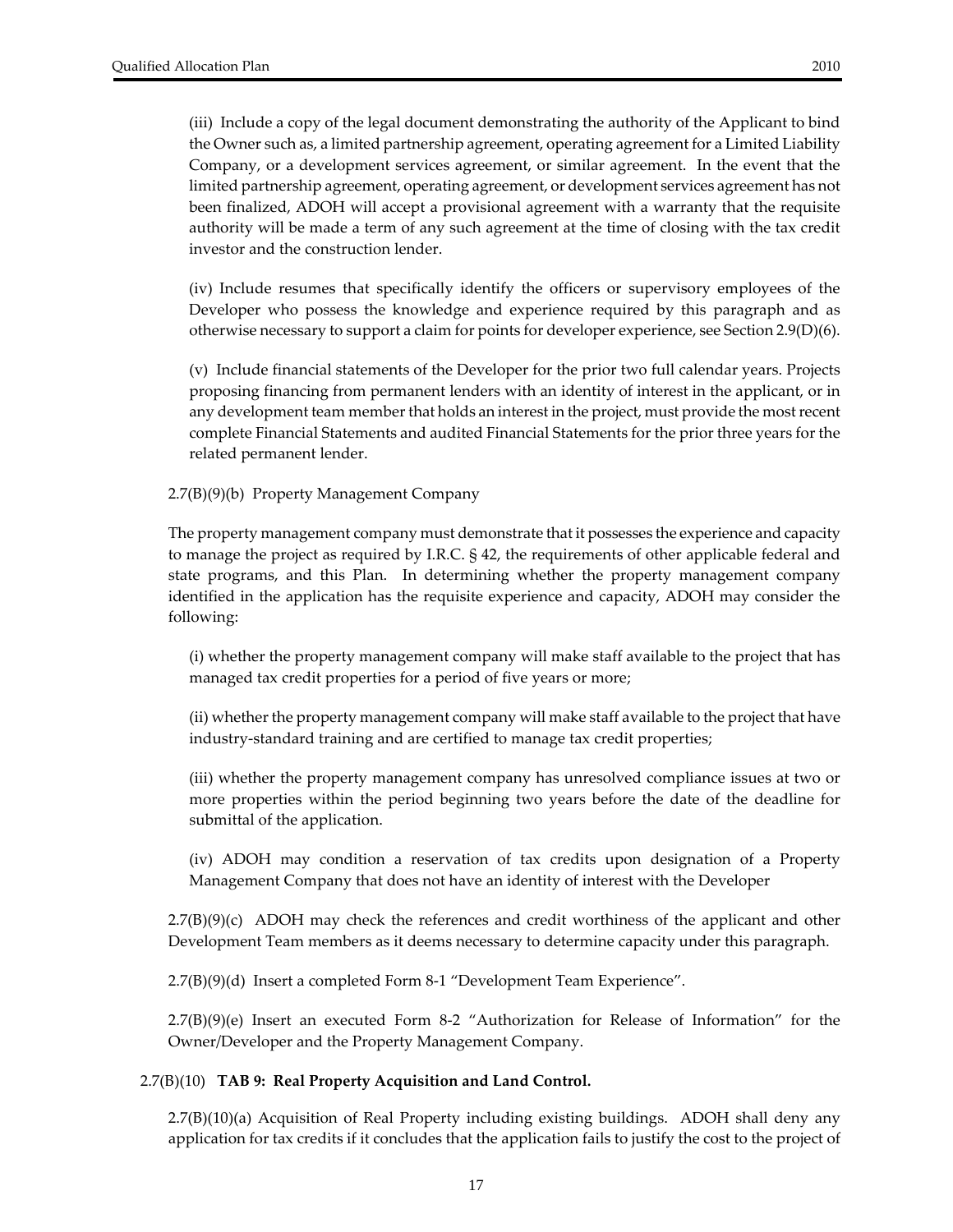(iii) Include a copy of the legal document demonstrating the authority of the Applicant to bind the Owner such as, a limited partnership agreement, operating agreement for a Limited Liability Company, or a development services agreement, or similar agreement. In the event that the limited partnership agreement, operating agreement, or development services agreement has not been finalized, ADOH will accept a provisional agreement with a warranty that the requisite authority will be made a term of any such agreement at the time of closing with the tax credit investor and the construction lender.

(iv) Include resumes that specifically identify the officers or supervisory employees of the Developer who possess the knowledge and experience required by this paragraph and as otherwise necessary to support a claim for points for developer experience, see Section 2.9(D)(6).

(v) Include financial statements of the Developer for the prior two full calendar years. Projects proposing financing from permanent lenders with an identity of interest in the applicant, or in any development team member that holds an interest in the project, must provide the most recent complete Financial Statements and audited Financial Statements for the prior three years for the related permanent lender.

2.7(B)(9)(b) Property Management Company

The property management company must demonstrate that it possesses the experience and capacity to manage the project as required by I.R.C. § 42, the requirements of other applicable federal and state programs, and this Plan. In determining whether the property management company identified in the application has the requisite experience and capacity, ADOH may consider the following:

(i) whether the property management company will make staff available to the project that has managed tax credit properties for a period of five years or more;

(ii) whether the property management company will make staff available to the project that have industry-standard training and are certified to manage tax credit properties;

(iii) whether the property management company has unresolved compliance issues at two or more properties within the period beginning two years before the date of the deadline for submittal of the application.

(iv) ADOH may condition a reservation of tax credits upon designation of a Property Management Company that does not have an identity of interest with the Developer

2.7(B)(9)(c) ADOH may check the references and credit worthiness of the applicant and other Development Team members as it deems necessary to determine capacity under this paragraph.

2.7(B)(9)(d) Insert a completed Form 8-1 "Development Team Experience".

2.7(B)(9)(e) Insert an executed Form 8-2 "Authorization for Release of Information" for the Owner/Developer and the Property Management Company.

2.7(B)(10) **TAB 9: Real Property Acquisition and Land Control.**

2.7(B)(10)(a) Acquisition of Real Property including existing buildings. ADOH shall deny any application for tax credits if it concludes that the application fails to justify the cost to the project of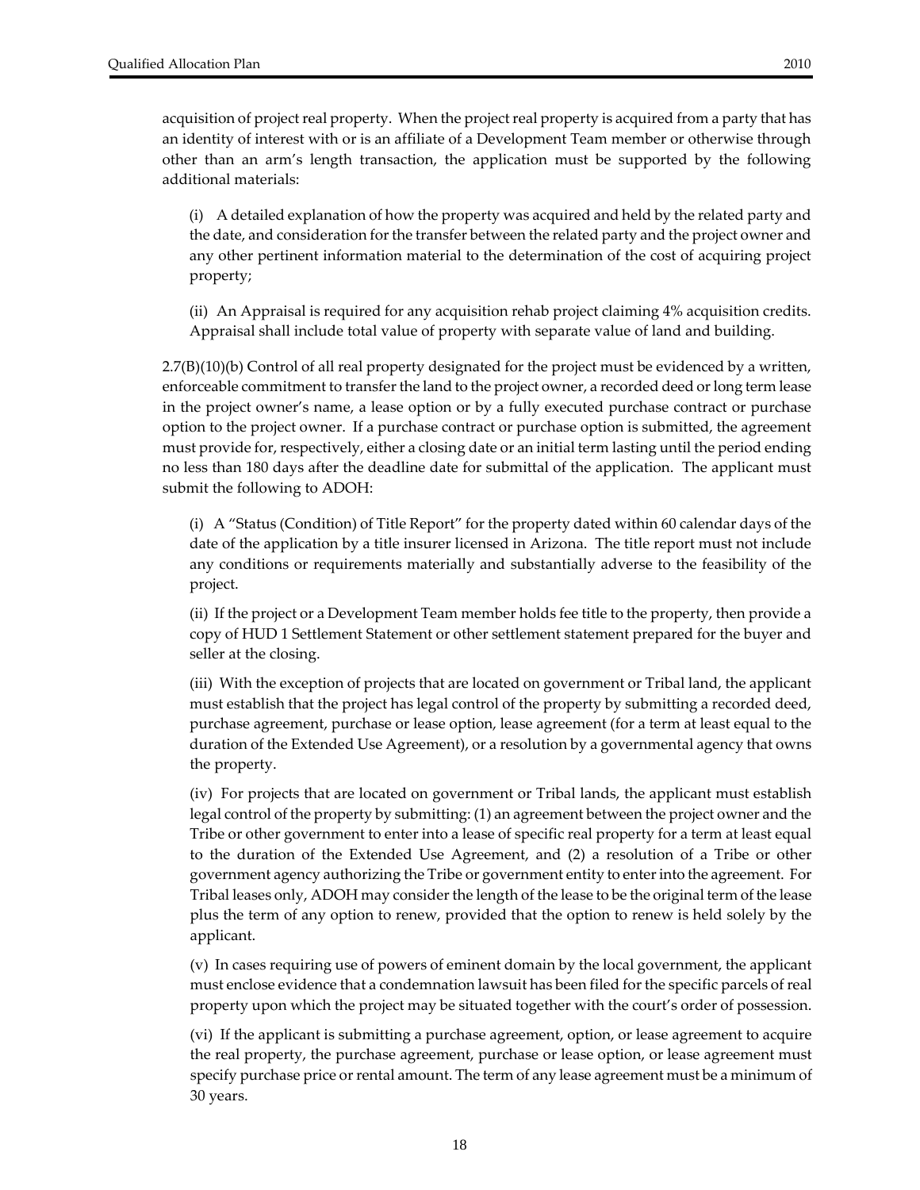acquisition of project real property. When the project real property is acquired from a party that has an identity of interest with or is an affiliate of a Development Team member or otherwise through other than an arm's length transaction, the application must be supported by the following additional materials:

(i) A detailed explanation of how the property was acquired and held by the related party and the date, and consideration for the transfer between the related party and the project owner and any other pertinent information material to the determination of the cost of acquiring project property;

(ii) An Appraisal is required for any acquisition rehab project claiming 4% acquisition credits. Appraisal shall include total value of property with separate value of land and building.

2.7(B)(10)(b) Control of all real property designated for the project must be evidenced by a written, enforceable commitment to transfer the land to the project owner, a recorded deed or long term lease in the project owner's name, a lease option or by a fully executed purchase contract or purchase option to the project owner. If a purchase contract or purchase option is submitted, the agreement must provide for, respectively, either a closing date or an initial term lasting until the period ending no less than 180 days after the deadline date for submittal of the application. The applicant must submit the following to ADOH:

(i) A "Status (Condition) of Title Report" for the property dated within 60 calendar days of the date of the application by a title insurer licensed in Arizona. The title report must not include any conditions or requirements materially and substantially adverse to the feasibility of the project.

(ii) If the project or a Development Team member holds fee title to the property, then provide a copy of HUD 1 Settlement Statement or other settlement statement prepared for the buyer and seller at the closing.

(iii) With the exception of projects that are located on government or Tribal land, the applicant must establish that the project has legal control of the property by submitting a recorded deed, purchase agreement, purchase or lease option, lease agreement (for a term at least equal to the duration of the Extended Use Agreement), or a resolution by a governmental agency that owns the property.

(iv) For projects that are located on government or Tribal lands, the applicant must establish legal control of the property by submitting: (1) an agreement between the project owner and the Tribe or other government to enter into a lease of specific real property for a term at least equal to the duration of the Extended Use Agreement, and (2) a resolution of a Tribe or other government agency authorizing the Tribe or government entity to enter into the agreement. For Tribal leases only, ADOH may consider the length of the lease to be the original term of the lease plus the term of any option to renew, provided that the option to renew is held solely by the applicant.

(v) In cases requiring use of powers of eminent domain by the local government, the applicant must enclose evidence that a condemnation lawsuit has been filed for the specific parcels of real property upon which the project may be situated together with the court's order of possession.

(vi) If the applicant is submitting a purchase agreement, option, or lease agreement to acquire the real property, the purchase agreement, purchase or lease option, or lease agreement must specify purchase price or rental amount. The term of any lease agreement must be a minimum of 30 years.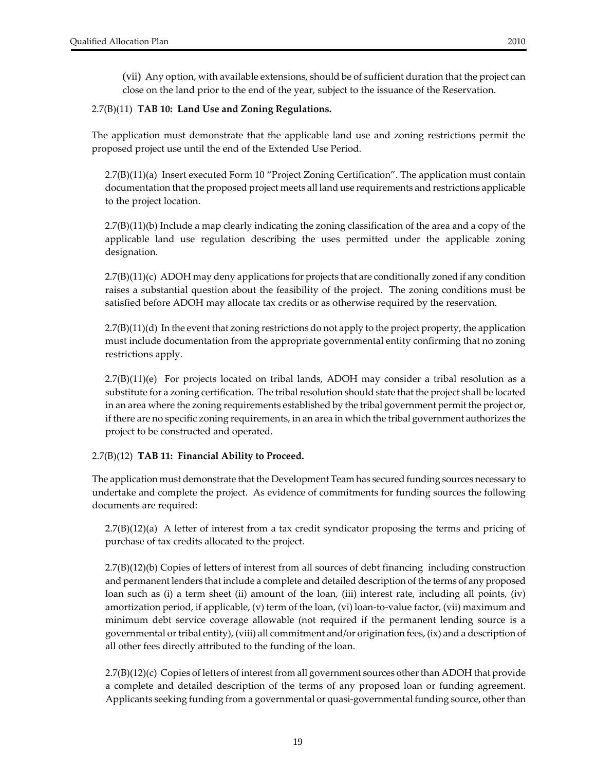(vii) Any option, with available extensions, should be of sufficient duration that the project can close on the land prior to the end of the year, subject to the issuance of the Reservation.

2.7(B)(11) **TAB 10: Land Use and Zoning Regulations.**

The application must demonstrate that the applicable land use and zoning restrictions permit the proposed project use until the end of the Extended Use Period.

2.7(B)(11)(a) Insert executed Form 10 "Project Zoning Certification". The application must contain documentation that the proposed project meets all land use requirements and restrictions applicable to the project location.

2.7(B)(11)(b) Include a map clearly indicating the zoning classification of the area and a copy of the applicable land use regulation describing the uses permitted under the applicable zoning designation.

2.7(B)(11)(c) ADOH may deny applications for projects that are conditionally zoned if any condition raises a substantial question about the feasibility of the project. The zoning conditions must be satisfied before ADOH may allocate tax credits or as otherwise required by the reservation.

2.7(B)(11)(d) In the event that zoning restrictions do not apply to the project property, the application must include documentation from the appropriate governmental entity confirming that no zoning restrictions apply.

2.7(B)(11)(e) For projects located on tribal lands, ADOH may consider a tribal resolution as a substitute for a zoning certification. The tribal resolution should state that the project shall be located in an area where the zoning requirements established by the tribal government permit the project or, if there are no specific zoning requirements, in an area in which the tribal government authorizes the project to be constructed and operated.

2.7(B)(12) **TAB 11: Financial Ability to Proceed.**

The application must demonstrate that the Development Team has secured funding sources necessary to undertake and complete the project. As evidence of commitments for funding sources the following documents are required:

2.7(B)(12)(a) A letter of interest from a tax credit syndicator proposing the terms and pricing of purchase of tax credits allocated to the project.

2.7(B)(12)(b) Copies of letters of interest from all sources of debt financing including construction and permanent lenders that include a complete and detailed description of the terms of any proposed loan such as (i) a term sheet (ii) amount of the loan, (iii) interest rate, including all points, (iv) amortization period, if applicable, (v) term of the loan, (vi) loan-to-value factor, (vii) maximum and minimum debt service coverage allowable (not required if the permanent lending source is a governmental or tribal entity), (viii) all commitment and/or origination fees, (ix) and a description of all other fees directly attributed to the funding of the loan.

2.7(B)(12)(c) Copies of letters of interest from all government sources other than ADOH that provide a complete and detailed description of the terms of any proposed loan or funding agreement. Applicants seeking funding from a governmental or quasi-governmental funding source, other than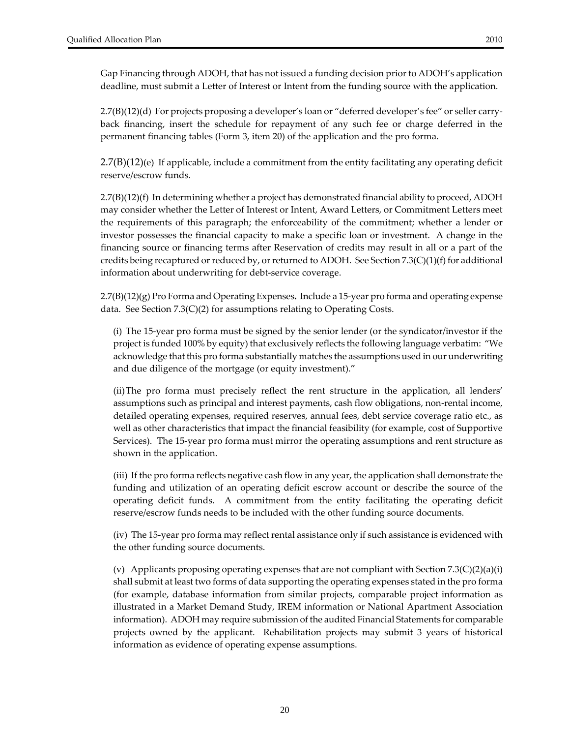Gap Financing through ADOH, that has not issued a funding decision prior to ADOH's application deadline, must submit a Letter of Interest or Intent from the funding source with the application.

2.7(B)(12)(d) For projects proposing a developer's loan or "deferred developer's fee" or seller carry-back financing, insert the schedule for repayment of any such fee or charge deferred in the permanent financing tables (Form 3, item 20) of the application and the pro forma.

2.7(B)(12)(e) If applicable, include a commitment from the entity facilitating any operating deficit reserve/escrow funds.

2.7(B)(12)(f) In determining whether a project has demonstrated financial ability to proceed, ADOH may consider whether the Letter of Interest or Intent, Award Letters, or Commitment Letters meet the requirements of this paragraph; the enforceability of the commitment; whether a lender or investor possesses the financial capacity to make a specific loan or investment. A change in the financing source or financing terms after Reservation of credits may result in all or a part of the credits being recaptured or reduced by, or returned to ADOH. See Section 7.3(C)(1)(f) for additional information about underwriting for debt-service coverage.

2.7(B)(12)(g) Pro Forma and Operating Expenses**.** Include a 15-year pro forma and operating expense data. See Section 7.3(C)(2) for assumptions relating to Operating Costs.

(i) The 15-year pro forma must be signed by the senior lender (or the syndicator/investor if the project is funded 100% by equity) that exclusively reflects the following language verbatim: "We acknowledge that this pro forma substantially matches the assumptions used in our underwriting and due diligence of the mortgage (or equity investment)."

(ii) The pro forma must precisely reflect the rent structure in the application, all lenders' assumptions such as principal and interest payments, cash flow obligations, non-rental income, detailed operating expenses, required reserves, annual fees, debt service coverage ratio etc., as well as other characteristics that impact the financial feasibility (for example, cost of Supportive Services). The 15-year pro forma must mirror the operating assumptions and rent structure as shown in the application.

(iii) If the pro forma reflects negative cash flow in any year, the application shall demonstrate the funding and utilization of an operating deficit escrow account or describe the source of the operating deficit funds. A commitment from the entity facilitating the operating deficit reserve/escrow funds needs to be included with the other funding source documents.

(iv) The 15-year pro forma may reflect rental assistance only if such assistance is evidenced with the other funding source documents.

(v) Applicants proposing operating expenses that are not compliant with Section 7.3(C)(2)(a)(i) shall submit at least two forms of data supporting the operating expenses stated in the pro forma (for example, database information from similar projects, comparable project information as illustrated in a Market Demand Study, IREM information or National Apartment Association information). ADOH may require submission of the audited Financial Statements for comparable projects owned by the applicant. Rehabilitation projects may submit 3 years of historical information as evidence of operating expense assumptions.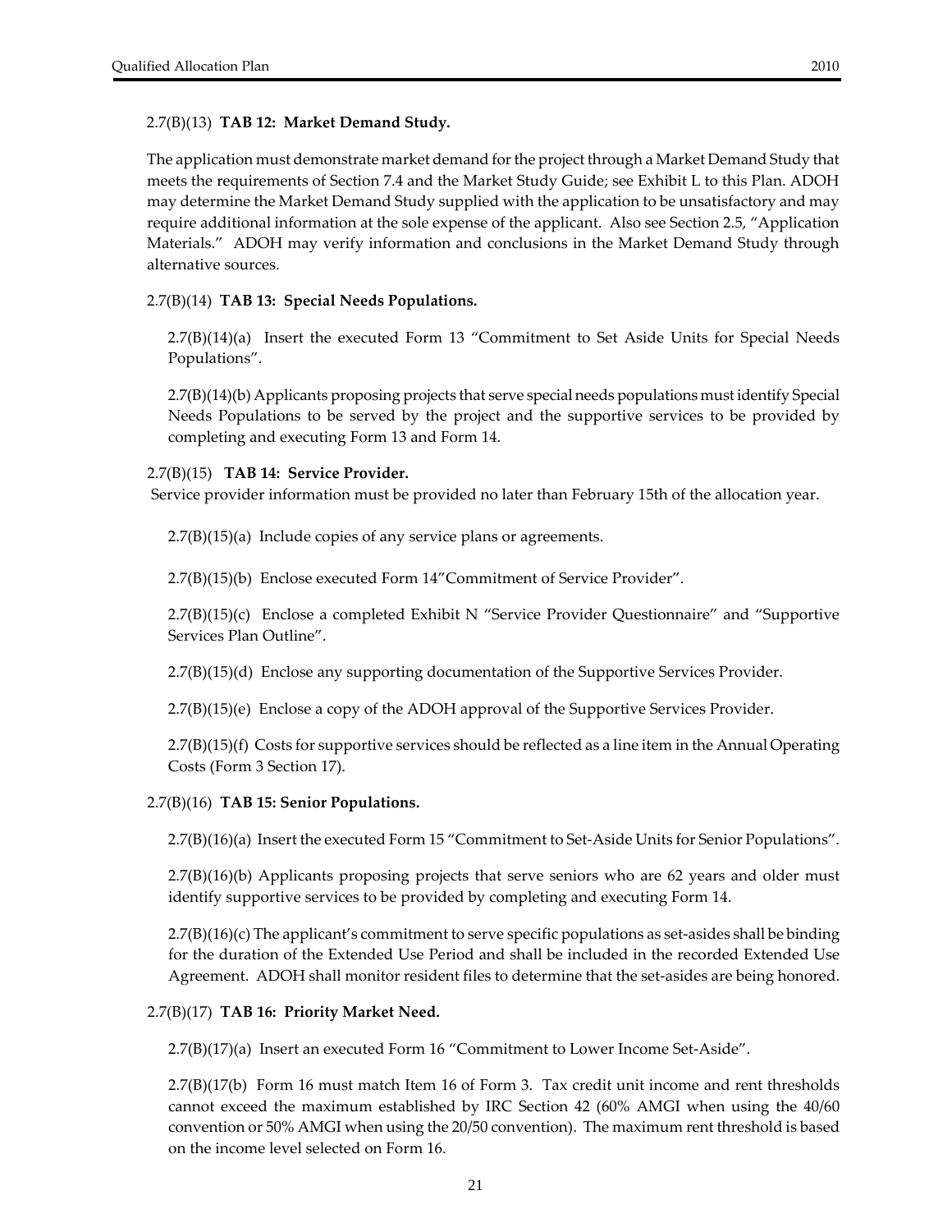2.7(B)(13) **TAB 12: Market Demand Study.**

The application must demonstrate market demand for the project through a Market Demand Study that meets the requirements of Section 7.4 and the Market Study Guide; see Exhibit L to this Plan. ADOH may determine the Market Demand Study supplied with the application to be unsatisfactory and may require additional information at the sole expense of the applicant. Also see Section 2.5, "Application Materials." ADOH may verify information and conclusions in the Market Demand Study through alternative sources.

2.7(B)(14) **TAB 13: Special Needs Populations.**

2.7(B)(14)(a) Insert the executed Form 13 "Commitment to Set Aside Units for Special Needs Populations".

2.7(B)(14)(b) Applicants proposing projects that serve special needs populations must identify Special Needs Populations to be served by the project and the supportive services to be provided by completing and executing Form 13 and Form 14.

2.7(B)(15) **TAB 14: Service Provider.**

Service provider information must be provided no later than February 15th of the allocation year.

2.7(B)(15)(a) Include copies of any service plans or agreements.

2.7(B)(15)(b) Enclose executed Form 14"Commitment of Service Provider".

2.7(B)(15)(c) Enclose a completed Exhibit N "Service Provider Questionnaire" and "Supportive Services Plan Outline".

2.7(B)(15)(d) Enclose any supporting documentation of the Supportive Services Provider.

2.7(B)(15)(e) Enclose a copy of the ADOH approval of the Supportive Services Provider.

2.7(B)(15)(f) Costs for supportive services should be reflected as a line item in the Annual Operating Costs (Form 3 Section 17).

2.7(B)(16) **TAB 15: Senior Populations.**

2.7(B)(16)(a) Insert the executed Form 15 "Commitment to Set-Aside Units for Senior Populations".

2.7(B)(16)(b) Applicants proposing projects that serve seniors who are 62 years and older must identify supportive services to be provided by completing and executing Form 14.

2.7(B)(16)(c) The applicant's commitment to serve specific populations as set-asides shall be binding for the duration of the Extended Use Period and shall be included in the recorded Extended Use Agreement. ADOH shall monitor resident files to determine that the set-asides are being honored.

2.7(B)(17) **TAB 16: Priority Market Need.**

2.7(B)(17)(a) Insert an executed Form 16 "Commitment to Lower Income Set-Aside".

2.7(B)(17(b) Form 16 must match Item 16 of Form 3. Tax credit unit income and rent thresholds cannot exceed the maximum established by IRC Section 42 (60% AMGI when using the 40/60 convention or 50% AMGI when using the 20/50 convention). The maximum rent threshold is based on the income level selected on Form 16.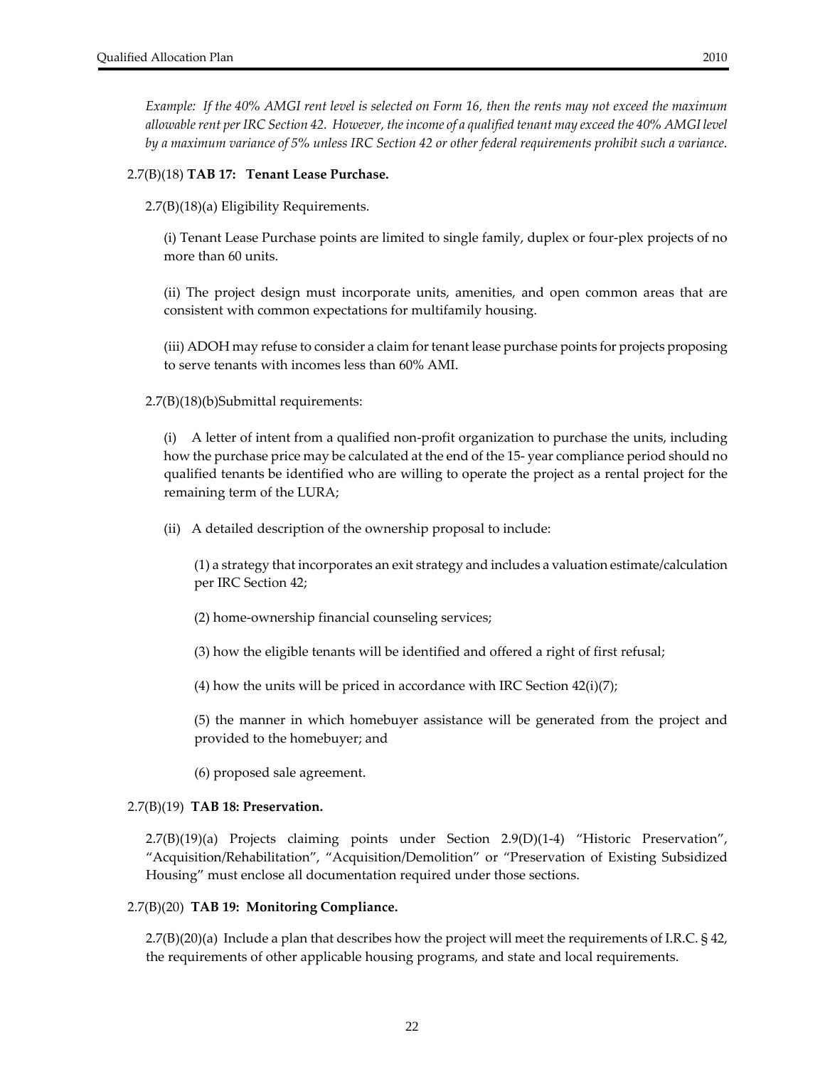*Example: If the 40% AMGI rent level is selected on Form 16, then the rents may not exceed the maximum allowable rent per IRC Section 42. However, the income of a qualified tenant may exceed the 40% AMGI level by a maximum variance of 5% unless IRC Section 42 or other federal requirements prohibit such a variance.*

2.7(B)(18) **TAB 17: Tenant Lease Purchase.**

2.7(B)(18)(a) Eligibility Requirements.

(i) Tenant Lease Purchase points are limited to single family, duplex or four-plex projects of no more than 60 units.

(ii) The project design must incorporate units, amenities, and open common areas that are consistent with common expectations for multifamily housing.

(iii) ADOH may refuse to consider a claim for tenant lease purchase points for projects proposing to serve tenants with incomes less than 60% AMI.

2.7(B)(18)(b)Submittal requirements:

(i) A letter of intent from a qualified non-profit organization to purchase the units, including how the purchase price may be calculated at the end of the 15- year compliance period should no qualified tenants be identified who are willing to operate the project as a rental project for the remaining term of the LURA;

(ii) A detailed description of the ownership proposal to include:

(1) a strategy that incorporates an exit strategy and includes a valuation estimate/calculation per IRC Section 42;

(2) home-ownership financial counseling services;

(3) how the eligible tenants will be identified and offered a right of first refusal;

(4) how the units will be priced in accordance with IRC Section 42(i)(7);

(5) the manner in which homebuyer assistance will be generated from the project and provided to the homebuyer; and

(6) proposed sale agreement.

2.7(B)(19) **TAB 18: Preservation.**

2.7(B)(19)(a) Projects claiming points under Section 2.9(D)(1-4) "Historic Preservation", "Acquisition/Rehabilitation", "Acquisition/Demolition" or "Preservation of Existing Subsidized Housing" must enclose all documentation required under those sections.

2.7(B)(20) **TAB 19: Monitoring Compliance.**

2.7(B)(20)(a) Include a plan that describes how the project will meet the requirements of I.R.C. § 42, the requirements of other applicable housing programs, and state and local requirements.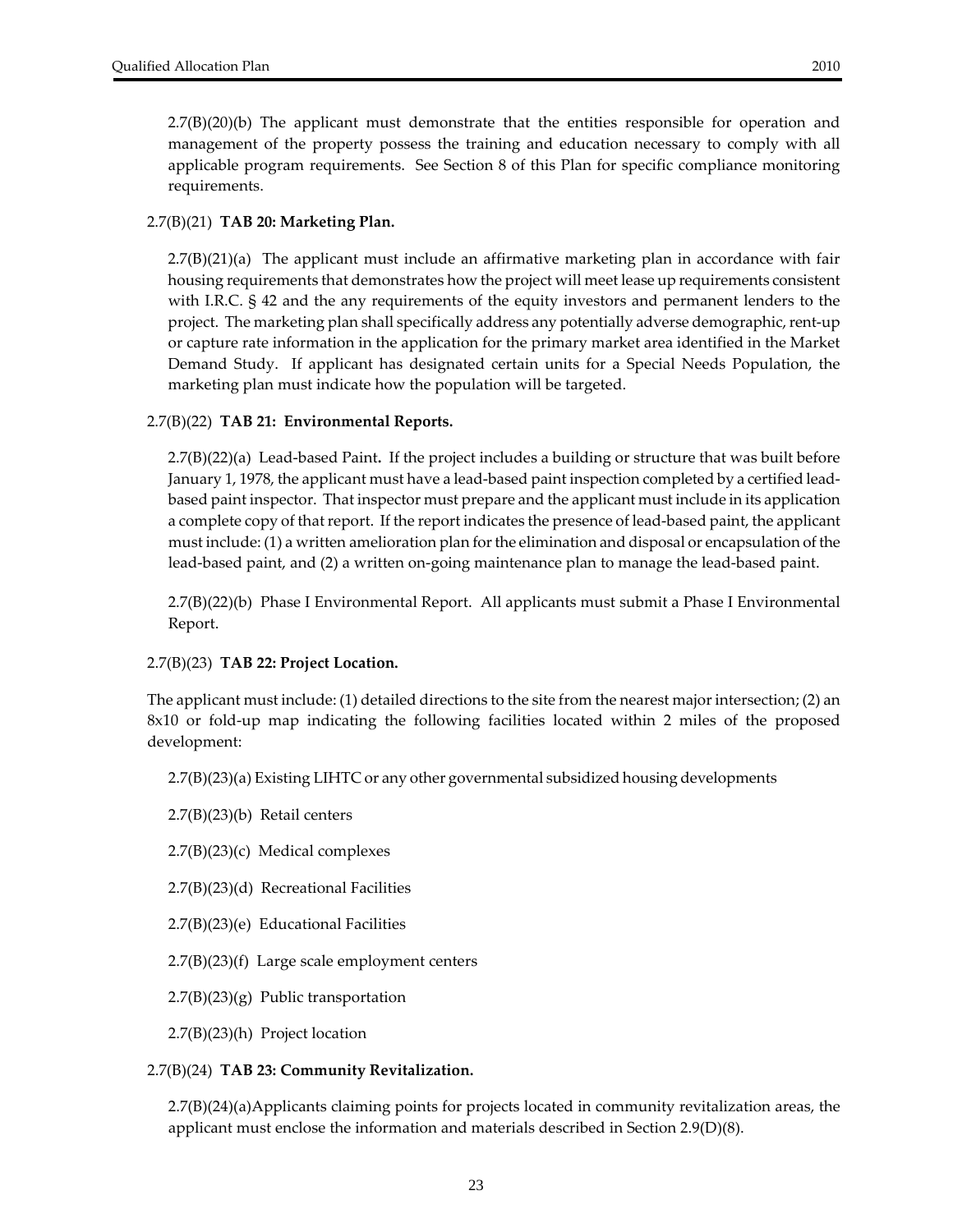2.7(B)(20)(b) The applicant must demonstrate that the entities responsible for operation and management of the property possess the training and education necessary to comply with all applicable program requirements. See Section 8 of this Plan for specific compliance monitoring requirements.

2.7(B)(21) **TAB 20: Marketing Plan.**

2.7(B)(21)(a) The applicant must include an affirmative marketing plan in accordance with fair housing requirements that demonstrates how the project will meet lease up requirements consistent with I.R.C. § 42 and the any requirements of the equity investors and permanent lenders to the project. The marketing plan shall specifically address any potentially adverse demographic, rent-up or capture rate information in the application for the primary market area identified in the Market Demand Study. If applicant has designated certain units for a Special Needs Population, the marketing plan must indicate how the population will be targeted.

2.7(B)(22) **TAB 21: Environmental Reports.**

2.7(B)(22)(a) Lead-based Paint**.** If the project includes a building or structure that was built before January 1, 1978, the applicant must have a lead-based paint inspection completed by a certified lead-based paint inspector. That inspector must prepare and the applicant must include in its application a complete copy of that report. If the report indicates the presence of lead-based paint, the applicant must include: (1) a written amelioration plan for the elimination and disposal or encapsulation of the lead-based paint, and (2) a written on-going maintenance plan to manage the lead-based paint.

2.7(B)(22)(b) Phase I Environmental Report. All applicants must submit a Phase I Environmental Report.

2.7(B)(23) **TAB 22: Project Location.**

The applicant must include: (1) detailed directions to the site from the nearest major intersection; (2) an 8x10 or fold-up map indicating the following facilities located within 2 miles of the proposed development:

2.7(B)(23)(a) Existing LIHTC or any other governmental subsidized housing developments

2.7(B)(23)(b) Retail centers

2.7(B)(23)(c) Medical complexes

2.7(B)(23)(d) Recreational Facilities

2.7(B)(23)(e) Educational Facilities

2.7(B)(23)(f) Large scale employment centers

2.7(B)(23)(g) Public transportation

2.7(B)(23)(h) Project location

2.7(B)(24) **TAB 23: Community Revitalization.**

2.7(B)(24)(a)Applicants claiming points for projects located in community revitalization areas, the applicant must enclose the information and materials described in Section 2.9(D)(8).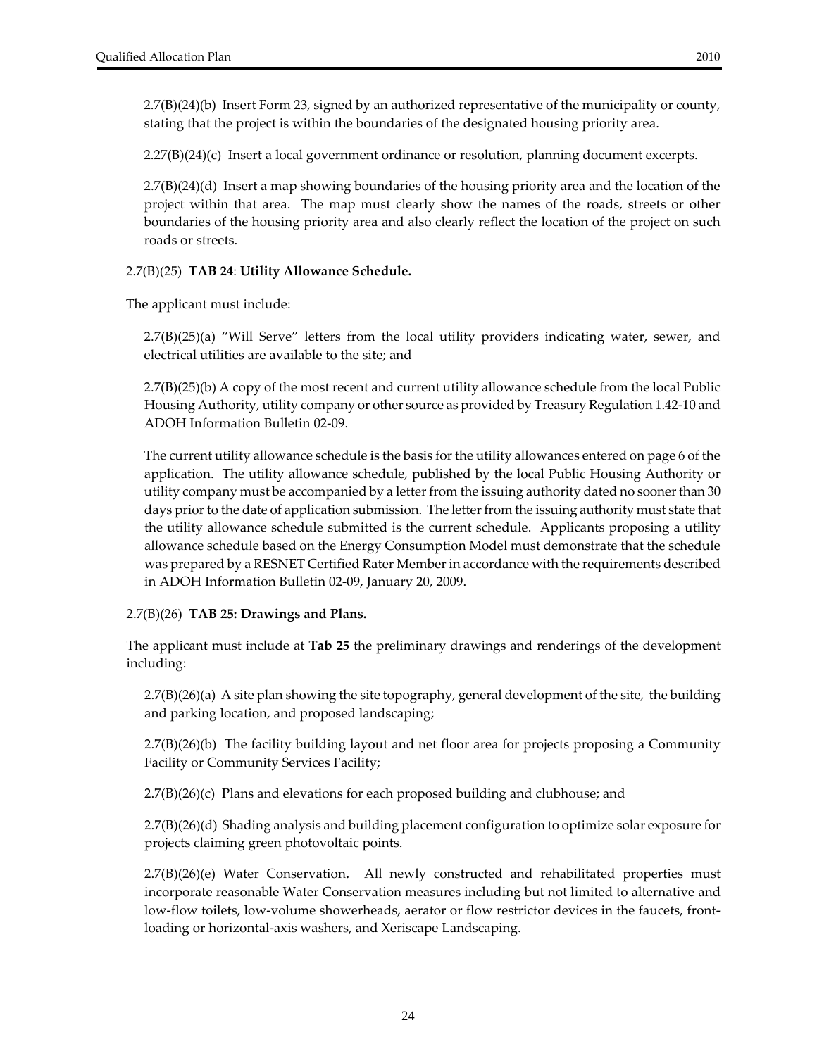2.7(B)(24)(b) Insert Form 23, signed by an authorized representative of the municipality or county, stating that the project is within the boundaries of the designated housing priority area.

2.27(B)(24)(c) Insert a local government ordinance or resolution, planning document excerpts.

2.7(B)(24)(d) Insert a map showing boundaries of the housing priority area and the location of the project within that area. The map must clearly show the names of the roads, streets or other boundaries of the housing priority area and also clearly reflect the location of the project on such roads or streets.

2.7(B)(25) **TAB 24**: **Utility Allowance Schedule.**

The applicant must include:

2.7(B)(25)(a) "Will Serve" letters from the local utility providers indicating water, sewer, and electrical utilities are available to the site; and

2.7(B)(25)(b) A copy of the most recent and current utility allowance schedule from the local Public Housing Authority, utility company or other source as provided by Treasury Regulation 1.42-10 and ADOH Information Bulletin 02-09.

The current utility allowance schedule is the basis for the utility allowances entered on page 6 of the application. The utility allowance schedule, published by the local Public Housing Authority or utility company must be accompanied by a letter from the issuing authority dated no sooner than 30 days prior to the date of application submission. The letter from the issuing authority must state that the utility allowance schedule submitted is the current schedule. Applicants proposing a utility allowance schedule based on the Energy Consumption Model must demonstrate that the schedule was prepared by a RESNET Certified Rater Member in accordance with the requirements described in ADOH Information Bulletin 02-09, January 20, 2009.

2.7(B)(26) **TAB 25: Drawings and Plans.**

The applicant must include at **Tab 25** the preliminary drawings and renderings of the development including:

2.7(B)(26)(a) A site plan showing the site topography, general development of the site, the building and parking location, and proposed landscaping;

2.7(B)(26)(b) The facility building layout and net floor area for projects proposing a Community Facility or Community Services Facility;

2.7(B)(26)(c) Plans and elevations for each proposed building and clubhouse; and

2.7(B)(26)(d) Shading analysis and building placement configuration to optimize solar exposure for projects claiming green photovoltaic points.

2.7(B)(26)(e) Water Conservation**.** All newly constructed and rehabilitated properties must incorporate reasonable Water Conservation measures including but not limited to alternative and low-flow toilets, low-volume showerheads, aerator or flow restrictor devices in the faucets, front-loading or horizontal-axis washers, and Xeriscape Landscaping.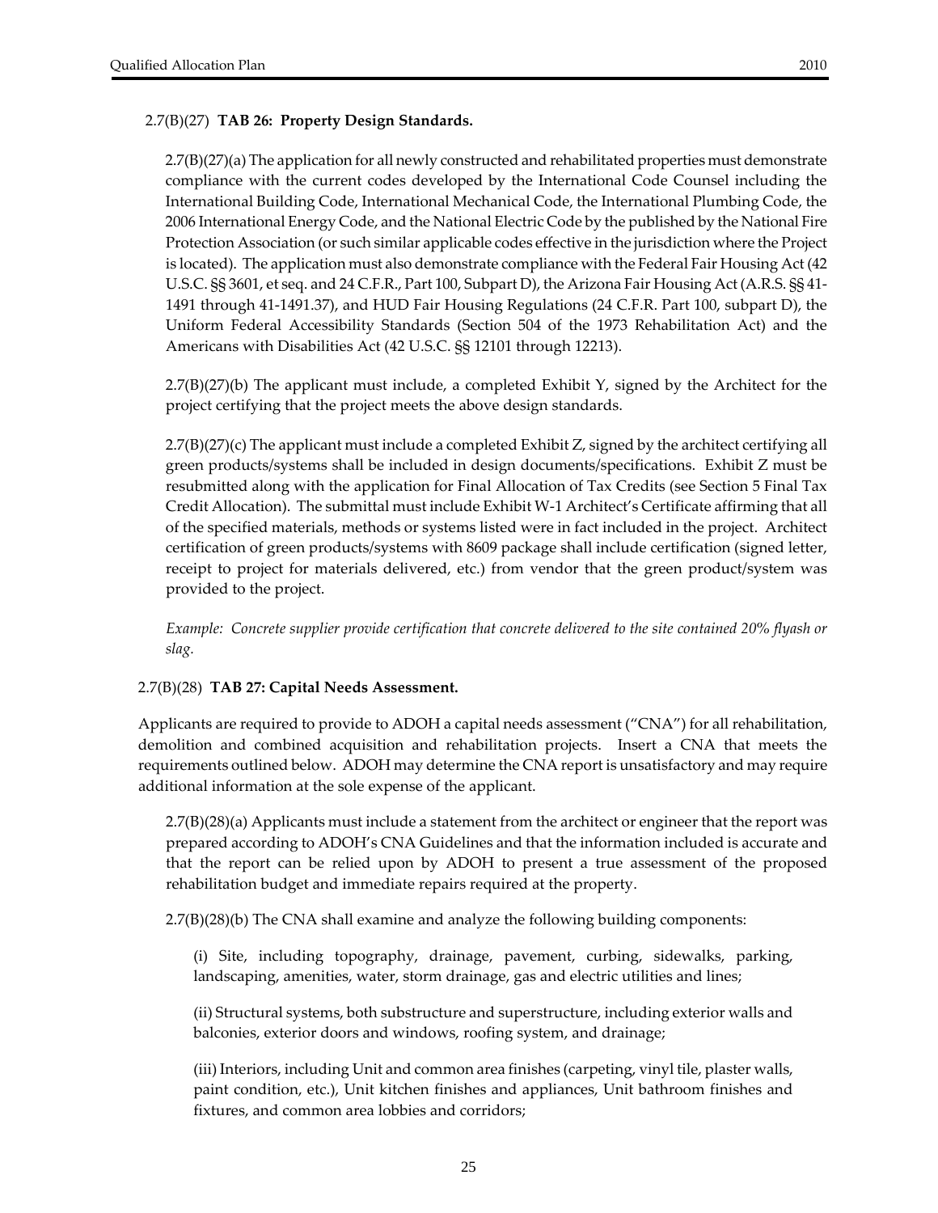2.7(B)(27) **TAB 26: Property Design Standards.**

2.7(B)(27)(a) The application for all newly constructed and rehabilitated properties must demonstrate compliance with the current codes developed by the International Code Counsel including the International Building Code, International Mechanical Code, the International Plumbing Code, the 2006 International Energy Code, and the National Electric Code by the published by the National Fire Protection Association (or such similar applicable codes effective in the jurisdiction where the Project is located). The application must also demonstrate compliance with the Federal Fair Housing Act (42 U.S.C. §§ 3601, et seq. and 24 C.F.R., Part 100, Subpart D), the Arizona Fair Housing Act (A.R.S. §§ 41-1491 through 41-1491.37), and HUD Fair Housing Regulations (24 C.F.R. Part 100, subpart D), the Uniform Federal Accessibility Standards (Section 504 of the 1973 Rehabilitation Act) and the Americans with Disabilities Act (42 U.S.C. §§ 12101 through 12213).

2.7(B)(27)(b) The applicant must include, a completed Exhibit Y, signed by the Architect for the project certifying that the project meets the above design standards.

2.7(B)(27)(c) The applicant must include a completed Exhibit Z, signed by the architect certifying all green products/systems shall be included in design documents/specifications. Exhibit Z must be resubmitted along with the application for Final Allocation of Tax Credits (see Section 5 Final Tax Credit Allocation). The submittal must include Exhibit W-1 Architect's Certificate affirming that all of the specified materials, methods or systems listed were in fact included in the project. Architect certification of green products/systems with 8609 package shall include certification (signed letter, receipt to project for materials delivered, etc.) from vendor that the green product/system was provided to the project.

*Example: Concrete supplier provide certification that concrete delivered to the site contained 20% flyash or slag.*

2.7(B)(28) **TAB 27: Capital Needs Assessment.**

Applicants are required to provide to ADOH a capital needs assessment ("CNA") for all rehabilitation, demolition and combined acquisition and rehabilitation projects. Insert a CNA that meets the requirements outlined below. ADOH may determine the CNA report is unsatisfactory and may require additional information at the sole expense of the applicant.

2.7(B)(28)(a) Applicants must include a statement from the architect or engineer that the report was prepared according to ADOH's CNA Guidelines and that the information included is accurate and that the report can be relied upon by ADOH to present a true assessment of the proposed rehabilitation budget and immediate repairs required at the property.

2.7(B)(28)(b) The CNA shall examine and analyze the following building components:

(i) Site, including topography, drainage, pavement, curbing, sidewalks, parking, landscaping, amenities, water, storm drainage, gas and electric utilities and lines;

(ii) Structural systems, both substructure and superstructure, including exterior walls and balconies, exterior doors and windows, roofing system, and drainage;

(iii) Interiors, including Unit and common area finishes (carpeting, vinyl tile, plaster walls, paint condition, etc.), Unit kitchen finishes and appliances, Unit bathroom finishes and fixtures, and common area lobbies and corridors;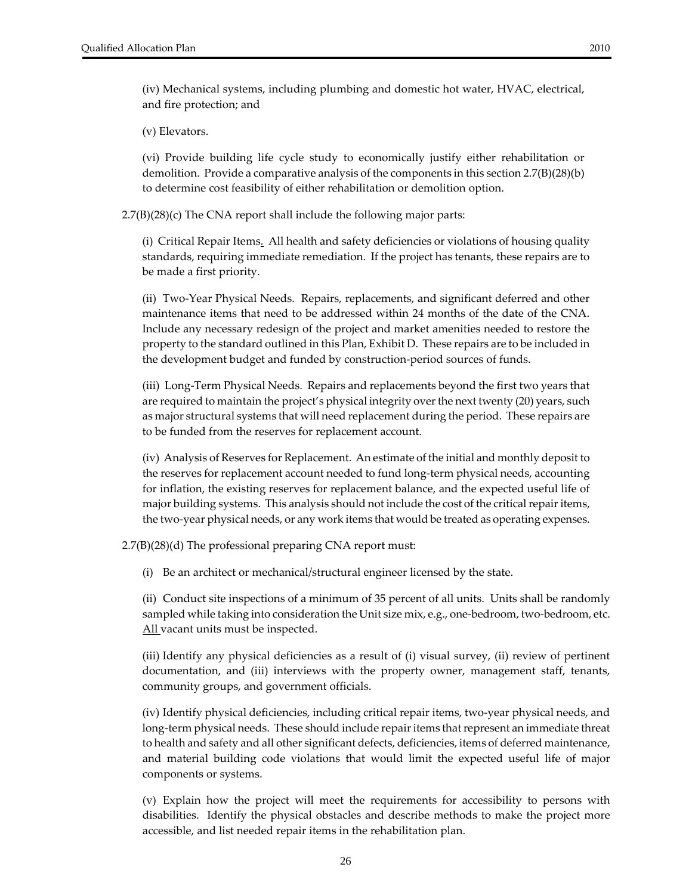(iv) Mechanical systems, including plumbing and domestic hot water, HVAC, electrical, and fire protection; and

(v) Elevators.

(vi) Provide building life cycle study to economically justify either rehabilitation or demolition. Provide a comparative analysis of the components in this section 2.7(B)(28)(b) to determine cost feasibility of either rehabilitation or demolition option.

2.7(B)(28)(c) The CNA report shall include the following major parts:

(i) Critical Repair Items. All health and safety deficiencies or violations of housing quality standards, requiring immediate remediation. If the project has tenants, these repairs are to be made a first priority.

(ii) Two-Year Physical Needs. Repairs, replacements, and significant deferred and other maintenance items that need to be addressed within 24 months of the date of the CNA. Include any necessary redesign of the project and market amenities needed to restore the property to the standard outlined in this Plan, Exhibit D. These repairs are to be included in the development budget and funded by construction-period sources of funds.

(iii) Long-Term Physical Needs. Repairs and replacements beyond the first two years that are required to maintain the project's physical integrity over the next twenty (20) years, such as major structural systems that will need replacement during the period. These repairs are to be funded from the reserves for replacement account.

(iv) Analysis of Reserves for Replacement. An estimate of the initial and monthly deposit to the reserves for replacement account needed to fund long-term physical needs, accounting for inflation, the existing reserves for replacement balance, and the expected useful life of major building systems. This analysis should not include the cost of the critical repair items, the two-year physical needs, or any work items that would be treated as operating expenses.

2.7(B)(28)(d) The professional preparing CNA report must:

(i) Be an architect or mechanical/structural engineer licensed by the state.

(ii) Conduct site inspections of a minimum of 35 percent of all units. Units shall be randomly sampled while taking into consideration the Unit size mix, e.g., one-bedroom, two-bedroom, etc. <u>All</u> vacant units must be inspected.

(iii) Identify any physical deficiencies as a result of (i) visual survey, (ii) review of pertinent documentation, and (iii) interviews with the property owner, management staff, tenants, community groups, and government officials.

(iv) Identify physical deficiencies, including critical repair items, two-year physical needs, and long-term physical needs. These should include repair items that represent an immediate threat to health and safety and all other significant defects, deficiencies, items of deferred maintenance, and material building code violations that would limit the expected useful life of major components or systems.

(v) Explain how the project will meet the requirements for accessibility to persons with disabilities. Identify the physical obstacles and describe methods to make the project more accessible, and list needed repair items in the rehabilitation plan.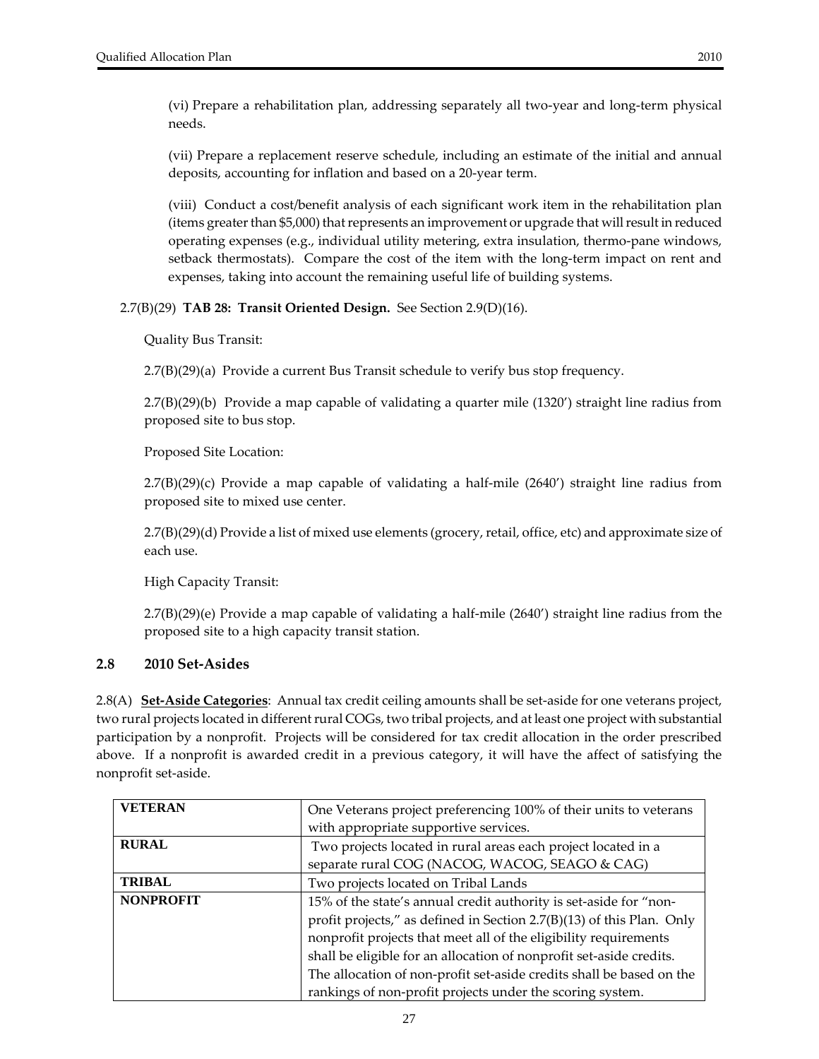(vi) Prepare a rehabilitation plan, addressing separately all two-year and long-term physical needs.

(vii) Prepare a replacement reserve schedule, including an estimate of the initial and annual deposits, accounting for inflation and based on a 20-year term.

(viii) Conduct a cost/benefit analysis of each significant work item in the rehabilitation plan (items greater than $5,000) that represents an improvement or upgrade that will result in reduced operating expenses (e.g., individual utility metering, extra insulation, thermo-pane windows, setback thermostats). Compare the cost of the item with the long-term impact on rent and expenses, taking into account the remaining useful life of building systems.

2.7(B)(29) **TAB 28: Transit Oriented Design.** See Section 2.9(D)(16).

Quality Bus Transit:

2.7(B)(29)(a) Provide a current Bus Transit schedule to verify bus stop frequency.

2.7(B)(29)(b) Provide a map capable of validating a quarter mile (1320') straight line radius from proposed site to bus stop.

Proposed Site Location:

2.7(B)(29)(c) Provide a map capable of validating a half-mile (2640') straight line radius from proposed site to mixed use center.

2.7(B)(29)(d) Provide a list of mixed use elements (grocery, retail, office, etc) and approximate size of each use.

High Capacity Transit:

2.7(B)(29)(e) Provide a map capable of validating a half-mile (2640') straight line radius from the proposed site to a high capacity transit station.

## 2.8 2010 Set-Asides

2.8(A) **Set-Aside Categories**: Annual tax credit ceiling amounts shall be set-aside for one veterans project, two rural projects located in different rural COGs, two tribal projects, and at least one project with substantial participation by a nonprofit. Projects will be considered for tax credit allocation in the order prescribed above. If a nonprofit is awarded credit in a previous category, it will have the affect of satisfying the nonprofit set-aside.

| | |
|---|---|
| **VETERAN** | One Veterans project preferencing 100% of their units to veterans with appropriate supportive services. |
| **RURAL** | Two projects located in rural areas each project located in a separate rural COG (NACOG, WACOG, SEAGO & CAG) |
| **TRIBAL** | Two projects located on Tribal Lands |
| **NONPROFIT** | 15% of the state's annual credit authority is set-aside for "non-profit projects," as defined in Section 2.7(B)(13) of this Plan. Only nonprofit projects that meet all of the eligibility requirements shall be eligible for an allocation of nonprofit set-aside credits. The allocation of non-profit set-aside credits shall be based on the rankings of non-profit projects under the scoring system. |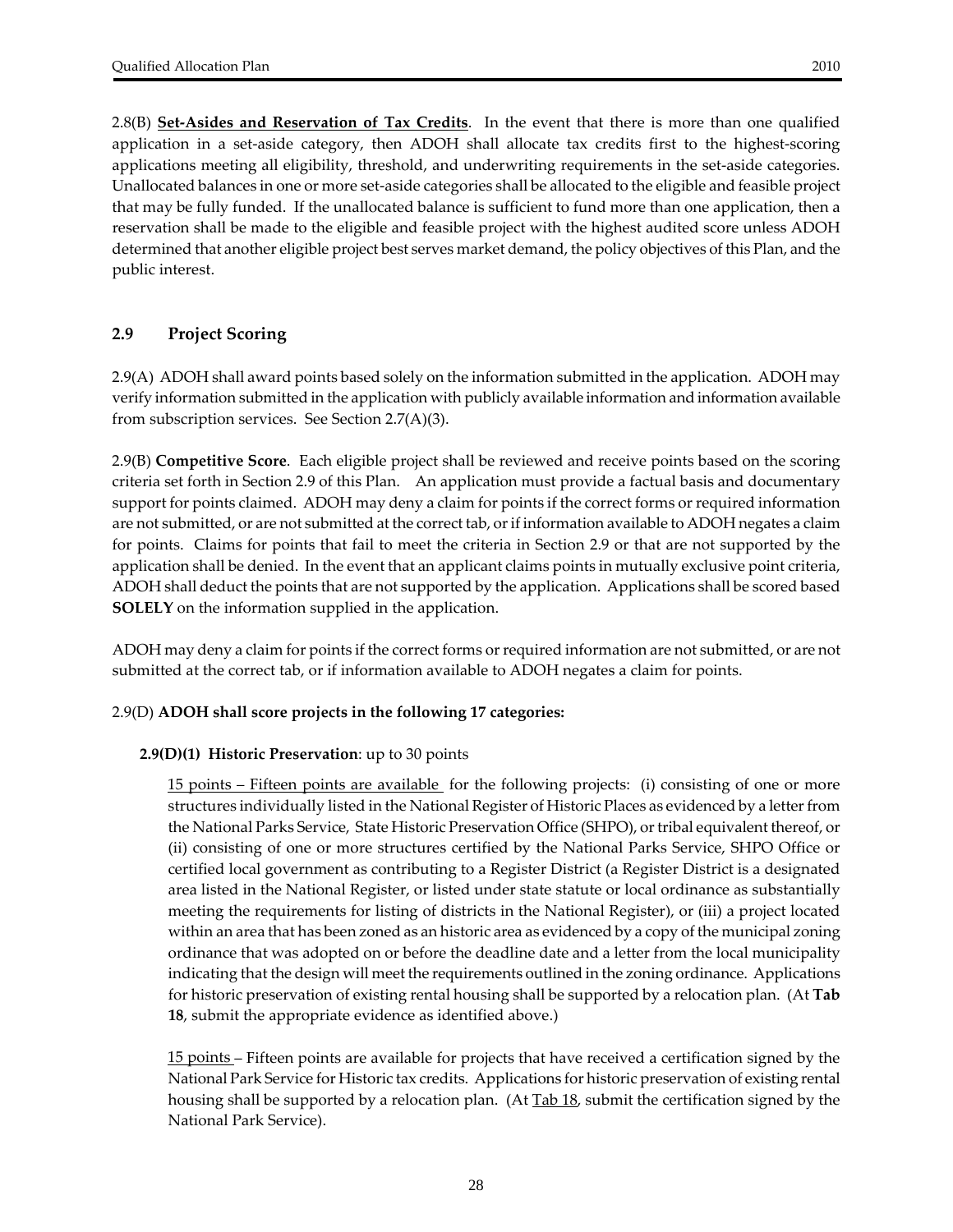2.8(B) **<u>Set-Asides and Reservation of Tax Credits</u>**. In the event that there is more than one qualified application in a set-aside category, then ADOH shall allocate tax credits first to the highest-scoring applications meeting all eligibility, threshold, and underwriting requirements in the set-aside categories. Unallocated balances in one or more set-aside categories shall be allocated to the eligible and feasible project that may be fully funded. If the unallocated balance is sufficient to fund more than one application, then a reservation shall be made to the eligible and feasible project with the highest audited score unless ADOH determined that another eligible project best serves market demand, the policy objectives of this Plan, and the public interest.

## 2.9 Project Scoring

2.9(A) ADOH shall award points based solely on the information submitted in the application. ADOH may verify information submitted in the application with publicly available information and information available from subscription services. See Section 2.7(A)(3).

2.9(B) **Competitive Score**. Each eligible project shall be reviewed and receive points based on the scoring criteria set forth in Section 2.9 of this Plan. An application must provide a factual basis and documentary support for points claimed. ADOH may deny a claim for points if the correct forms or required information are not submitted, or are not submitted at the correct tab, or if information available to ADOH negates a claim for points. Claims for points that fail to meet the criteria in Section 2.9 or that are not supported by the application shall be denied. In the event that an applicant claims points in mutually exclusive point criteria, ADOH shall deduct the points that are not supported by the application. Applications shall be scored based **SOLELY** on the information supplied in the application.

ADOH may deny a claim for points if the correct forms or required information are not submitted, or are not submitted at the correct tab, or if information available to ADOH negates a claim for points.

2.9(D) **ADOH shall score projects in the following 17 categories:**

**2.9(D)(1) Historic Preservation**: up to 30 points

<u>15 points – Fifteen points are available</u> for the following projects: (i) consisting of one or more structures individually listed in the National Register of Historic Places as evidenced by a letter from the National Parks Service, State Historic Preservation Office (SHPO), or tribal equivalent thereof, or (ii) consisting of one or more structures certified by the National Parks Service, SHPO Office or certified local government as contributing to a Register District (a Register District is a designated area listed in the National Register, or listed under state statute or local ordinance as substantially meeting the requirements for listing of districts in the National Register), or (iii) a project located within an area that has been zoned as an historic area as evidenced by a copy of the municipal zoning ordinance that was adopted on or before the deadline date and a letter from the local municipality indicating that the design will meet the requirements outlined in the zoning ordinance. Applications for historic preservation of existing rental housing shall be supported by a relocation plan. (At **Tab 18**, submit the appropriate evidence as identified above.)

<u>15 points</u> – Fifteen points are available for projects that have received a certification signed by the National Park Service for Historic tax credits. Applications for historic preservation of existing rental housing shall be supported by a relocation plan. (At <u>Tab 18</u>, submit the certification signed by the National Park Service).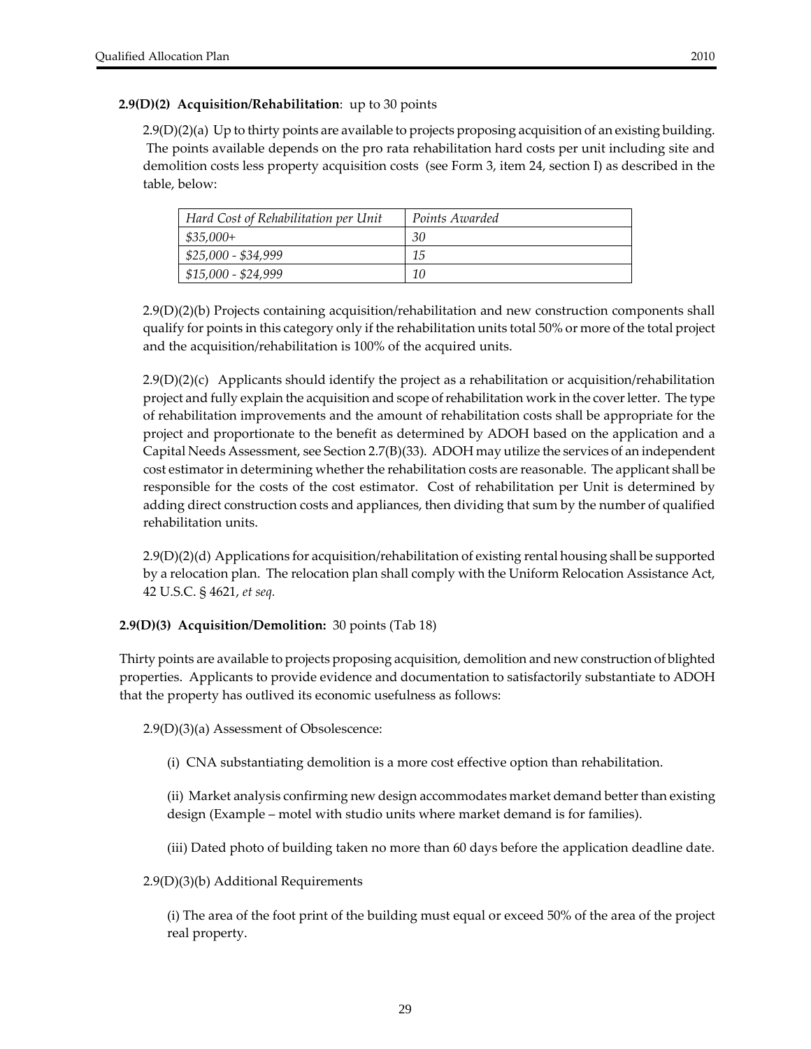**2.9(D)(2) Acquisition/Rehabilitation**: up to 30 points

2.9(D)(2)(a) Up to thirty points are available to projects proposing acquisition of an existing building. The points available depends on the pro rata rehabilitation hard costs per unit including site and demolition costs less property acquisition costs (see Form 3, item 24, section I) as described in the table, below:

| *Hard Cost of Rehabilitation per Unit* | *Points Awarded* |
|---|---|
| *$35,000+* | *30* |
| *$25,000 - $34,999* | *15* |
| *$15,000 - $24,999* | *10* |

2.9(D)(2)(b) Projects containing acquisition/rehabilitation and new construction components shall qualify for points in this category only if the rehabilitation units total 50% or more of the total project and the acquisition/rehabilitation is 100% of the acquired units.

2.9(D)(2)(c) Applicants should identify the project as a rehabilitation or acquisition/rehabilitation project and fully explain the acquisition and scope of rehabilitation work in the cover letter. The type of rehabilitation improvements and the amount of rehabilitation costs shall be appropriate for the project and proportionate to the benefit as determined by ADOH based on the application and a Capital Needs Assessment, see Section 2.7(B)(33). ADOH may utilize the services of an independent cost estimator in determining whether the rehabilitation costs are reasonable. The applicant shall be responsible for the costs of the cost estimator. Cost of rehabilitation per Unit is determined by adding direct construction costs and appliances, then dividing that sum by the number of qualified rehabilitation units.

2.9(D)(2)(d) Applications for acquisition/rehabilitation of existing rental housing shall be supported by a relocation plan. The relocation plan shall comply with the Uniform Relocation Assistance Act, 42 U.S.C. § 4621, *et seq.*

**2.9(D)(3) Acquisition/Demolition:** 30 points (Tab 18)

Thirty points are available to projects proposing acquisition, demolition and new construction of blighted properties. Applicants to provide evidence and documentation to satisfactorily substantiate to ADOH that the property has outlived its economic usefulness as follows:

2.9(D)(3)(a) Assessment of Obsolescence:

(i) CNA substantiating demolition is a more cost effective option than rehabilitation.

(ii) Market analysis confirming new design accommodates market demand better than existing design (Example – motel with studio units where market demand is for families).

(iii) Dated photo of building taken no more than 60 days before the application deadline date.

2.9(D)(3)(b) Additional Requirements

(i) The area of the foot print of the building must equal or exceed 50% of the area of the project real property.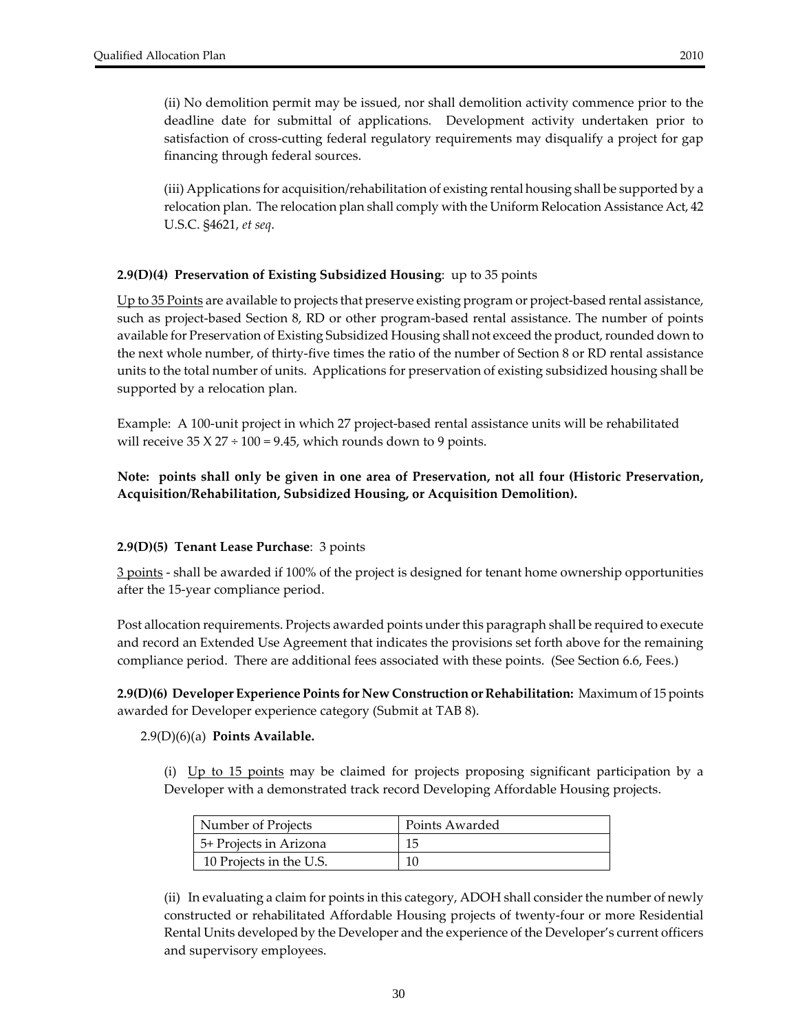(ii) No demolition permit may be issued, nor shall demolition activity commence prior to the deadline date for submittal of applications. Development activity undertaken prior to satisfaction of cross-cutting federal regulatory requirements may disqualify a project for gap financing through federal sources.

(iii) Applications for acquisition/rehabilitation of existing rental housing shall be supported by a relocation plan. The relocation plan shall comply with the Uniform Relocation Assistance Act, 42 U.S.C. §4621, *et seq*.

**2.9(D)(4) Preservation of Existing Subsidized Housing**: up to 35 points

Up to 35 Points are available to projects that preserve existing program or project-based rental assistance, such as project-based Section 8, RD or other program-based rental assistance. The number of points available for Preservation of Existing Subsidized Housing shall not exceed the product, rounded down to the next whole number, of thirty-five times the ratio of the number of Section 8 or RD rental assistance units to the total number of units. Applications for preservation of existing subsidized housing shall be supported by a relocation plan.

Example: A 100-unit project in which 27 project-based rental assistance units will be rehabilitated will receive 35 X 27 ÷ 100 = 9.45, which rounds down to 9 points.

**Note: points shall only be given in one area of Preservation, not all four (Historic Preservation, Acquisition/Rehabilitation, Subsidized Housing, or Acquisition Demolition).**

**2.9(D)(5) Tenant Lease Purchase**: 3 points

3 points - shall be awarded if 100% of the project is designed for tenant home ownership opportunities after the 15-year compliance period.

Post allocation requirements. Projects awarded points under this paragraph shall be required to execute and record an Extended Use Agreement that indicates the provisions set forth above for the remaining compliance period. There are additional fees associated with these points. (See Section 6.6, Fees.)

**2.9(D)(6) Developer Experience Points for New Construction or Rehabilitation:** Maximum of 15 points awarded for Developer experience category (Submit at TAB 8).

2.9(D)(6)(a) **Points Available.**

(i) Up to 15 points may be claimed for projects proposing significant participation by a Developer with a demonstrated track record Developing Affordable Housing projects.

| Number of Projects | Points Awarded |
|---|---|
| 5+ Projects in Arizona | 15 |
| 10 Projects in the U.S. | 10 |

(ii) In evaluating a claim for points in this category, ADOH shall consider the number of newly constructed or rehabilitated Affordable Housing projects of twenty-four or more Residential Rental Units developed by the Developer and the experience of the Developer's current officers and supervisory employees.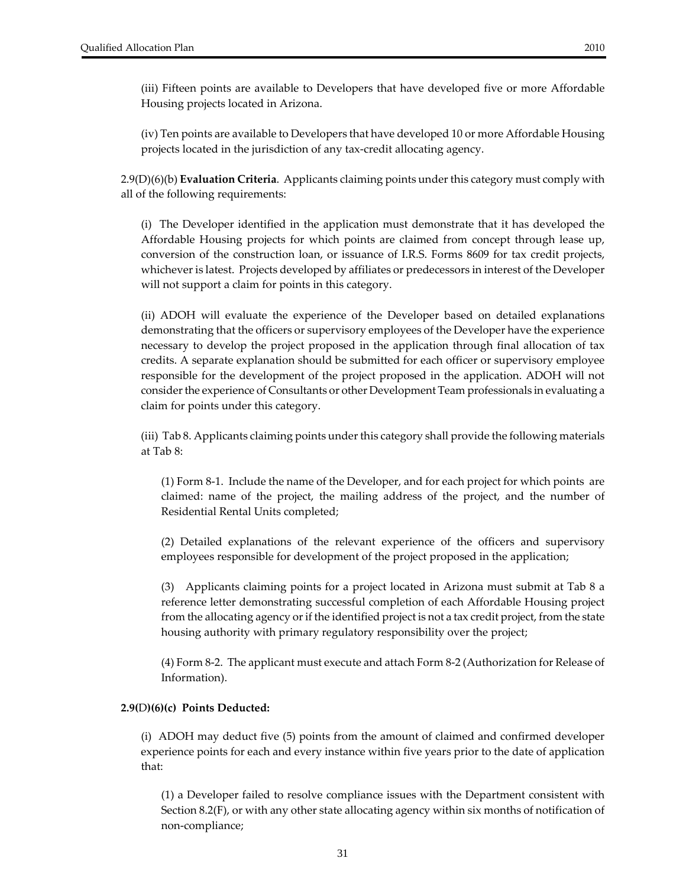(iii) Fifteen points are available to Developers that have developed five or more Affordable Housing projects located in Arizona.

(iv) Ten points are available to Developers that have developed 10 or more Affordable Housing projects located in the jurisdiction of any tax-credit allocating agency.

2.9(D)(6)(b) **Evaluation Criteria**. Applicants claiming points under this category must comply with all of the following requirements:

(i) The Developer identified in the application must demonstrate that it has developed the Affordable Housing projects for which points are claimed from concept through lease up, conversion of the construction loan, or issuance of I.R.S. Forms 8609 for tax credit projects, whichever is latest. Projects developed by affiliates or predecessors in interest of the Developer will not support a claim for points in this category.

(ii) ADOH will evaluate the experience of the Developer based on detailed explanations demonstrating that the officers or supervisory employees of the Developer have the experience necessary to develop the project proposed in the application through final allocation of tax credits. A separate explanation should be submitted for each officer or supervisory employee responsible for the development of the project proposed in the application. ADOH will not consider the experience of Consultants or other Development Team professionals in evaluating a claim for points under this category.

(iii) Tab 8. Applicants claiming points under this category shall provide the following materials at Tab 8:

(1) Form 8-1. Include the name of the Developer, and for each project for which points are claimed: name of the project, the mailing address of the project, and the number of Residential Rental Units completed;

(2) Detailed explanations of the relevant experience of the officers and supervisory employees responsible for development of the project proposed in the application;

(3) Applicants claiming points for a project located in Arizona must submit at Tab 8 a reference letter demonstrating successful completion of each Affordable Housing project from the allocating agency or if the identified project is not a tax credit project, from the state housing authority with primary regulatory responsibility over the project;

(4) Form 8-2. The applicant must execute and attach Form 8-2 (Authorization for Release of Information).

**2.9(D)(6)(c) Points Deducted:**

(i) ADOH may deduct five (5) points from the amount of claimed and confirmed developer experience points for each and every instance within five years prior to the date of application that:

(1) a Developer failed to resolve compliance issues with the Department consistent with Section 8.2(F), or with any other state allocating agency within six months of notification of non-compliance;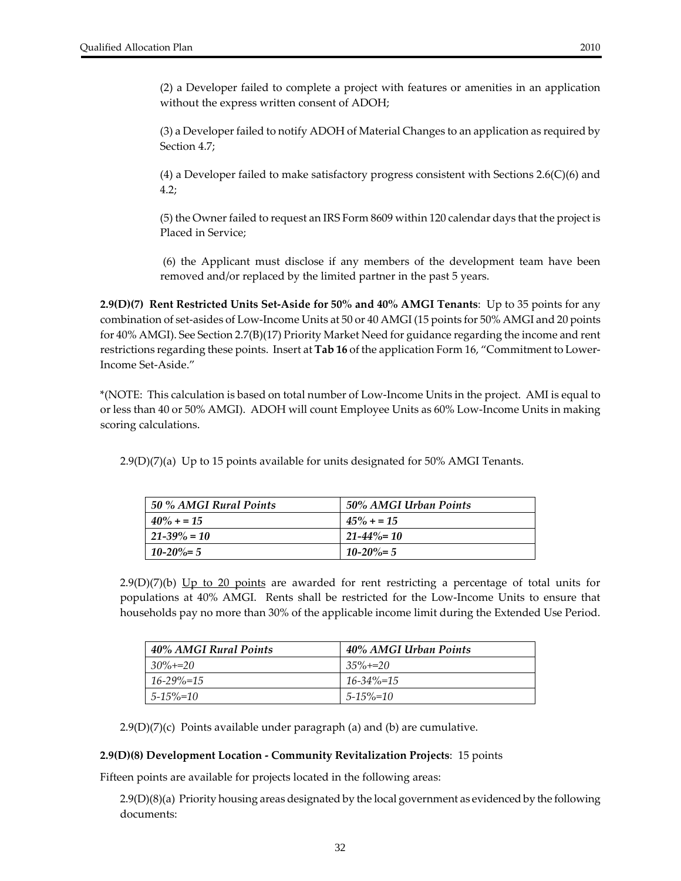(2) a Developer failed to complete a project with features or amenities in an application without the express written consent of ADOH;

(3) a Developer failed to notify ADOH of Material Changes to an application as required by Section 4.7;

(4) a Developer failed to make satisfactory progress consistent with Sections 2.6(C)(6) and 4.2;

(5) the Owner failed to request an IRS Form 8609 within 120 calendar days that the project is Placed in Service;

(6) the Applicant must disclose if any members of the development team have been removed and/or replaced by the limited partner in the past 5 years.

**2.9(D)(7) Rent Restricted Units Set-Aside for 50% and 40% AMGI Tenants**: Up to 35 points for any combination of set-asides of Low-Income Units at 50 or 40 AMGI (15 points for 50% AMGI and 20 points for 40% AMGI). See Section 2.7(B)(17) Priority Market Need for guidance regarding the income and rent restrictions regarding these points. Insert at **Tab 16** of the application Form 16, "Commitment to Lower-Income Set-Aside."

*(NOTE: This calculation is based on total number of Low-Income Units in the project. AMI is equal to or less than 40 or 50% AMGI). ADOH will count Employee Units as 60% Low-Income Units in making scoring calculations.

2.9(D)(7)(a) Up to 15 points available for units designated for 50% AMGI Tenants.

| *50 % AMGI Rural Points* | *50% AMGI Urban Points* |
|---|---|
| *40% + = 15* | *45% + = 15* |
| *21-39% = 10* | *21-44%= 10* |
| *10-20%= 5* | *10-20%= 5* |

2.9(D)(7)(b) Up to 20 points are awarded for rent restricting a percentage of total units for populations at 40% AMGI. Rents shall be restricted for the Low-Income Units to ensure that households pay no more than 30% of the applicable income limit during the Extended Use Period.

| *40% AMGI Rural Points* | *40% AMGI Urban Points* |
|---|---|
| *30%+=20* | *35%+=20* |
| *16-29%=15* | *16-34%=15* |
| *5-15%=10* | *5-15%=10* |

2.9(D)(7)(c) Points available under paragraph (a) and (b) are cumulative.

**2.9(D)(8) Development Location - Community Revitalization Projects**: 15 points

Fifteen points are available for projects located in the following areas:

2.9(D)(8)(a) Priority housing areas designated by the local government as evidenced by the following documents: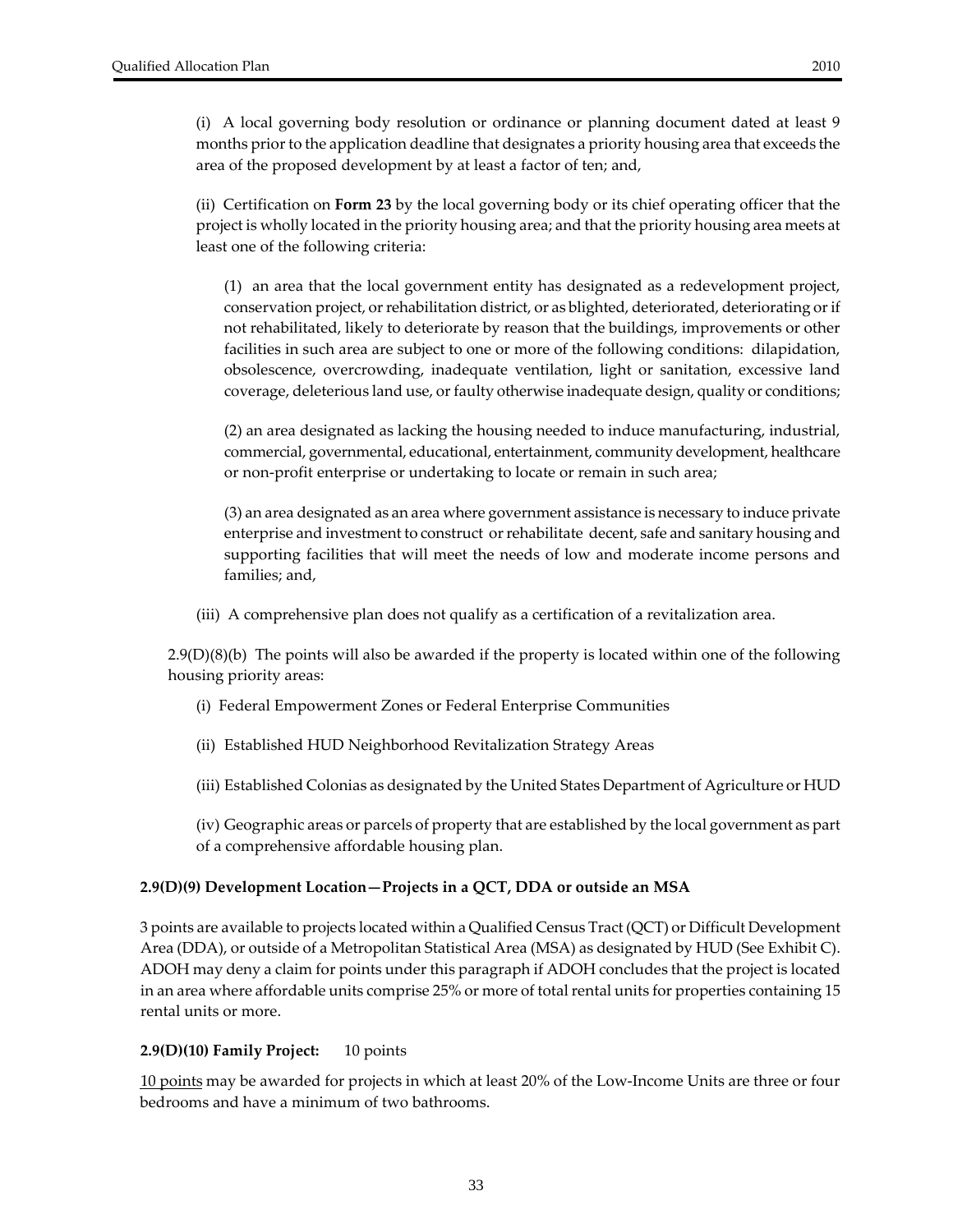(i) A local governing body resolution or ordinance or planning document dated at least 9 months prior to the application deadline that designates a priority housing area that exceeds the area of the proposed development by at least a factor of ten; and,

(ii) Certification on **Form 23** by the local governing body or its chief operating officer that the project is wholly located in the priority housing area; and that the priority housing area meets at least one of the following criteria:

(1) an area that the local government entity has designated as a redevelopment project, conservation project, or rehabilitation district, or as blighted, deteriorated, deteriorating or if not rehabilitated, likely to deteriorate by reason that the buildings, improvements or other facilities in such area are subject to one or more of the following conditions: dilapidation, obsolescence, overcrowding, inadequate ventilation, light or sanitation, excessive land coverage, deleterious land use, or faulty otherwise inadequate design, quality or conditions;

(2) an area designated as lacking the housing needed to induce manufacturing, industrial, commercial, governmental, educational, entertainment, community development, healthcare or non-profit enterprise or undertaking to locate or remain in such area;

(3) an area designated as an area where government assistance is necessary to induce private enterprise and investment to construct or rehabilitate decent, safe and sanitary housing and supporting facilities that will meet the needs of low and moderate income persons and families; and,

(iii) A comprehensive plan does not qualify as a certification of a revitalization area.

2.9(D)(8)(b) The points will also be awarded if the property is located within one of the following housing priority areas:

(i) Federal Empowerment Zones or Federal Enterprise Communities

(ii) Established HUD Neighborhood Revitalization Strategy Areas

(iii) Established Colonias as designated by the United States Department of Agriculture or HUD

(iv) Geographic areas or parcels of property that are established by the local government as part of a comprehensive affordable housing plan.

**2.9(D)(9) Development Location—Projects in a QCT, DDA or outside an MSA**

3 points are available to projects located within a Qualified Census Tract (QCT) or Difficult Development Area (DDA), or outside of a Metropolitan Statistical Area (MSA) as designated by HUD (See Exhibit C). ADOH may deny a claim for points under this paragraph if ADOH concludes that the project is located in an area where affordable units comprise 25% or more of total rental units for properties containing 15 rental units or more.

**2.9(D)(10) Family Project:** 10 points

10 points may be awarded for projects in which at least 20% of the Low-Income Units are three or four bedrooms and have a minimum of two bathrooms.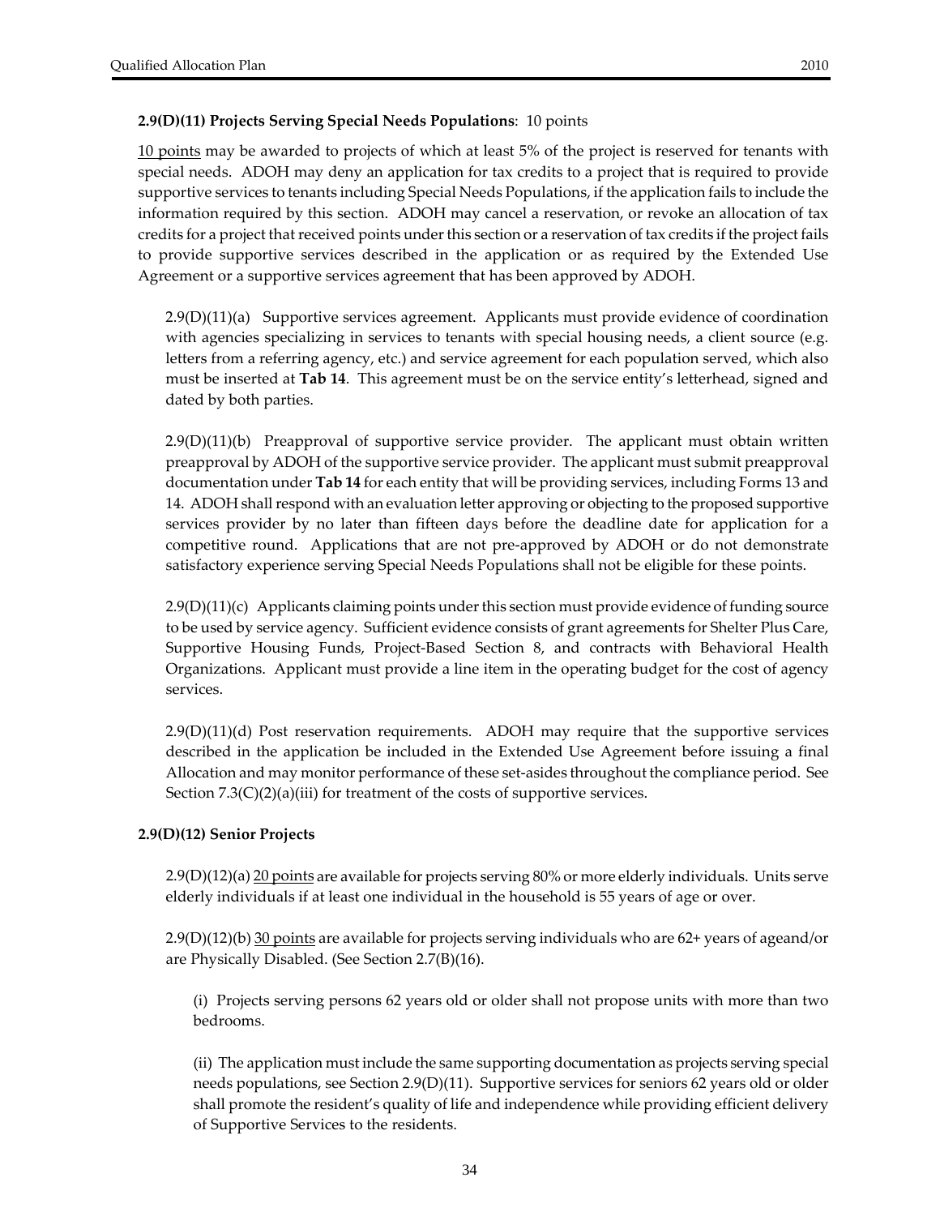**2.9(D)(11) Projects Serving Special Needs Populations**: 10 points

10 points may be awarded to projects of which at least 5% of the project is reserved for tenants with special needs. ADOH may deny an application for tax credits to a project that is required to provide supportive services to tenants including Special Needs Populations, if the application fails to include the information required by this section. ADOH may cancel a reservation, or revoke an allocation of tax credits for a project that received points under this section or a reservation of tax credits if the project fails to provide supportive services described in the application or as required by the Extended Use Agreement or a supportive services agreement that has been approved by ADOH.

2.9(D)(11)(a) Supportive services agreement. Applicants must provide evidence of coordination with agencies specializing in services to tenants with special housing needs, a client source (e.g. letters from a referring agency, etc.) and service agreement for each population served, which also must be inserted at **Tab 14**. This agreement must be on the service entity's letterhead, signed and dated by both parties.

2.9(D)(11)(b) Preapproval of supportive service provider. The applicant must obtain written preapproval by ADOH of the supportive service provider. The applicant must submit preapproval documentation under **Tab 14** for each entity that will be providing services, including Forms 13 and 14. ADOH shall respond with an evaluation letter approving or objecting to the proposed supportive services provider by no later than fifteen days before the deadline date for application for a competitive round. Applications that are not pre-approved by ADOH or do not demonstrate satisfactory experience serving Special Needs Populations shall not be eligible for these points.

2.9(D)(11)(c) Applicants claiming points under this section must provide evidence of funding source to be used by service agency. Sufficient evidence consists of grant agreements for Shelter Plus Care, Supportive Housing Funds, Project-Based Section 8, and contracts with Behavioral Health Organizations. Applicant must provide a line item in the operating budget for the cost of agency services.

2.9(D)(11)(d) Post reservation requirements. ADOH may require that the supportive services described in the application be included in the Extended Use Agreement before issuing a final Allocation and may monitor performance of these set-asides throughout the compliance period. See Section 7.3(C)(2)(a)(iii) for treatment of the costs of supportive services.

**2.9(D)(12) Senior Projects**

2.9(D)(12)(a) 20 points are available for projects serving 80% or more elderly individuals. Units serve elderly individuals if at least one individual in the household is 55 years of age or over.

2.9(D)(12)(b) 30 points are available for projects serving individuals who are 62+ years of ageand/or are Physically Disabled. (See Section 2.7(B)(16).

(i) Projects serving persons 62 years old or older shall not propose units with more than two bedrooms.

(ii) The application must include the same supporting documentation as projects serving special needs populations, see Section 2.9(D)(11). Supportive services for seniors 62 years old or older shall promote the resident's quality of life and independence while providing efficient delivery of Supportive Services to the residents.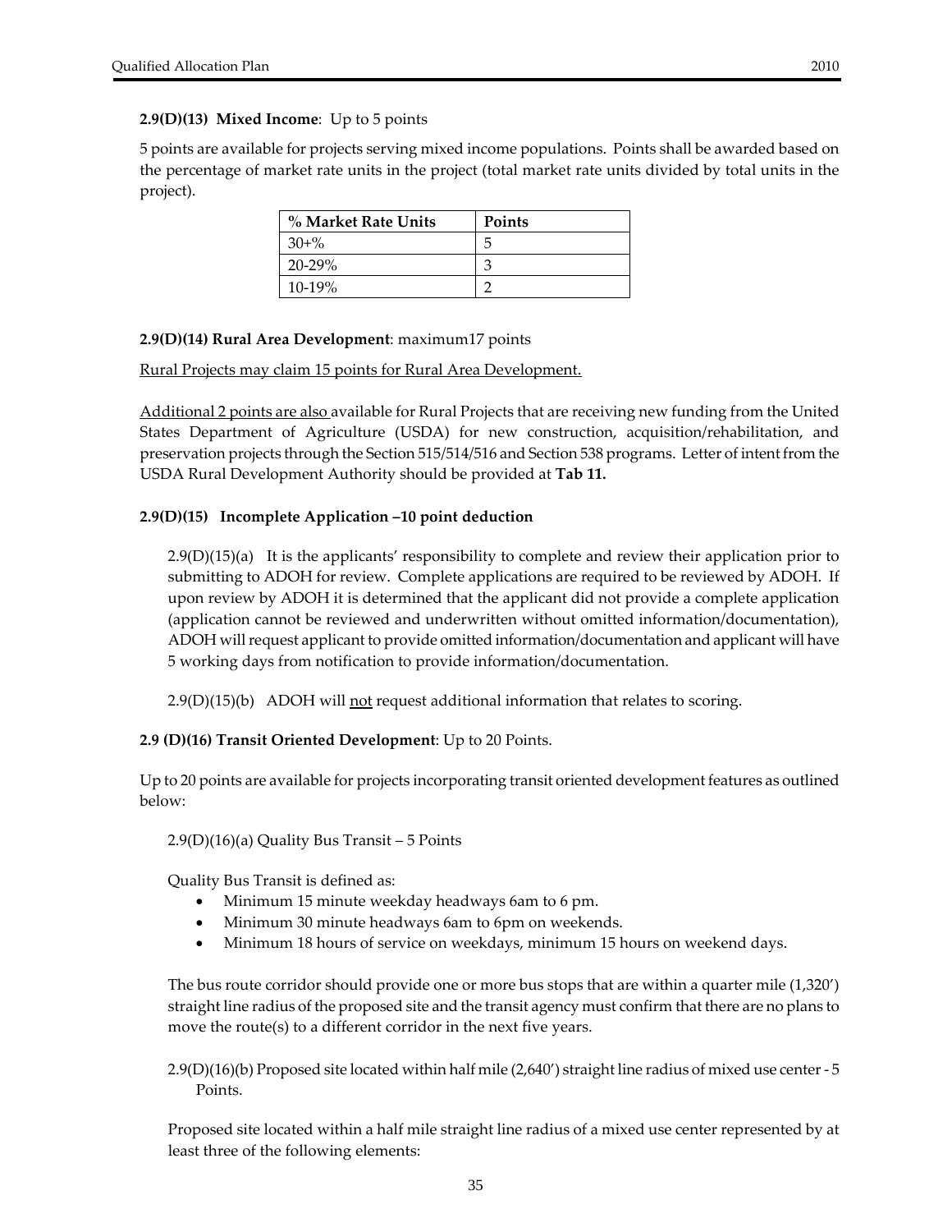**2.9(D)(13) Mixed Income**: Up to 5 points

5 points are available for projects serving mixed income populations. Points shall be awarded based on the percentage of market rate units in the project (total market rate units divided by total units in the project).

| % Market Rate Units | Points |
|---|---|
| 30+% | 5 |
| 20-29% | 3 |
| 10-19% | 2 |

**2.9(D)(14) Rural Area Development**: maximum17 points

Rural Projects may claim 15 points for Rural Area Development.

Additional 2 points are also available for Rural Projects that are receiving new funding from the United States Department of Agriculture (USDA) for new construction, acquisition/rehabilitation, and preservation projects through the Section 515/514/516 and Section 538 programs. Letter of intent from the USDA Rural Development Authority should be provided at **Tab 11.**

**2.9(D)(15) Incomplete Application –10 point deduction**

2.9(D)(15)(a) It is the applicants' responsibility to complete and review their application prior to submitting to ADOH for review. Complete applications are required to be reviewed by ADOH. If upon review by ADOH it is determined that the applicant did not provide a complete application (application cannot be reviewed and underwritten without omitted information/documentation), ADOH will request applicant to provide omitted information/documentation and applicant will have 5 working days from notification to provide information/documentation.

2.9(D)(15)(b) ADOH will not request additional information that relates to scoring.

**2.9 (D)(16) Transit Oriented Development**: Up to 20 Points.

Up to 20 points are available for projects incorporating transit oriented development features as outlined below:

2.9(D)(16)(a) Quality Bus Transit – 5 Points

Quality Bus Transit is defined as:

- Minimum 15 minute weekday headways 6am to 6 pm.
- Minimum 30 minute headways 6am to 6pm on weekends.
- Minimum 18 hours of service on weekdays, minimum 15 hours on weekend days.

The bus route corridor should provide one or more bus stops that are within a quarter mile (1,320') straight line radius of the proposed site and the transit agency must confirm that there are no plans to move the route(s) to a different corridor in the next five years.

2.9(D)(16)(b) Proposed site located within half mile (2,640') straight line radius of mixed use center - 5 Points.

Proposed site located within a half mile straight line radius of a mixed use center represented by at least three of the following elements: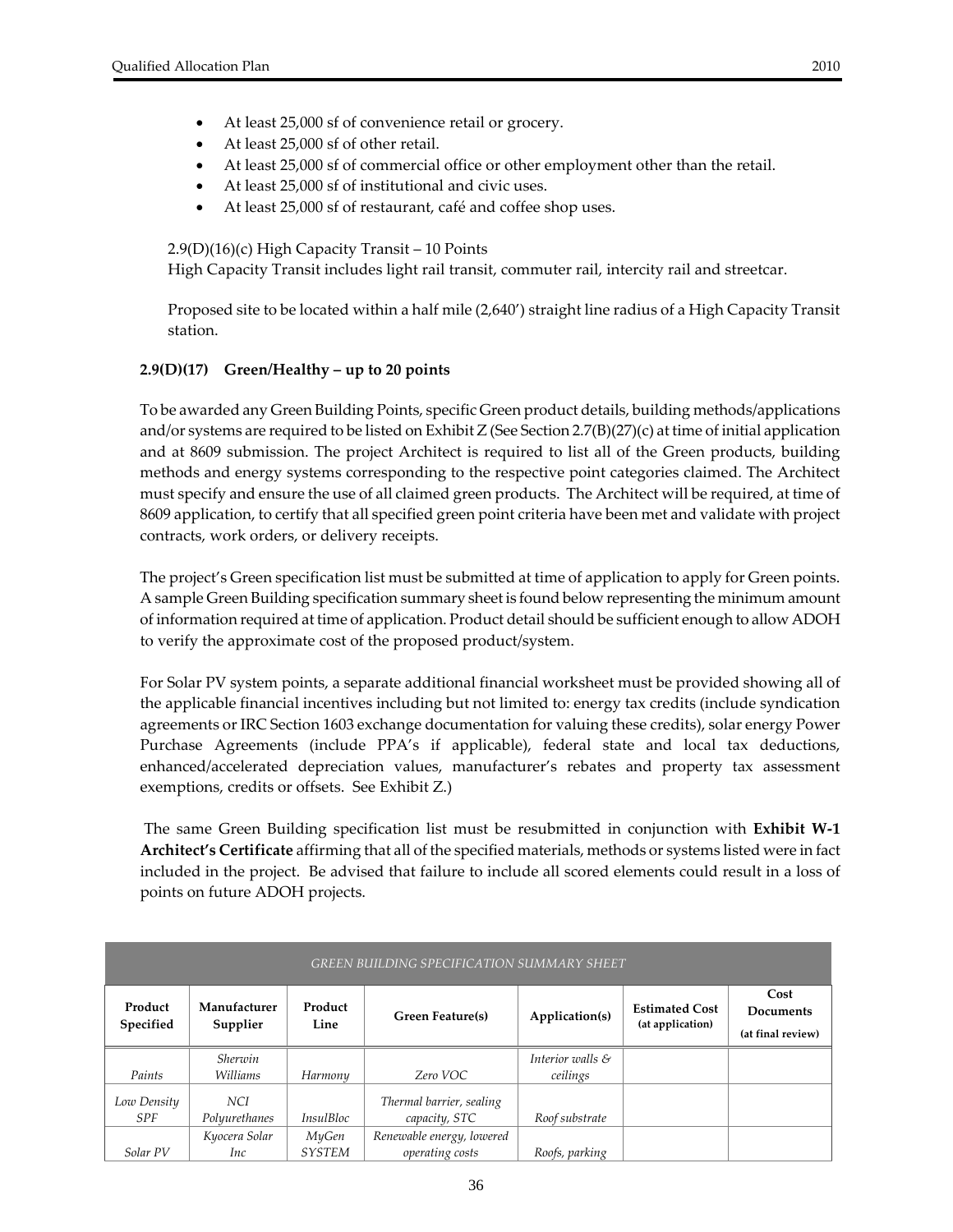- At least 25,000 sf of convenience retail or grocery.
- At least 25,000 sf of other retail.
- At least 25,000 sf of commercial office or other employment other than the retail.
- At least 25,000 sf of institutional and civic uses.
- At least 25,000 sf of restaurant, café and coffee shop uses.

2.9(D)(16)(c) High Capacity Transit – 10 Points
High Capacity Transit includes light rail transit, commuter rail, intercity rail and streetcar.

Proposed site to be located within a half mile (2,640') straight line radius of a High Capacity Transit station.

**2.9(D)(17) Green/Healthy – up to 20 points**

To be awarded any Green Building Points, specific Green product details, building methods/applications and/or systems are required to be listed on Exhibit Z (See Section 2.7(B)(27)(c) at time of initial application and at 8609 submission. The project Architect is required to list all of the Green products, building methods and energy systems corresponding to the respective point categories claimed. The Architect must specify and ensure the use of all claimed green products. The Architect will be required, at time of 8609 application, to certify that all specified green point criteria have been met and validate with project contracts, work orders, or delivery receipts.

The project's Green specification list must be submitted at time of application to apply for Green points. A sample Green Building specification summary sheet is found below representing the minimum amount of information required at time of application. Product detail should be sufficient enough to allow ADOH to verify the approximate cost of the proposed product/system.

For Solar PV system points, a separate additional financial worksheet must be provided showing all of the applicable financial incentives including but not limited to: energy tax credits (include syndication agreements or IRC Section 1603 exchange documentation for valuing these credits), solar energy Power Purchase Agreements (include PPA's if applicable), federal state and local tax deductions, enhanced/accelerated depreciation values, manufacturer's rebates and property tax assessment exemptions, credits or offsets. See Exhibit Z.)

The same Green Building specification list must be resubmitted in conjunction with **Exhibit W-1 Architect's Certificate** affirming that all of the specified materials, methods or systems listed were in fact included in the project. Be advised that failure to include all scored elements could result in a loss of points on future ADOH projects.

| *GREEN BUILDING SPECIFICATION SUMMARY SHEET* | | | | | | |
|---|---|---|---|---|---|---|
| **Product Specified** | **Manufacturer Supplier** | **Product Line** | **Green Feature(s)** | **Application(s)** | **Estimated Cost (at application)** | **Cost Documents (at final review)** |
| *Paints* | *Sherwin Williams* | *Harmony* | *Zero VOC* | *Interior walls & ceilings* | | |
| *Low Density SPF* | *NCI Polyurethanes* | *InsulBloc* | *Thermal barrier, sealing capacity, STC* | *Roof substrate* | | |
| *Solar PV* | *Kyocera Solar Inc* | *MyGen SYSTEM* | *Renewable energy, lowered operating costs* | *Roofs, parking* | | |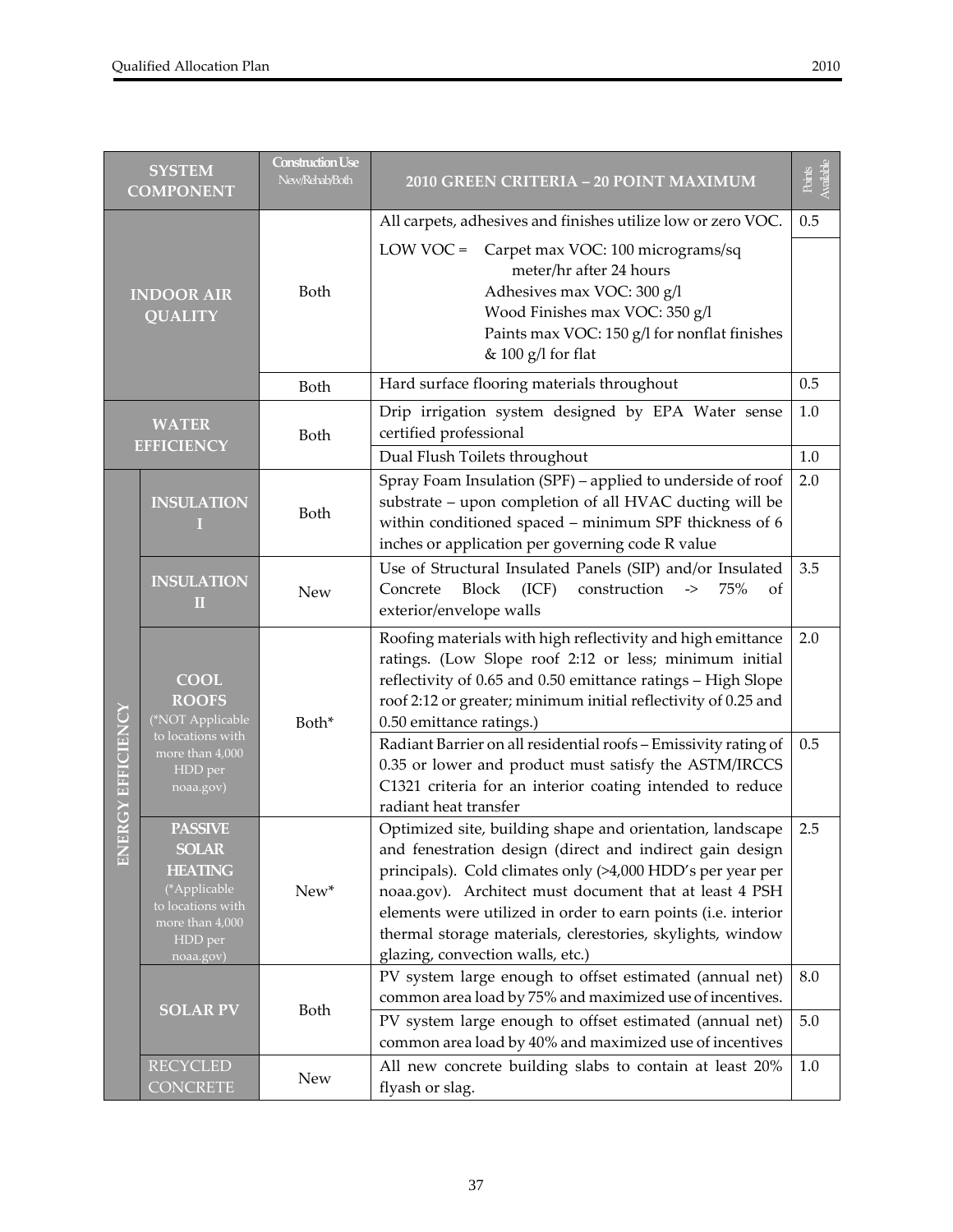| SYSTEM COMPONENT | | Construction Use New/Rehab/Both | 2010 GREEN CRITERIA – 20 POINT MAXIMUM | Points Available |
|---|---|---|---|---|
| INDOOR AIR QUALITY | | Both | All carpets, adhesives and finishes utilize low or zero VOC. | 0.5 |
| | | | LOW VOC = Carpet max VOC: 100 micrograms/sq meter/hr after 24 hours<br>Adhesives max VOC: 300 g/l<br>Wood Finishes max VOC: 350 g/l<br>Paints max VOC: 150 g/l for nonflat finishes & 100 g/l for flat | |
| | | Both | Hard surface flooring materials throughout | 0.5 |
| WATER EFFICIENCY | | Both | Drip irrigation system designed by EPA Water sense certified professional | 1.0 |
| | | | Dual Flush Toilets throughout | 1.0 |
| ENERGY EFFICIENCY | INSULATION I | Both | Spray Foam Insulation (SPF) – applied to underside of roof substrate – upon completion of all HVAC ducting will be within conditioned spaced – minimum SPF thickness of 6 inches or application per governing code R value | 2.0 |
| | INSULATION II | New | Use of Structural Insulated Panels (SIP) and/or Insulated Concrete Block (ICF) construction -> 75% of exterior/envelope walls | 3.5 |
| | COOL ROOFS (*NOT Applicable to locations with more than 4,000 HDD per noaa.gov) | Both* | Roofing materials with high reflectivity and high emittance ratings. (Low Slope roof 2:12 or less; minimum initial reflectivity of 0.65 and 0.50 emittance ratings – High Slope roof 2:12 or greater; minimum initial reflectivity of 0.25 and 0.50 emittance ratings.) | 2.0 |
| | | | Radiant Barrier on all residential roofs – Emissivity rating of 0.35 or lower and product must satisfy the ASTM/IRCCS C1321 criteria for an interior coating intended to reduce radiant heat transfer | 0.5 |
| | PASSIVE SOLAR HEATING (*Applicable to locations with more than 4,000 HDD per noaa.gov) | New* | Optimized site, building shape and orientation, landscape and fenestration design (direct and indirect gain design principals). Cold climates only (>4,000 HDD's per year per noaa.gov). Architect must document that at least 4 PSH elements were utilized in order to earn points (i.e. interior thermal storage materials, clerestories, skylights, window glazing, convection walls, etc.) | 2.5 |
| | SOLAR PV | Both | PV system large enough to offset estimated (annual net) common area load by 75% and maximized use of incentives. | 8.0 |
| | | | PV system large enough to offset estimated (annual net) common area load by 40% and maximized use of incentives | 5.0 |
| | RECYCLED CONCRETE | New | All new concrete building slabs to contain at least 20% flyash or slag. | 1.0 |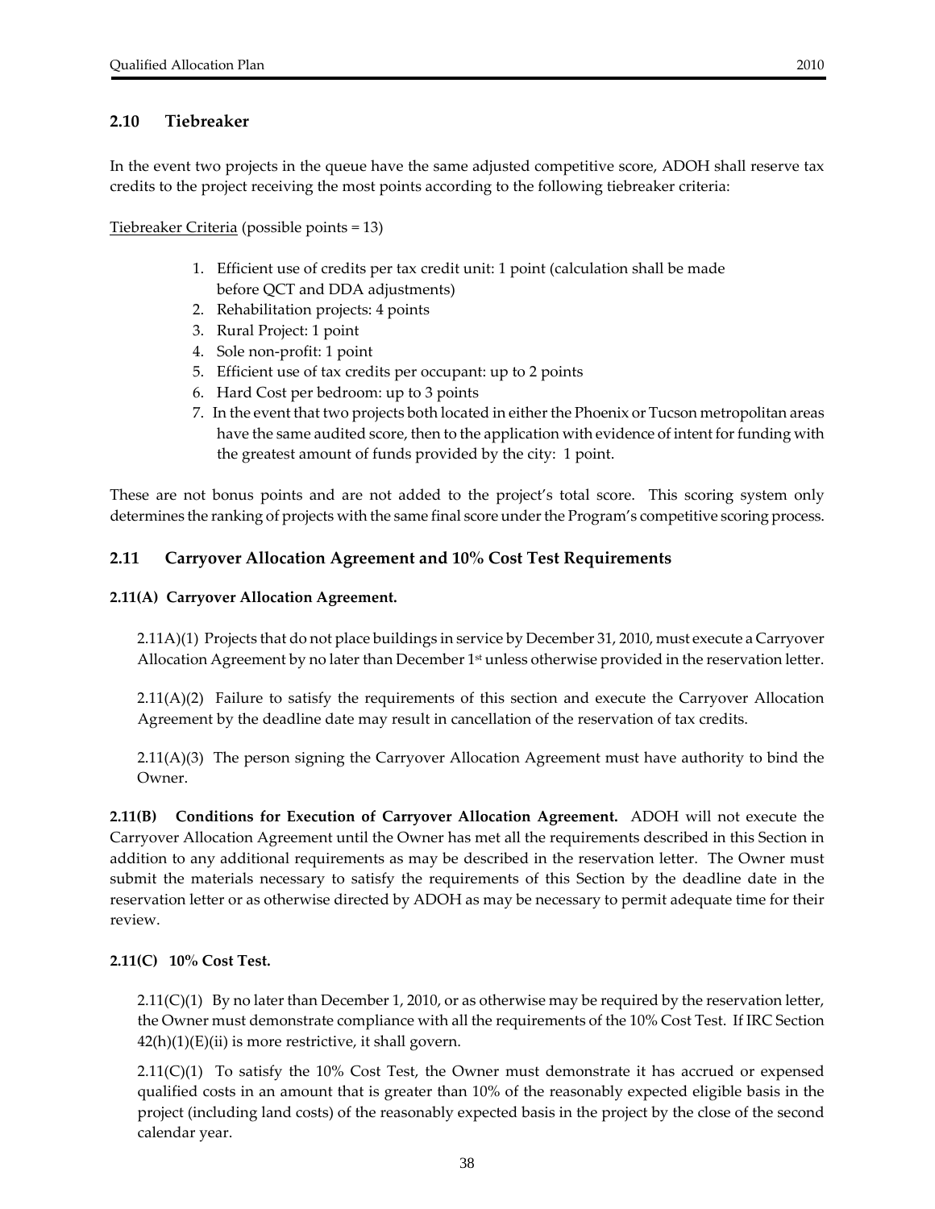## 2.10 Tiebreaker

In the event two projects in the queue have the same adjusted competitive score, ADOH shall reserve tax credits to the project receiving the most points according to the following tiebreaker criteria:

Tiebreaker Criteria (possible points = 13)

1. Efficient use of credits per tax credit unit: 1 point (calculation shall be made before QCT and DDA adjustments)
2. Rehabilitation projects: 4 points
3. Rural Project: 1 point
4. Sole non-profit: 1 point
5. Efficient use of tax credits per occupant: up to 2 points
6. Hard Cost per bedroom: up to 3 points
7. In the event that two projects both located in either the Phoenix or Tucson metropolitan areas have the same audited score, then to the application with evidence of intent for funding with the greatest amount of funds provided by the city: 1 point.

These are not bonus points and are not added to the project's total score. This scoring system only determines the ranking of projects with the same final score under the Program's competitive scoring process.

## 2.11 Carryover Allocation Agreement and 10% Cost Test Requirements

### 2.11(A) Carryover Allocation Agreement.

2.11A)(1) Projects that do not place buildings in service by December 31, 2010, must execute a Carryover Allocation Agreement by no later than December 1st unless otherwise provided in the reservation letter.

2.11(A)(2) Failure to satisfy the requirements of this section and execute the Carryover Allocation Agreement by the deadline date may result in cancellation of the reservation of tax credits.

2.11(A)(3) The person signing the Carryover Allocation Agreement must have authority to bind the Owner.

**2.11(B) Conditions for Execution of Carryover Allocation Agreement.** ADOH will not execute the Carryover Allocation Agreement until the Owner has met all the requirements described in this Section in addition to any additional requirements as may be described in the reservation letter. The Owner must submit the materials necessary to satisfy the requirements of this Section by the deadline date in the reservation letter or as otherwise directed by ADOH as may be necessary to permit adequate time for their review.

### 2.11(C) 10% Cost Test.

2.11(C)(1) By no later than December 1, 2010, or as otherwise may be required by the reservation letter, the Owner must demonstrate compliance with all the requirements of the 10% Cost Test. If IRC Section 42(h)(1)(E)(ii) is more restrictive, it shall govern.

2.11(C)(1) To satisfy the 10% Cost Test, the Owner must demonstrate it has accrued or expensed qualified costs in an amount that is greater than 10% of the reasonably expected eligible basis in the project (including land costs) of the reasonably expected basis in the project by the close of the second calendar year.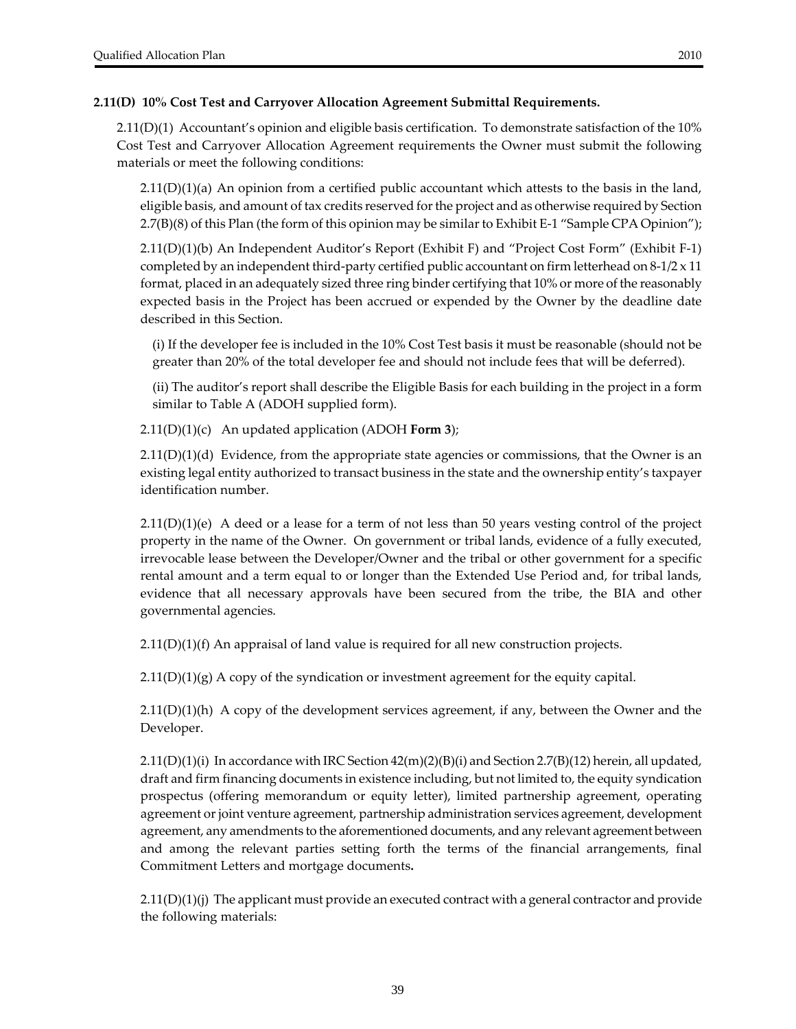**2.11(D) 10% Cost Test and Carryover Allocation Agreement Submittal Requirements.**

2.11(D)(1) Accountant's opinion and eligible basis certification. To demonstrate satisfaction of the 10% Cost Test and Carryover Allocation Agreement requirements the Owner must submit the following materials or meet the following conditions:

2.11(D)(1)(a) An opinion from a certified public accountant which attests to the basis in the land, eligible basis, and amount of tax credits reserved for the project and as otherwise required by Section 2.7(B)(8) of this Plan (the form of this opinion may be similar to Exhibit E-1 "Sample CPA Opinion");

2.11(D)(1)(b) An Independent Auditor's Report (Exhibit F) and "Project Cost Form" (Exhibit F-1) completed by an independent third-party certified public accountant on firm letterhead on 8-1/2 x 11 format, placed in an adequately sized three ring binder certifying that 10% or more of the reasonably expected basis in the Project has been accrued or expended by the Owner by the deadline date described in this Section.

(i) If the developer fee is included in the 10% Cost Test basis it must be reasonable (should not be greater than 20% of the total developer fee and should not include fees that will be deferred).

(ii) The auditor's report shall describe the Eligible Basis for each building in the project in a form similar to Table A (ADOH supplied form).

2.11(D)(1)(c) An updated application (ADOH **Form 3**);

2.11(D)(1)(d) Evidence, from the appropriate state agencies or commissions, that the Owner is an existing legal entity authorized to transact business in the state and the ownership entity's taxpayer identification number.

2.11(D)(1)(e) A deed or a lease for a term of not less than 50 years vesting control of the project property in the name of the Owner. On government or tribal lands, evidence of a fully executed, irrevocable lease between the Developer/Owner and the tribal or other government for a specific rental amount and a term equal to or longer than the Extended Use Period and, for tribal lands, evidence that all necessary approvals have been secured from the tribe, the BIA and other governmental agencies.

2.11(D)(1)(f) An appraisal of land value is required for all new construction projects.

2.11(D)(1)(g) A copy of the syndication or investment agreement for the equity capital.

2.11(D)(1)(h) A copy of the development services agreement, if any, between the Owner and the Developer.

2.11(D)(1)(i) In accordance with IRC Section 42(m)(2)(B)(i) and Section 2.7(B)(12) herein, all updated, draft and firm financing documents in existence including, but not limited to, the equity syndication prospectus (offering memorandum or equity letter), limited partnership agreement, operating agreement or joint venture agreement, partnership administration services agreement, development agreement, any amendments to the aforementioned documents, and any relevant agreement between and among the relevant parties setting forth the terms of the financial arrangements, final Commitment Letters and mortgage documents**.**

2.11(D)(1)(j) The applicant must provide an executed contract with a general contractor and provide the following materials: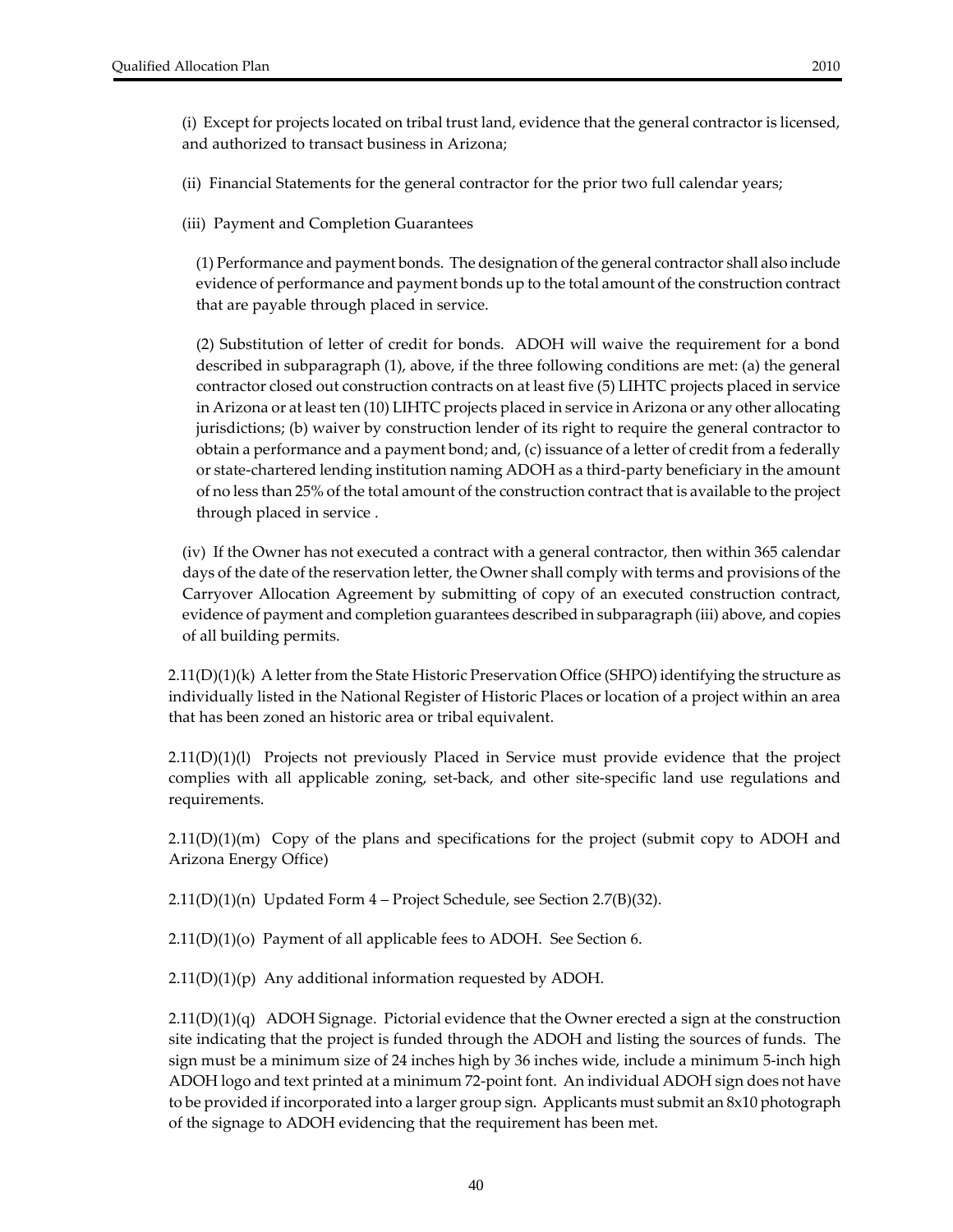(i) Except for projects located on tribal trust land, evidence that the general contractor is licensed, and authorized to transact business in Arizona;

(ii) Financial Statements for the general contractor for the prior two full calendar years;

(iii) Payment and Completion Guarantees

(1) Performance and payment bonds. The designation of the general contractor shall also include evidence of performance and payment bonds up to the total amount of the construction contract that are payable through placed in service.

(2) Substitution of letter of credit for bonds. ADOH will waive the requirement for a bond described in subparagraph (1), above, if the three following conditions are met: (a) the general contractor closed out construction contracts on at least five (5) LIHTC projects placed in service in Arizona or at least ten (10) LIHTC projects placed in service in Arizona or any other allocating jurisdictions; (b) waiver by construction lender of its right to require the general contractor to obtain a performance and a payment bond; and, (c) issuance of a letter of credit from a federally or state-chartered lending institution naming ADOH as a third-party beneficiary in the amount of no less than 25% of the total amount of the construction contract that is available to the project through placed in service .

(iv) If the Owner has not executed a contract with a general contractor, then within 365 calendar days of the date of the reservation letter, the Owner shall comply with terms and provisions of the Carryover Allocation Agreement by submitting of copy of an executed construction contract, evidence of payment and completion guarantees described in subparagraph (iii) above, and copies of all building permits.

2.11(D)(1)(k) A letter from the State Historic Preservation Office (SHPO) identifying the structure as individually listed in the National Register of Historic Places or location of a project within an area that has been zoned an historic area or tribal equivalent.

2.11(D)(1)(l) Projects not previously Placed in Service must provide evidence that the project complies with all applicable zoning, set-back, and other site-specific land use regulations and requirements.

2.11(D)(1)(m) Copy of the plans and specifications for the project (submit copy to ADOH and Arizona Energy Office)

2.11(D)(1)(n) Updated Form 4 – Project Schedule, see Section 2.7(B)(32).

2.11(D)(1)(o) Payment of all applicable fees to ADOH. See Section 6.

2.11(D)(1)(p) Any additional information requested by ADOH.

2.11(D)(1)(q) ADOH Signage. Pictorial evidence that the Owner erected a sign at the construction site indicating that the project is funded through the ADOH and listing the sources of funds. The sign must be a minimum size of 24 inches high by 36 inches wide, include a minimum 5-inch high ADOH logo and text printed at a minimum 72-point font. An individual ADOH sign does not have to be provided if incorporated into a larger group sign. Applicants must submit an 8x10 photograph of the signage to ADOH evidencing that the requirement has been met.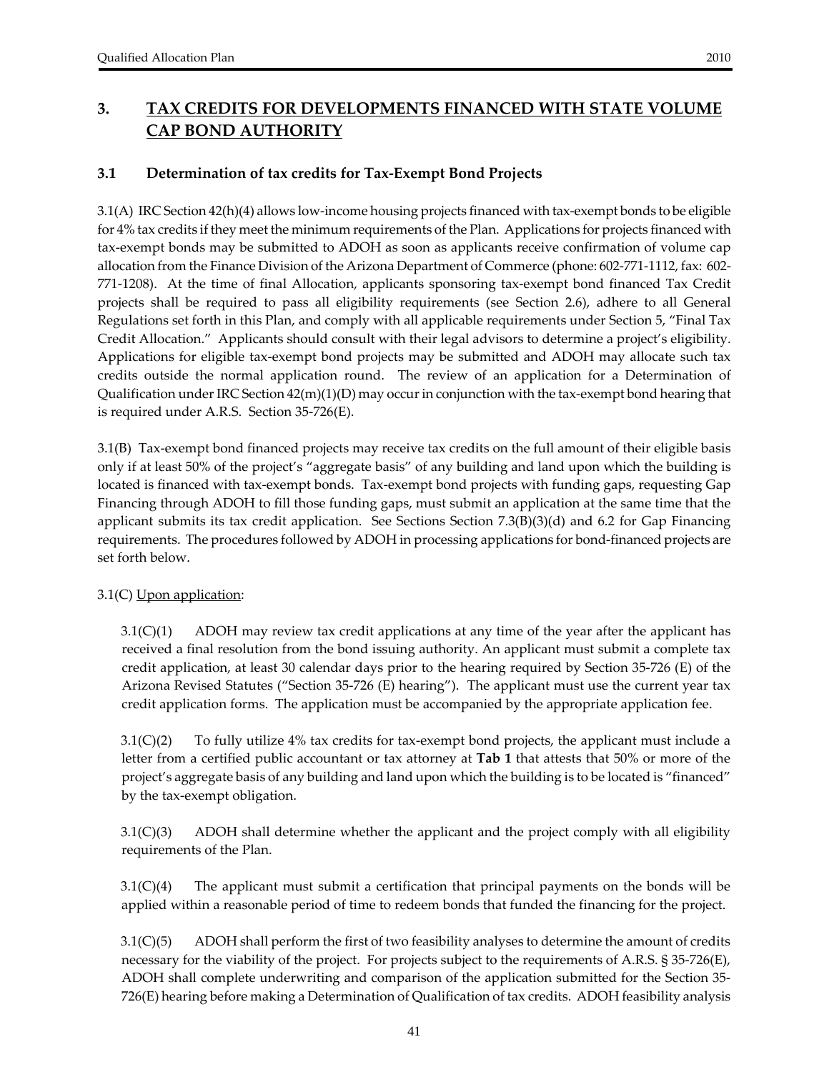## 3. TAX CREDITS FOR DEVELOPMENTS FINANCED WITH STATE VOLUME CAP BOND AUTHORITY

### 3.1 Determination of tax credits for Tax-Exempt Bond Projects

3.1(A) IRC Section 42(h)(4) allows low-income housing projects financed with tax-exempt bonds to be eligible for 4% tax credits if they meet the minimum requirements of the Plan. Applications for projects financed with tax-exempt bonds may be submitted to ADOH as soon as applicants receive confirmation of volume cap allocation from the Finance Division of the Arizona Department of Commerce (phone: 602-771-1112, fax: 602-771-1208). At the time of final Allocation, applicants sponsoring tax-exempt bond financed Tax Credit projects shall be required to pass all eligibility requirements (see Section 2.6), adhere to all General Regulations set forth in this Plan, and comply with all applicable requirements under Section 5, "Final Tax Credit Allocation." Applicants should consult with their legal advisors to determine a project's eligibility. Applications for eligible tax-exempt bond projects may be submitted and ADOH may allocate such tax credits outside the normal application round. The review of an application for a Determination of Qualification under IRC Section 42(m)(1)(D) may occur in conjunction with the tax-exempt bond hearing that is required under A.R.S. Section 35-726(E).

3.1(B) Tax-exempt bond financed projects may receive tax credits on the full amount of their eligible basis only if at least 50% of the project's "aggregate basis" of any building and land upon which the building is located is financed with tax-exempt bonds. Tax-exempt bond projects with funding gaps, requesting Gap Financing through ADOH to fill those funding gaps, must submit an application at the same time that the applicant submits its tax credit application. See Sections Section 7.3(B)(3)(d) and 6.2 for Gap Financing requirements. The procedures followed by ADOH in processing applications for bond-financed projects are set forth below.

3.1(C) Upon application:

3.1(C)(1) ADOH may review tax credit applications at any time of the year after the applicant has received a final resolution from the bond issuing authority. An applicant must submit a complete tax credit application, at least 30 calendar days prior to the hearing required by Section 35-726 (E) of the Arizona Revised Statutes ("Section 35-726 (E) hearing"). The applicant must use the current year tax credit application forms. The application must be accompanied by the appropriate application fee.

3.1(C)(2) To fully utilize 4% tax credits for tax-exempt bond projects, the applicant must include a letter from a certified public accountant or tax attorney at **Tab 1** that attests that 50% or more of the project's aggregate basis of any building and land upon which the building is to be located is "financed" by the tax-exempt obligation.

3.1(C)(3) ADOH shall determine whether the applicant and the project comply with all eligibility requirements of the Plan.

3.1(C)(4) The applicant must submit a certification that principal payments on the bonds will be applied within a reasonable period of time to redeem bonds that funded the financing for the project.

3.1(C)(5) ADOH shall perform the first of two feasibility analyses to determine the amount of credits necessary for the viability of the project. For projects subject to the requirements of A.R.S. § 35-726(E), ADOH shall complete underwriting and comparison of the application submitted for the Section 35-726(E) hearing before making a Determination of Qualification of tax credits. ADOH feasibility analysis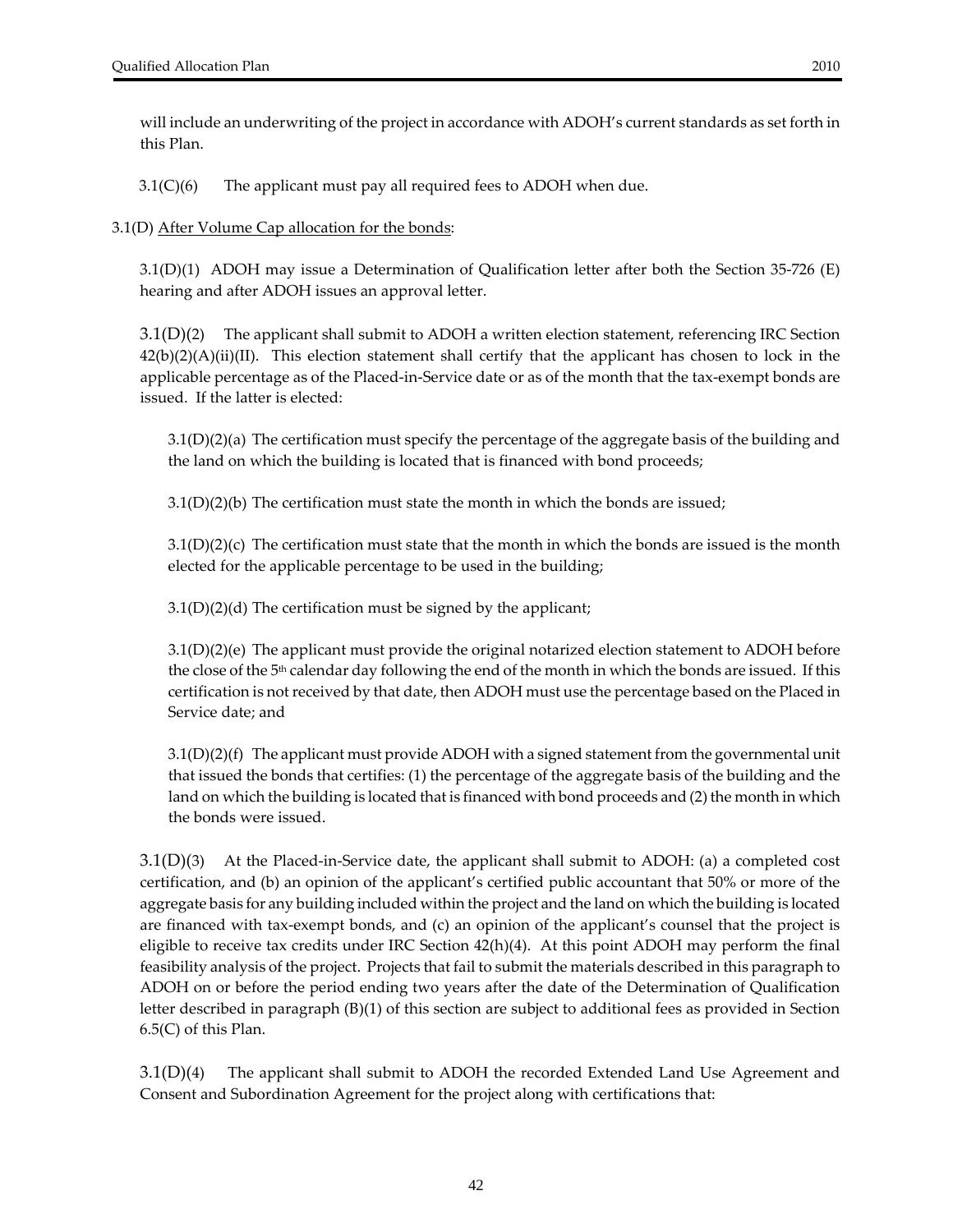will include an underwriting of the project in accordance with ADOH's current standards as set forth in this Plan.

3.1(C)(6) The applicant must pay all required fees to ADOH when due.

3.1(D) After Volume Cap allocation for the bonds:

3.1(D)(1) ADOH may issue a Determination of Qualification letter after both the Section 35-726 (E) hearing and after ADOH issues an approval letter.

3.1(D)(2) The applicant shall submit to ADOH a written election statement, referencing IRC Section 42(b)(2)(A)(ii)(II). This election statement shall certify that the applicant has chosen to lock in the applicable percentage as of the Placed-in-Service date or as of the month that the tax-exempt bonds are issued. If the latter is elected:

3.1(D)(2)(a) The certification must specify the percentage of the aggregate basis of the building and the land on which the building is located that is financed with bond proceeds;

3.1(D)(2)(b) The certification must state the month in which the bonds are issued;

3.1(D)(2)(c) The certification must state that the month in which the bonds are issued is the month elected for the applicable percentage to be used in the building;

3.1(D)(2)(d) The certification must be signed by the applicant;

3.1(D)(2)(e) The applicant must provide the original notarized election statement to ADOH before the close of the 5th calendar day following the end of the month in which the bonds are issued. If this certification is not received by that date, then ADOH must use the percentage based on the Placed in Service date; and

3.1(D)(2)(f) The applicant must provide ADOH with a signed statement from the governmental unit that issued the bonds that certifies: (1) the percentage of the aggregate basis of the building and the land on which the building is located that is financed with bond proceeds and (2) the month in which the bonds were issued.

3.1(D)(3) At the Placed-in-Service date, the applicant shall submit to ADOH: (a) a completed cost certification, and (b) an opinion of the applicant's certified public accountant that 50% or more of the aggregate basis for any building included within the project and the land on which the building is located are financed with tax-exempt bonds, and (c) an opinion of the applicant's counsel that the project is eligible to receive tax credits under IRC Section 42(h)(4). At this point ADOH may perform the final feasibility analysis of the project. Projects that fail to submit the materials described in this paragraph to ADOH on or before the period ending two years after the date of the Determination of Qualification letter described in paragraph (B)(1) of this section are subject to additional fees as provided in Section 6.5(C) of this Plan.

3.1(D)(4) The applicant shall submit to ADOH the recorded Extended Land Use Agreement and Consent and Subordination Agreement for the project along with certifications that: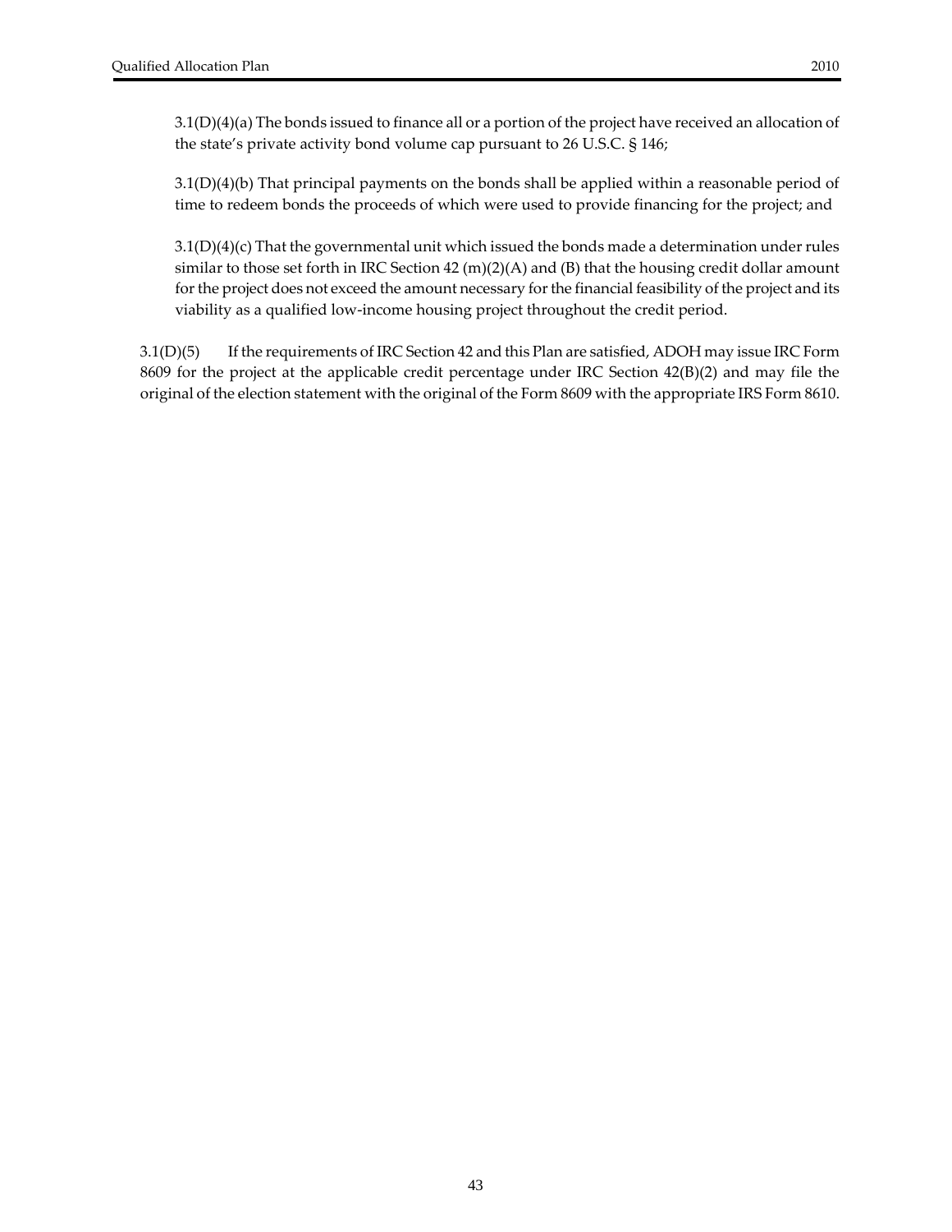3.1(D)(4)(a) The bonds issued to finance all or a portion of the project have received an allocation of the state's private activity bond volume cap pursuant to 26 U.S.C. § 146;

3.1(D)(4)(b) That principal payments on the bonds shall be applied within a reasonable period of time to redeem bonds the proceeds of which were used to provide financing for the project; and

3.1(D)(4)(c) That the governmental unit which issued the bonds made a determination under rules similar to those set forth in IRC Section 42 (m)(2)(A) and (B) that the housing credit dollar amount for the project does not exceed the amount necessary for the financial feasibility of the project and its viability as a qualified low-income housing project throughout the credit period.

3.1(D)(5) If the requirements of IRC Section 42 and this Plan are satisfied, ADOH may issue IRC Form 8609 for the project at the applicable credit percentage under IRC Section 42(B)(2) and may file the original of the election statement with the original of the Form 8609 with the appropriate IRS Form 8610.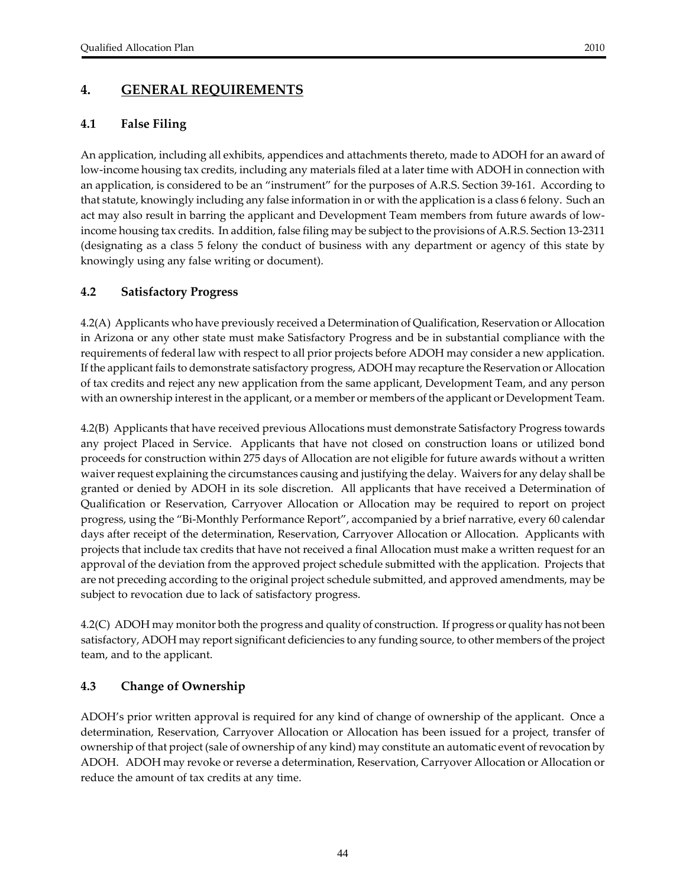## 4. GENERAL REQUIREMENTS

### 4.1 False Filing

An application, including all exhibits, appendices and attachments thereto, made to ADOH for an award of low-income housing tax credits, including any materials filed at a later time with ADOH in connection with an application, is considered to be an "instrument" for the purposes of A.R.S. Section 39-161. According to that statute, knowingly including any false information in or with the application is a class 6 felony. Such an act may also result in barring the applicant and Development Team members from future awards of low-income housing tax credits. In addition, false filing may be subject to the provisions of A.R.S. Section 13-2311 (designating as a class 5 felony the conduct of business with any department or agency of this state by knowingly using any false writing or document).

### 4.2 Satisfactory Progress

4.2(A) Applicants who have previously received a Determination of Qualification, Reservation or Allocation in Arizona or any other state must make Satisfactory Progress and be in substantial compliance with the requirements of federal law with respect to all prior projects before ADOH may consider a new application. If the applicant fails to demonstrate satisfactory progress, ADOH may recapture the Reservation or Allocation of tax credits and reject any new application from the same applicant, Development Team, and any person with an ownership interest in the applicant, or a member or members of the applicant or Development Team.

4.2(B) Applicants that have received previous Allocations must demonstrate Satisfactory Progress towards any project Placed in Service. Applicants that have not closed on construction loans or utilized bond proceeds for construction within 275 days of Allocation are not eligible for future awards without a written waiver request explaining the circumstances causing and justifying the delay. Waivers for any delay shall be granted or denied by ADOH in its sole discretion. All applicants that have received a Determination of Qualification or Reservation, Carryover Allocation or Allocation may be required to report on project progress, using the "Bi-Monthly Performance Report", accompanied by a brief narrative, every 60 calendar days after receipt of the determination, Reservation, Carryover Allocation or Allocation. Applicants with projects that include tax credits that have not received a final Allocation must make a written request for an approval of the deviation from the approved project schedule submitted with the application. Projects that are not preceding according to the original project schedule submitted, and approved amendments, may be subject to revocation due to lack of satisfactory progress.

4.2(C) ADOH may monitor both the progress and quality of construction. If progress or quality has not been satisfactory, ADOH may report significant deficiencies to any funding source, to other members of the project team, and to the applicant.

### 4.3 Change of Ownership

ADOH's prior written approval is required for any kind of change of ownership of the applicant. Once a determination, Reservation, Carryover Allocation or Allocation has been issued for a project, transfer of ownership of that project (sale of ownership of any kind) may constitute an automatic event of revocation by ADOH. ADOH may revoke or reverse a determination, Reservation, Carryover Allocation or Allocation or reduce the amount of tax credits at any time.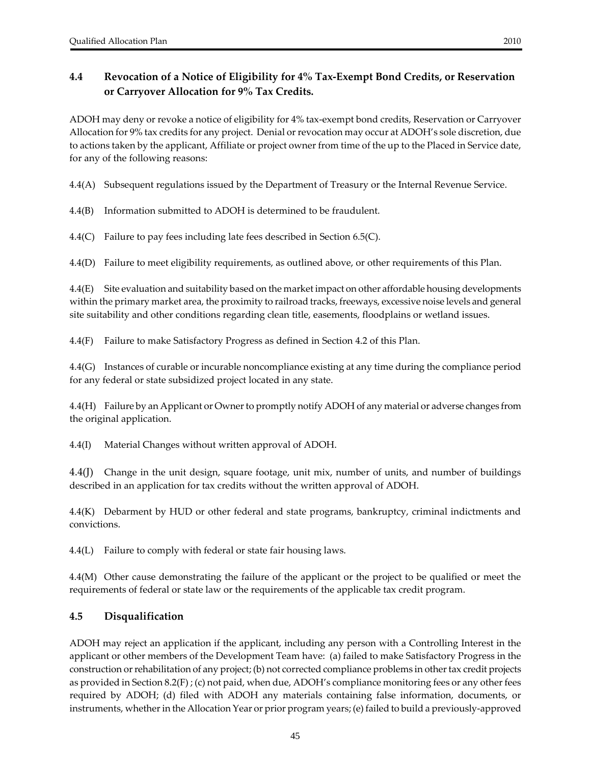## 4.4 Revocation of a Notice of Eligibility for 4% Tax-Exempt Bond Credits, or Reservation or Carryover Allocation for 9% Tax Credits.

ADOH may deny or revoke a notice of eligibility for 4% tax-exempt bond credits, Reservation or Carryover Allocation for 9% tax credits for any project. Denial or revocation may occur at ADOH's sole discretion, due to actions taken by the applicant, Affiliate or project owner from time of the up to the Placed in Service date, for any of the following reasons:

4.4(A) Subsequent regulations issued by the Department of Treasury or the Internal Revenue Service.

4.4(B) Information submitted to ADOH is determined to be fraudulent.

4.4(C) Failure to pay fees including late fees described in Section 6.5(C).

4.4(D) Failure to meet eligibility requirements, as outlined above, or other requirements of this Plan.

4.4(E) Site evaluation and suitability based on the market impact on other affordable housing developments within the primary market area, the proximity to railroad tracks, freeways, excessive noise levels and general site suitability and other conditions regarding clean title, easements, floodplains or wetland issues.

4.4(F) Failure to make Satisfactory Progress as defined in Section 4.2 of this Plan.

4.4(G) Instances of curable or incurable noncompliance existing at any time during the compliance period for any federal or state subsidized project located in any state.

4.4(H) Failure by an Applicant or Owner to promptly notify ADOH of any material or adverse changes from the original application.

4.4(I) Material Changes without written approval of ADOH.

4.4(J) Change in the unit design, square footage, unit mix, number of units, and number of buildings described in an application for tax credits without the written approval of ADOH.

4.4(K) Debarment by HUD or other federal and state programs, bankruptcy, criminal indictments and convictions.

4.4(L) Failure to comply with federal or state fair housing laws.

4.4(M) Other cause demonstrating the failure of the applicant or the project to be qualified or meet the requirements of federal or state law or the requirements of the applicable tax credit program.

## 4.5 Disqualification

ADOH may reject an application if the applicant, including any person with a Controlling Interest in the applicant or other members of the Development Team have: (a) failed to make Satisfactory Progress in the construction or rehabilitation of any project; (b) not corrected compliance problems in other tax credit projects as provided in Section 8.2(F) ; (c) not paid, when due, ADOH's compliance monitoring fees or any other fees required by ADOH; (d) filed with ADOH any materials containing false information, documents, or instruments, whether in the Allocation Year or prior program years; (e) failed to build a previously-approved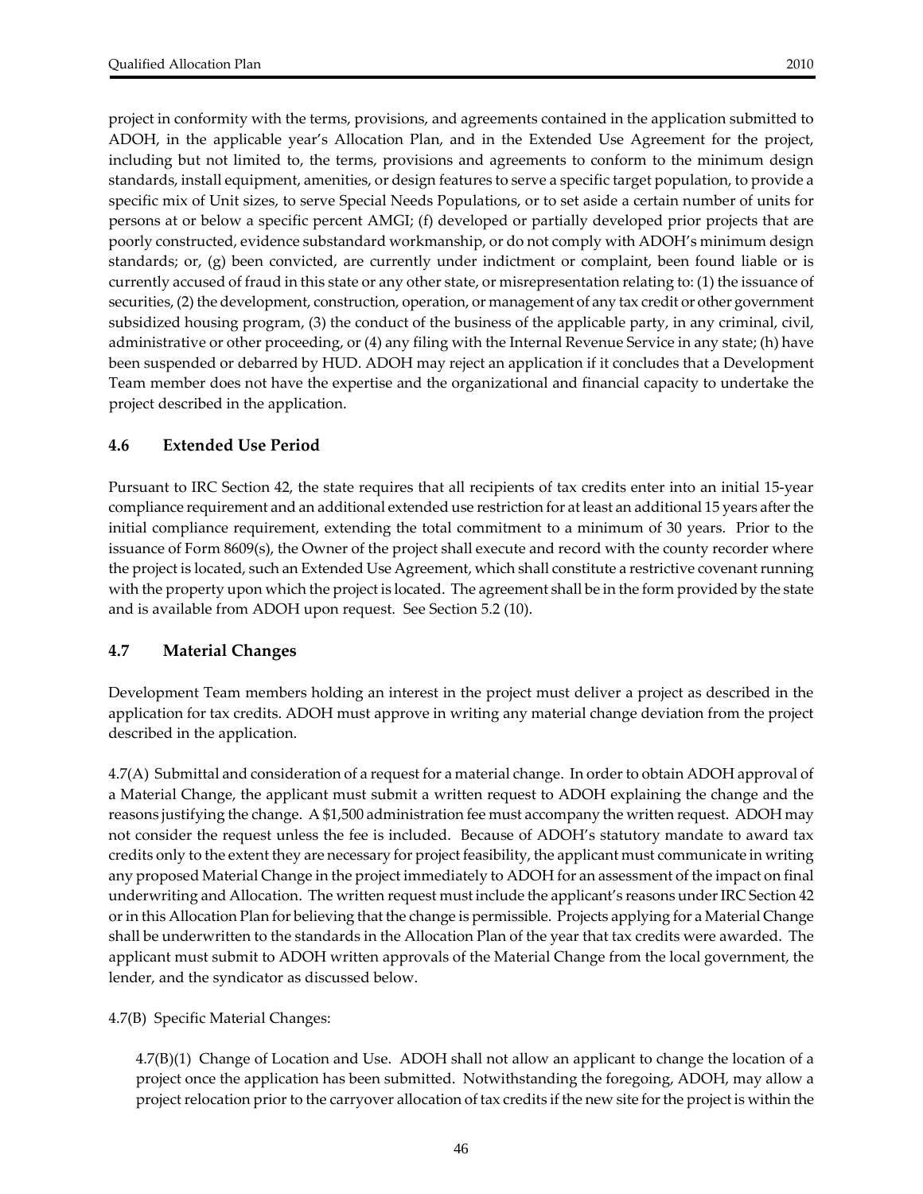project in conformity with the terms, provisions, and agreements contained in the application submitted to ADOH, in the applicable year's Allocation Plan, and in the Extended Use Agreement for the project, including but not limited to, the terms, provisions and agreements to conform to the minimum design standards, install equipment, amenities, or design features to serve a specific target population, to provide a specific mix of Unit sizes, to serve Special Needs Populations, or to set aside a certain number of units for persons at or below a specific percent AMGI; (f) developed or partially developed prior projects that are poorly constructed, evidence substandard workmanship, or do not comply with ADOH's minimum design standards; or, (g) been convicted, are currently under indictment or complaint, been found liable or is currently accused of fraud in this state or any other state, or misrepresentation relating to: (1) the issuance of securities, (2) the development, construction, operation, or management of any tax credit or other government subsidized housing program, (3) the conduct of the business of the applicable party, in any criminal, civil, administrative or other proceeding, or (4) any filing with the Internal Revenue Service in any state; (h) have been suspended or debarred by HUD. ADOH may reject an application if it concludes that a Development Team member does not have the expertise and the organizational and financial capacity to undertake the project described in the application.

### 4.6 Extended Use Period

Pursuant to IRC Section 42, the state requires that all recipients of tax credits enter into an initial 15-year compliance requirement and an additional extended use restriction for at least an additional 15 years after the initial compliance requirement, extending the total commitment to a minimum of 30 years. Prior to the issuance of Form 8609(s), the Owner of the project shall execute and record with the county recorder where the project is located, such an Extended Use Agreement, which shall constitute a restrictive covenant running with the property upon which the project is located. The agreement shall be in the form provided by the state and is available from ADOH upon request. See Section 5.2 (10).

### 4.7 Material Changes

Development Team members holding an interest in the project must deliver a project as described in the application for tax credits. ADOH must approve in writing any material change deviation from the project described in the application.

4.7(A) Submittal and consideration of a request for a material change. In order to obtain ADOH approval of a Material Change, the applicant must submit a written request to ADOH explaining the change and the reasons justifying the change. A $1,500 administration fee must accompany the written request. ADOH may not consider the request unless the fee is included. Because of ADOH's statutory mandate to award tax credits only to the extent they are necessary for project feasibility, the applicant must communicate in writing any proposed Material Change in the project immediately to ADOH for an assessment of the impact on final underwriting and Allocation. The written request must include the applicant's reasons under IRC Section 42 or in this Allocation Plan for believing that the change is permissible. Projects applying for a Material Change shall be underwritten to the standards in the Allocation Plan of the year that tax credits were awarded. The applicant must submit to ADOH written approvals of the Material Change from the local government, the lender, and the syndicator as discussed below.

4.7(B) Specific Material Changes:

4.7(B)(1) Change of Location and Use. ADOH shall not allow an applicant to change the location of a project once the application has been submitted. Notwithstanding the foregoing, ADOH, may allow a project relocation prior to the carryover allocation of tax credits if the new site for the project is within the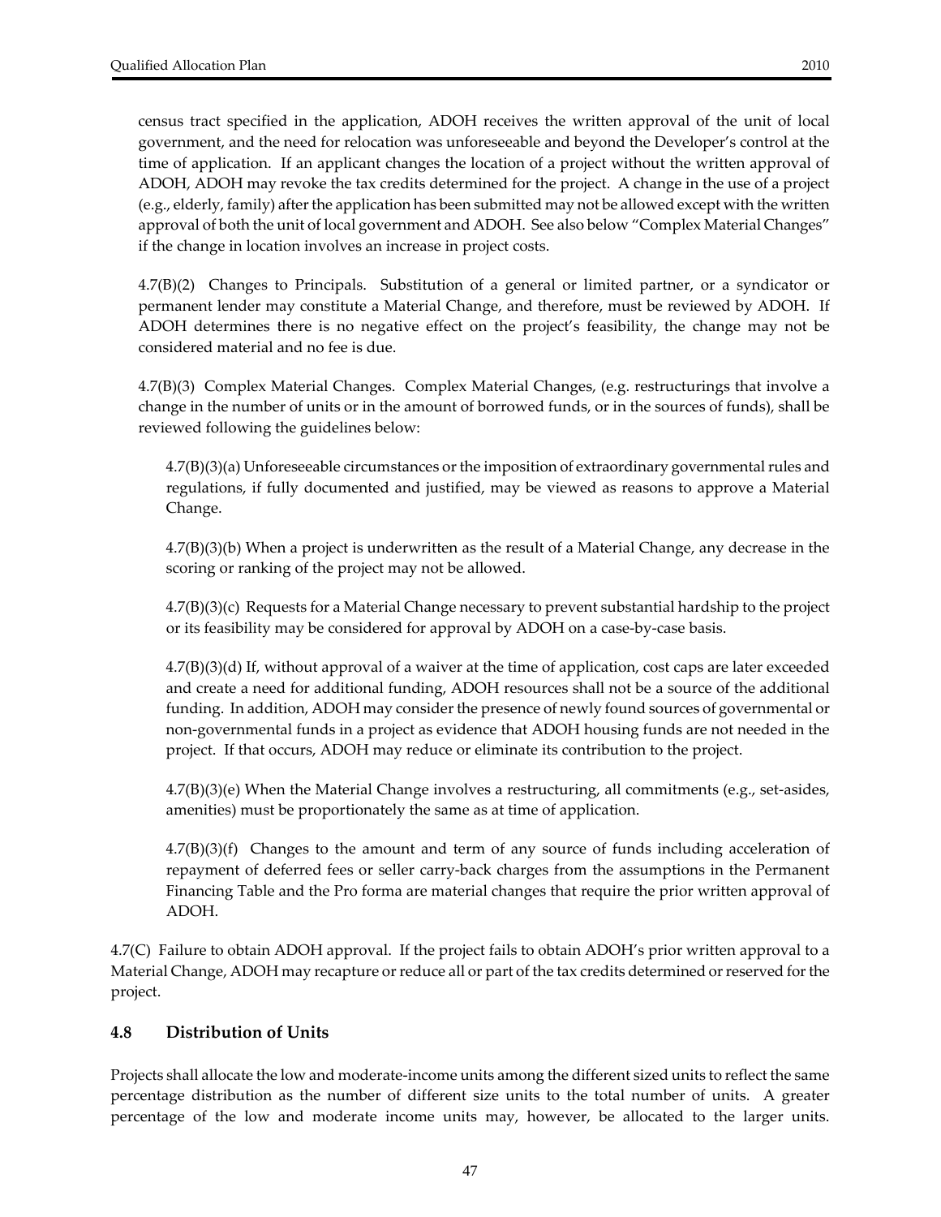census tract specified in the application, ADOH receives the written approval of the unit of local government, and the need for relocation was unforeseeable and beyond the Developer's control at the time of application. If an applicant changes the location of a project without the written approval of ADOH, ADOH may revoke the tax credits determined for the project. A change in the use of a project (e.g., elderly, family) after the application has been submitted may not be allowed except with the written approval of both the unit of local government and ADOH. See also below "Complex Material Changes" if the change in location involves an increase in project costs.

4.7(B)(2) Changes to Principals. Substitution of a general or limited partner, or a syndicator or permanent lender may constitute a Material Change, and therefore, must be reviewed by ADOH. If ADOH determines there is no negative effect on the project's feasibility, the change may not be considered material and no fee is due.

4.7(B)(3) Complex Material Changes. Complex Material Changes, (e.g. restructurings that involve a change in the number of units or in the amount of borrowed funds, or in the sources of funds), shall be reviewed following the guidelines below:

4.7(B)(3)(a) Unforeseeable circumstances or the imposition of extraordinary governmental rules and regulations, if fully documented and justified, may be viewed as reasons to approve a Material Change.

4.7(B)(3)(b) When a project is underwritten as the result of a Material Change, any decrease in the scoring or ranking of the project may not be allowed.

4.7(B)(3)(c) Requests for a Material Change necessary to prevent substantial hardship to the project or its feasibility may be considered for approval by ADOH on a case-by-case basis.

4.7(B)(3)(d) If, without approval of a waiver at the time of application, cost caps are later exceeded and create a need for additional funding, ADOH resources shall not be a source of the additional funding. In addition, ADOH may consider the presence of newly found sources of governmental or non-governmental funds in a project as evidence that ADOH housing funds are not needed in the project. If that occurs, ADOH may reduce or eliminate its contribution to the project.

4.7(B)(3)(e) When the Material Change involves a restructuring, all commitments (e.g., set-asides, amenities) must be proportionately the same as at time of application.

4.7(B)(3)(f) Changes to the amount and term of any source of funds including acceleration of repayment of deferred fees or seller carry-back charges from the assumptions in the Permanent Financing Table and the Pro forma are material changes that require the prior written approval of ADOH.

4.7(C) Failure to obtain ADOH approval. If the project fails to obtain ADOH's prior written approval to a Material Change, ADOH may recapture or reduce all or part of the tax credits determined or reserved for the project.

### 4.8 Distribution of Units

Projects shall allocate the low and moderate-income units among the different sized units to reflect the same percentage distribution as the number of different size units to the total number of units. A greater percentage of the low and moderate income units may, however, be allocated to the larger units.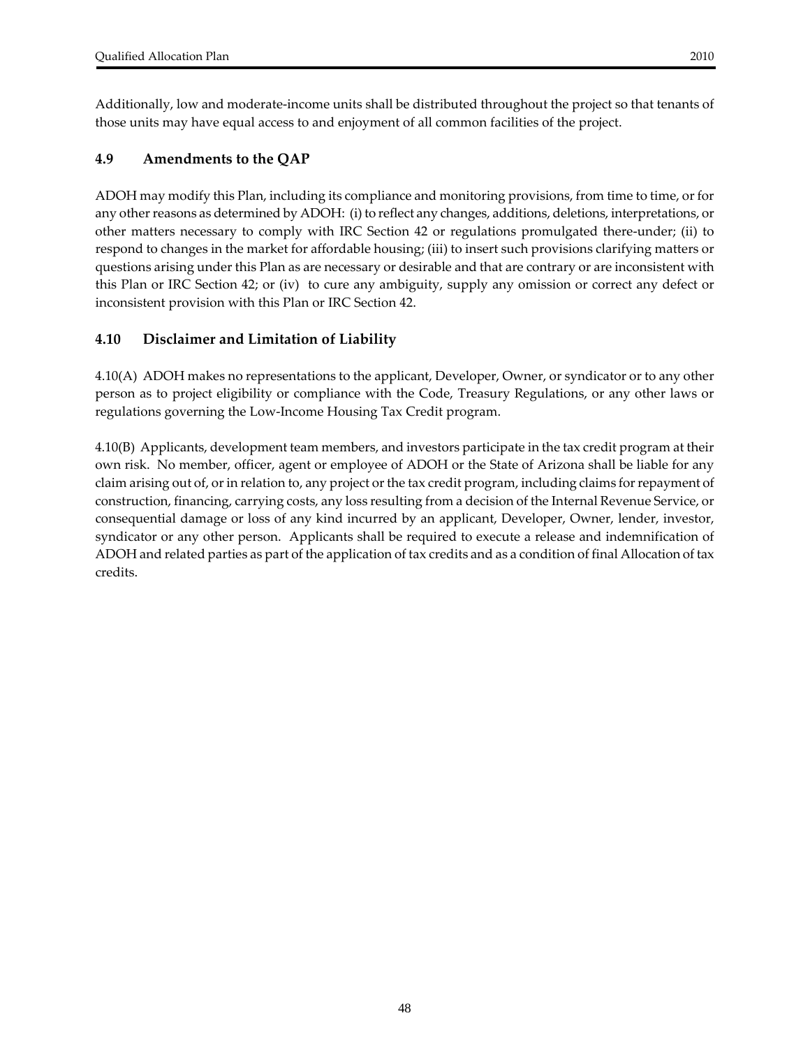Additionally, low and moderate-income units shall be distributed throughout the project so that tenants of those units may have equal access to and enjoyment of all common facilities of the project.

### 4.9 Amendments to the QAP

ADOH may modify this Plan, including its compliance and monitoring provisions, from time to time, or for any other reasons as determined by ADOH: (i) to reflect any changes, additions, deletions, interpretations, or other matters necessary to comply with IRC Section 42 or regulations promulgated there-under; (ii) to respond to changes in the market for affordable housing; (iii) to insert such provisions clarifying matters or questions arising under this Plan as are necessary or desirable and that are contrary or are inconsistent with this Plan or IRC Section 42; or (iv) to cure any ambiguity, supply any omission or correct any defect or inconsistent provision with this Plan or IRC Section 42.

### 4.10 Disclaimer and Limitation of Liability

4.10(A) ADOH makes no representations to the applicant, Developer, Owner, or syndicator or to any other person as to project eligibility or compliance with the Code, Treasury Regulations, or any other laws or regulations governing the Low-Income Housing Tax Credit program.

4.10(B) Applicants, development team members, and investors participate in the tax credit program at their own risk. No member, officer, agent or employee of ADOH or the State of Arizona shall be liable for any claim arising out of, or in relation to, any project or the tax credit program, including claims for repayment of construction, financing, carrying costs, any loss resulting from a decision of the Internal Revenue Service, or consequential damage or loss of any kind incurred by an applicant, Developer, Owner, lender, investor, syndicator or any other person. Applicants shall be required to execute a release and indemnification of ADOH and related parties as part of the application of tax credits and as a condition of final Allocation of tax credits.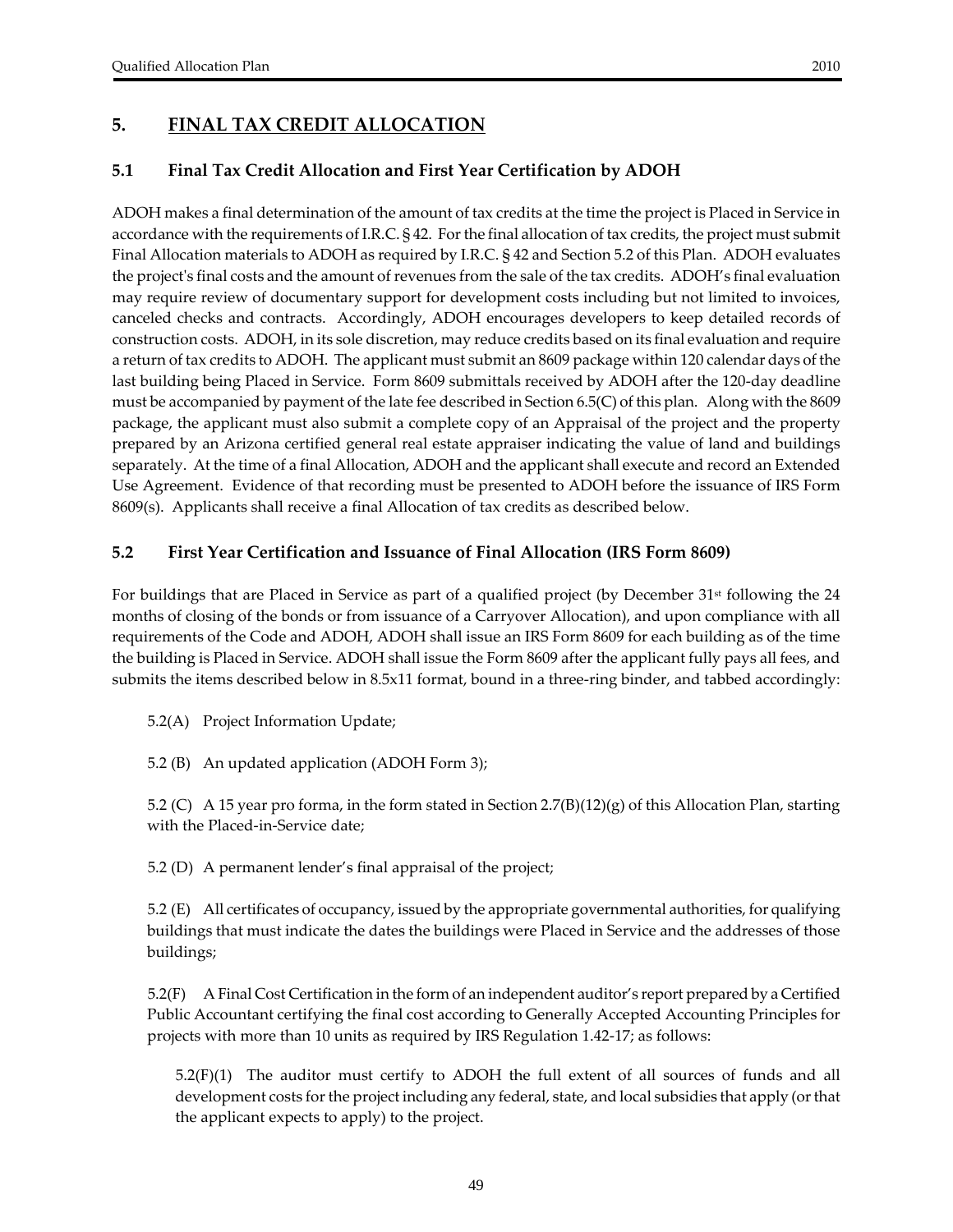## 5. FINAL TAX CREDIT ALLOCATION

### 5.1 Final Tax Credit Allocation and First Year Certification by ADOH

ADOH makes a final determination of the amount of tax credits at the time the project is Placed in Service in accordance with the requirements of I.R.C. § 42. For the final allocation of tax credits, the project must submit Final Allocation materials to ADOH as required by I.R.C. § 42 and Section 5.2 of this Plan. ADOH evaluates the project's final costs and the amount of revenues from the sale of the tax credits. ADOH's final evaluation may require review of documentary support for development costs including but not limited to invoices, canceled checks and contracts. Accordingly, ADOH encourages developers to keep detailed records of construction costs. ADOH, in its sole discretion, may reduce credits based on its final evaluation and require a return of tax credits to ADOH. The applicant must submit an 8609 package within 120 calendar days of the last building being Placed in Service. Form 8609 submittals received by ADOH after the 120-day deadline must be accompanied by payment of the late fee described in Section 6.5(C) of this plan. Along with the 8609 package, the applicant must also submit a complete copy of an Appraisal of the project and the property prepared by an Arizona certified general real estate appraiser indicating the value of land and buildings separately. At the time of a final Allocation, ADOH and the applicant shall execute and record an Extended Use Agreement. Evidence of that recording must be presented to ADOH before the issuance of IRS Form 8609(s). Applicants shall receive a final Allocation of tax credits as described below.

### 5.2 First Year Certification and Issuance of Final Allocation (IRS Form 8609)

For buildings that are Placed in Service as part of a qualified project (by December 31st following the 24 months of closing of the bonds or from issuance of a Carryover Allocation), and upon compliance with all requirements of the Code and ADOH, ADOH shall issue an IRS Form 8609 for each building as of the time the building is Placed in Service. ADOH shall issue the Form 8609 after the applicant fully pays all fees, and submits the items described below in 8.5x11 format, bound in a three-ring binder, and tabbed accordingly:

5.2(A) Project Information Update;

5.2 (B) An updated application (ADOH Form 3);

5.2 (C) A 15 year pro forma, in the form stated in Section 2.7(B)(12)(g) of this Allocation Plan, starting with the Placed-in-Service date;

5.2 (D) A permanent lender's final appraisal of the project;

5.2 (E) All certificates of occupancy, issued by the appropriate governmental authorities, for qualifying buildings that must indicate the dates the buildings were Placed in Service and the addresses of those buildings;

5.2(F) A Final Cost Certification in the form of an independent auditor's report prepared by a Certified Public Accountant certifying the final cost according to Generally Accepted Accounting Principles for projects with more than 10 units as required by IRS Regulation 1.42-17; as follows:

5.2(F)(1) The auditor must certify to ADOH the full extent of all sources of funds and all development costs for the project including any federal, state, and local subsidies that apply (or that the applicant expects to apply) to the project.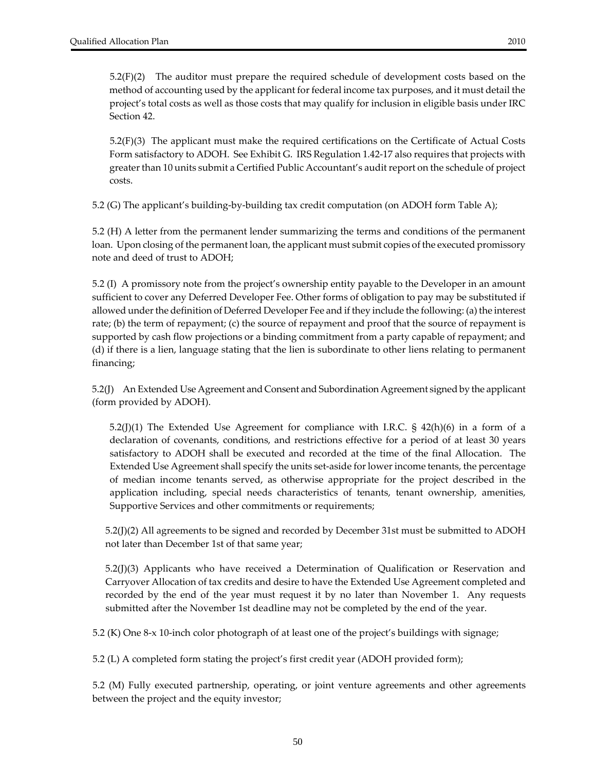5.2(F)(2) The auditor must prepare the required schedule of development costs based on the method of accounting used by the applicant for federal income tax purposes, and it must detail the project's total costs as well as those costs that may qualify for inclusion in eligible basis under IRC Section 42.

5.2(F)(3) The applicant must make the required certifications on the Certificate of Actual Costs Form satisfactory to ADOH. See Exhibit G. IRS Regulation 1.42-17 also requires that projects with greater than 10 units submit a Certified Public Accountant's audit report on the schedule of project costs.

5.2 (G) The applicant's building-by-building tax credit computation (on ADOH form Table A);

5.2 (H) A letter from the permanent lender summarizing the terms and conditions of the permanent loan. Upon closing of the permanent loan, the applicant must submit copies of the executed promissory note and deed of trust to ADOH;

5.2 (I) A promissory note from the project's ownership entity payable to the Developer in an amount sufficient to cover any Deferred Developer Fee. Other forms of obligation to pay may be substituted if allowed under the definition of Deferred Developer Fee and if they include the following: (a) the interest rate; (b) the term of repayment; (c) the source of repayment and proof that the source of repayment is supported by cash flow projections or a binding commitment from a party capable of repayment; and (d) if there is a lien, language stating that the lien is subordinate to other liens relating to permanent financing;

5.2(J) An Extended Use Agreement and Consent and Subordination Agreement signed by the applicant (form provided by ADOH).

5.2(J)(1) The Extended Use Agreement for compliance with I.R.C. § 42(h)(6) in a form of a declaration of covenants, conditions, and restrictions effective for a period of at least 30 years satisfactory to ADOH shall be executed and recorded at the time of the final Allocation. The Extended Use Agreement shall specify the units set-aside for lower income tenants, the percentage of median income tenants served, as otherwise appropriate for the project described in the application including, special needs characteristics of tenants, tenant ownership, amenities, Supportive Services and other commitments or requirements;

5.2(J)(2) All agreements to be signed and recorded by December 31st must be submitted to ADOH not later than December 1st of that same year;

5.2(J)(3) Applicants who have received a Determination of Qualification or Reservation and Carryover Allocation of tax credits and desire to have the Extended Use Agreement completed and recorded by the end of the year must request it by no later than November 1. Any requests submitted after the November 1st deadline may not be completed by the end of the year.

5.2 (K) One 8-x 10-inch color photograph of at least one of the project's buildings with signage;

5.2 (L) A completed form stating the project's first credit year (ADOH provided form);

5.2 (M) Fully executed partnership, operating, or joint venture agreements and other agreements between the project and the equity investor;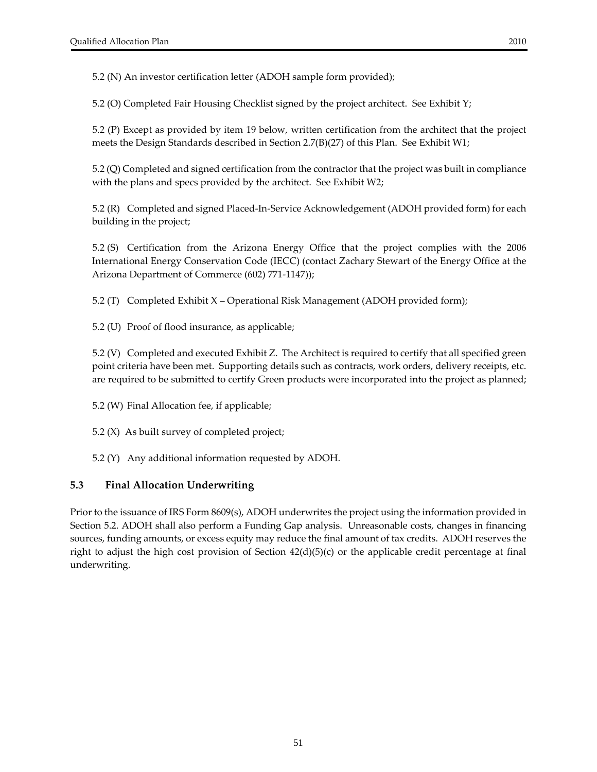5.2 (N) An investor certification letter (ADOH sample form provided);

5.2 (O) Completed Fair Housing Checklist signed by the project architect. See Exhibit Y;

5.2 (P) Except as provided by item 19 below, written certification from the architect that the project meets the Design Standards described in Section 2.7(B)(27) of this Plan. See Exhibit W1;

5.2 (Q) Completed and signed certification from the contractor that the project was built in compliance with the plans and specs provided by the architect. See Exhibit W2;

5.2 (R) Completed and signed Placed-In-Service Acknowledgement (ADOH provided form) for each building in the project;

5.2 (S) Certification from the Arizona Energy Office that the project complies with the 2006 International Energy Conservation Code (IECC) (contact Zachary Stewart of the Energy Office at the Arizona Department of Commerce (602) 771-1147));

5.2 (T) Completed Exhibit X – Operational Risk Management (ADOH provided form);

5.2 (U) Proof of flood insurance, as applicable;

5.2 (V) Completed and executed Exhibit Z. The Architect is required to certify that all specified green point criteria have been met. Supporting details such as contracts, work orders, delivery receipts, etc. are required to be submitted to certify Green products were incorporated into the project as planned;

5.2 (W) Final Allocation fee, if applicable;

5.2 (X) As built survey of completed project;

5.2 (Y) Any additional information requested by ADOH.

## 5.3 Final Allocation Underwriting

Prior to the issuance of IRS Form 8609(s), ADOH underwrites the project using the information provided in Section 5.2. ADOH shall also perform a Funding Gap analysis. Unreasonable costs, changes in financing sources, funding amounts, or excess equity may reduce the final amount of tax credits. ADOH reserves the right to adjust the high cost provision of Section 42(d)(5)(c) or the applicable credit percentage at final underwriting.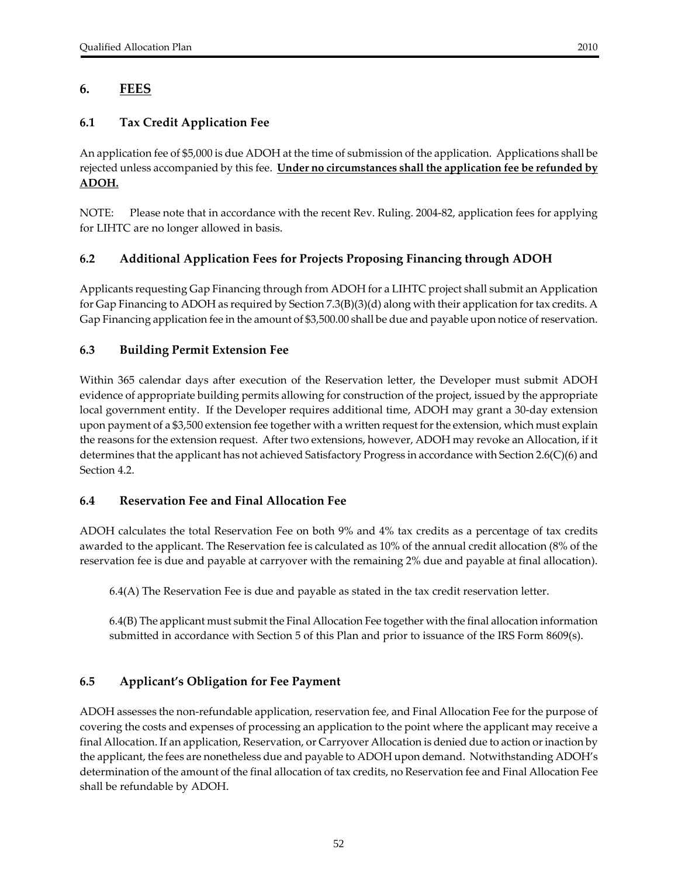## 6. <u>FEES</u>

### 6.1 Tax Credit Application Fee

An application fee of $5,000 is due ADOH at the time of submission of the application. Applications shall be rejected unless accompanied by this fee. **<u>Under no circumstances shall the application fee be refunded by ADOH.</u>**

NOTE: Please note that in accordance with the recent Rev. Ruling. 2004-82, application fees for applying for LIHTC are no longer allowed in basis.

### 6.2 Additional Application Fees for Projects Proposing Financing through ADOH

Applicants requesting Gap Financing through from ADOH for a LIHTC project shall submit an Application for Gap Financing to ADOH as required by Section 7.3(B)(3)(d) along with their application for tax credits. A Gap Financing application fee in the amount of $3,500.00 shall be due and payable upon notice of reservation.

### 6.3 Building Permit Extension Fee

Within 365 calendar days after execution of the Reservation letter, the Developer must submit ADOH evidence of appropriate building permits allowing for construction of the project, issued by the appropriate local government entity. If the Developer requires additional time, ADOH may grant a 30-day extension upon payment of a $3,500 extension fee together with a written request for the extension, which must explain the reasons for the extension request. After two extensions, however, ADOH may revoke an Allocation, if it determines that the applicant has not achieved Satisfactory Progress in accordance with Section 2.6(C)(6) and Section 4.2.

### 6.4 Reservation Fee and Final Allocation Fee

ADOH calculates the total Reservation Fee on both 9% and 4% tax credits as a percentage of tax credits awarded to the applicant. The Reservation fee is calculated as 10% of the annual credit allocation (8% of the reservation fee is due and payable at carryover with the remaining 2% due and payable at final allocation).

6.4(A) The Reservation Fee is due and payable as stated in the tax credit reservation letter.

6.4(B) The applicant must submit the Final Allocation Fee together with the final allocation information submitted in accordance with Section 5 of this Plan and prior to issuance of the IRS Form 8609(s).

### 6.5 Applicant's Obligation for Fee Payment

ADOH assesses the non-refundable application, reservation fee, and Final Allocation Fee for the purpose of covering the costs and expenses of processing an application to the point where the applicant may receive a final Allocation. If an application, Reservation, or Carryover Allocation is denied due to action or inaction by the applicant, the fees are nonetheless due and payable to ADOH upon demand. Notwithstanding ADOH's determination of the amount of the final allocation of tax credits, no Reservation fee and Final Allocation Fee shall be refundable by ADOH.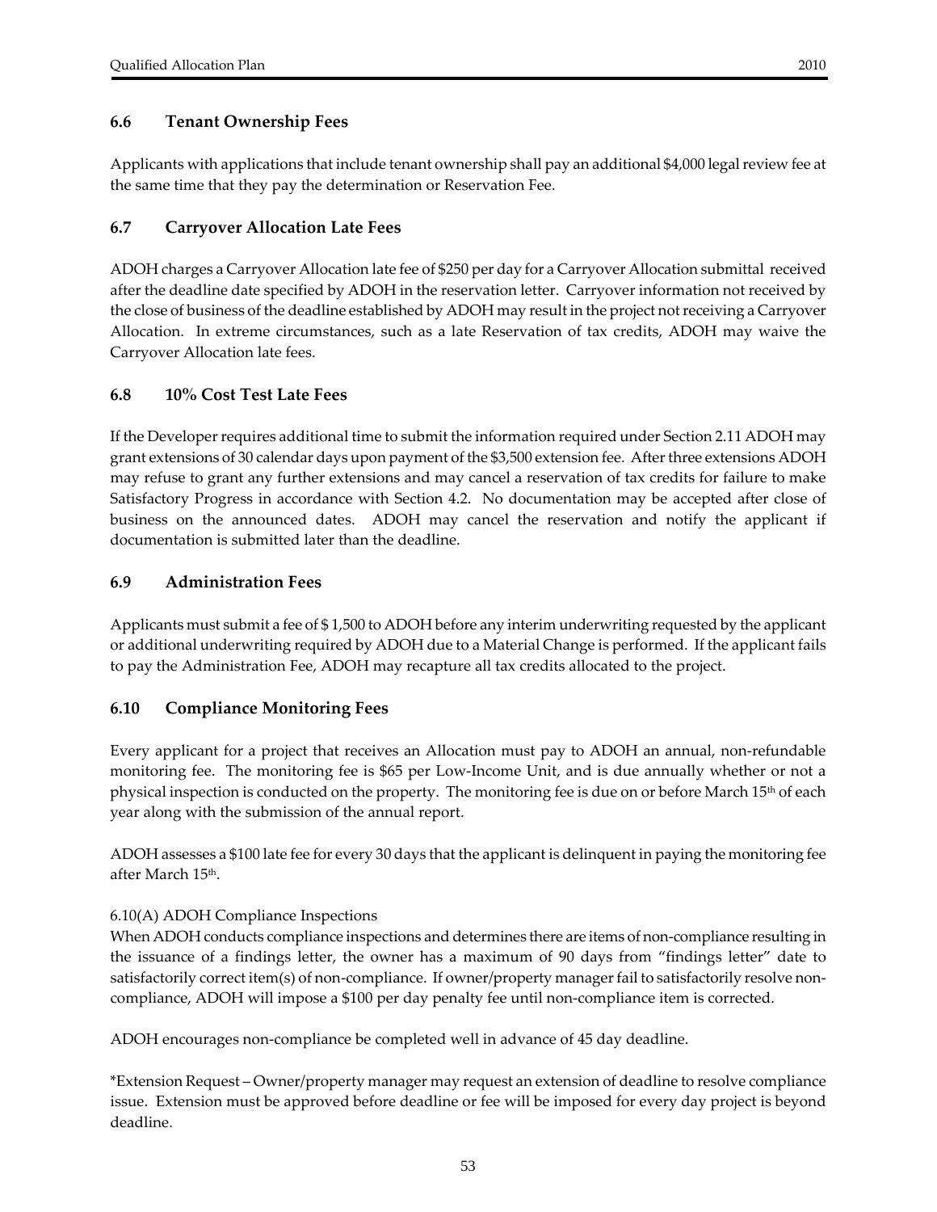### 6.6 Tenant Ownership Fees

Applicants with applications that include tenant ownership shall pay an additional $4,000 legal review fee at the same time that they pay the determination or Reservation Fee.

### 6.7 Carryover Allocation Late Fees

ADOH charges a Carryover Allocation late fee of $250 per day for a Carryover Allocation submittal received after the deadline date specified by ADOH in the reservation letter. Carryover information not received by the close of business of the deadline established by ADOH may result in the project not receiving a Carryover Allocation. In extreme circumstances, such as a late Reservation of tax credits, ADOH may waive the Carryover Allocation late fees.

### 6.8 10% Cost Test Late Fees

If the Developer requires additional time to submit the information required under Section 2.11 ADOH may grant extensions of 30 calendar days upon payment of the $3,500 extension fee. After three extensions ADOH may refuse to grant any further extensions and may cancel a reservation of tax credits for failure to make Satisfactory Progress in accordance with Section 4.2. No documentation may be accepted after close of business on the announced dates. ADOH may cancel the reservation and notify the applicant if documentation is submitted later than the deadline.

### 6.9 Administration Fees

Applicants must submit a fee of $ 1,500 to ADOH before any interim underwriting requested by the applicant or additional underwriting required by ADOH due to a Material Change is performed. If the applicant fails to pay the Administration Fee, ADOH may recapture all tax credits allocated to the project.

### 6.10 Compliance Monitoring Fees

Every applicant for a project that receives an Allocation must pay to ADOH an annual, non-refundable monitoring fee. The monitoring fee is $65 per Low-Income Unit, and is due annually whether or not a physical inspection is conducted on the property. The monitoring fee is due on or before March 15th of each year along with the submission of the annual report.

ADOH assesses a $100 late fee for every 30 days that the applicant is delinquent in paying the monitoring fee after March 15th.

6.10(A) ADOH Compliance Inspections
When ADOH conducts compliance inspections and determines there are items of non-compliance resulting in the issuance of a findings letter, the owner has a maximum of 90 days from "findings letter" date to satisfactorily correct item(s) of non-compliance. If owner/property manager fail to satisfactorily resolve non-compliance, ADOH will impose a $100 per day penalty fee until non-compliance item is corrected.

ADOH encourages non-compliance be completed well in advance of 45 day deadline.

*Extension Request – Owner/property manager may request an extension of deadline to resolve compliance issue. Extension must be approved before deadline or fee will be imposed for every day project is beyond deadline.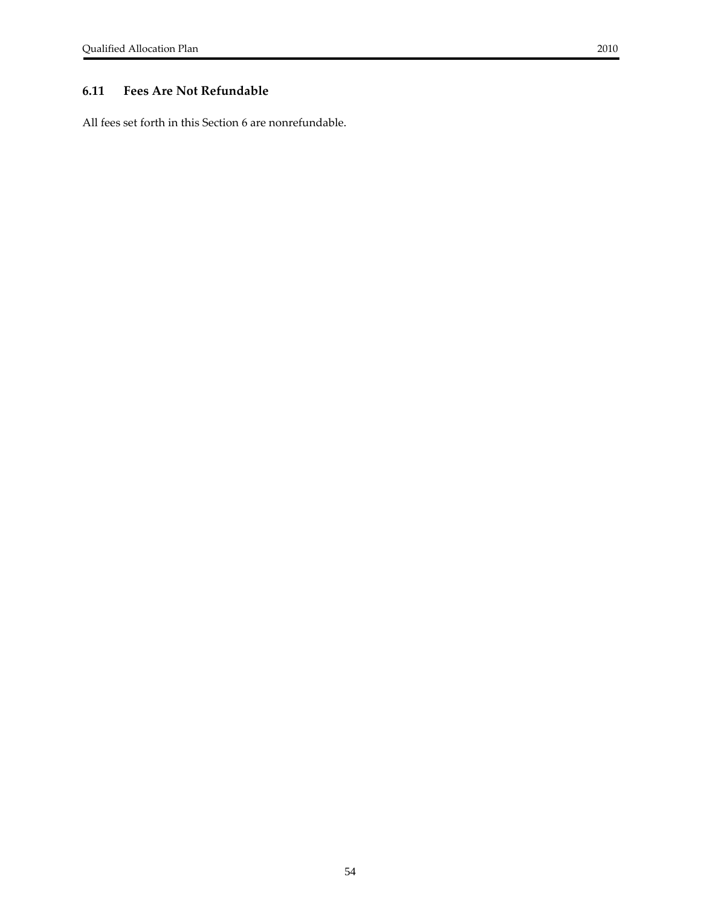### 6.11 Fees Are Not Refundable

All fees set forth in this Section 6 are nonrefundable.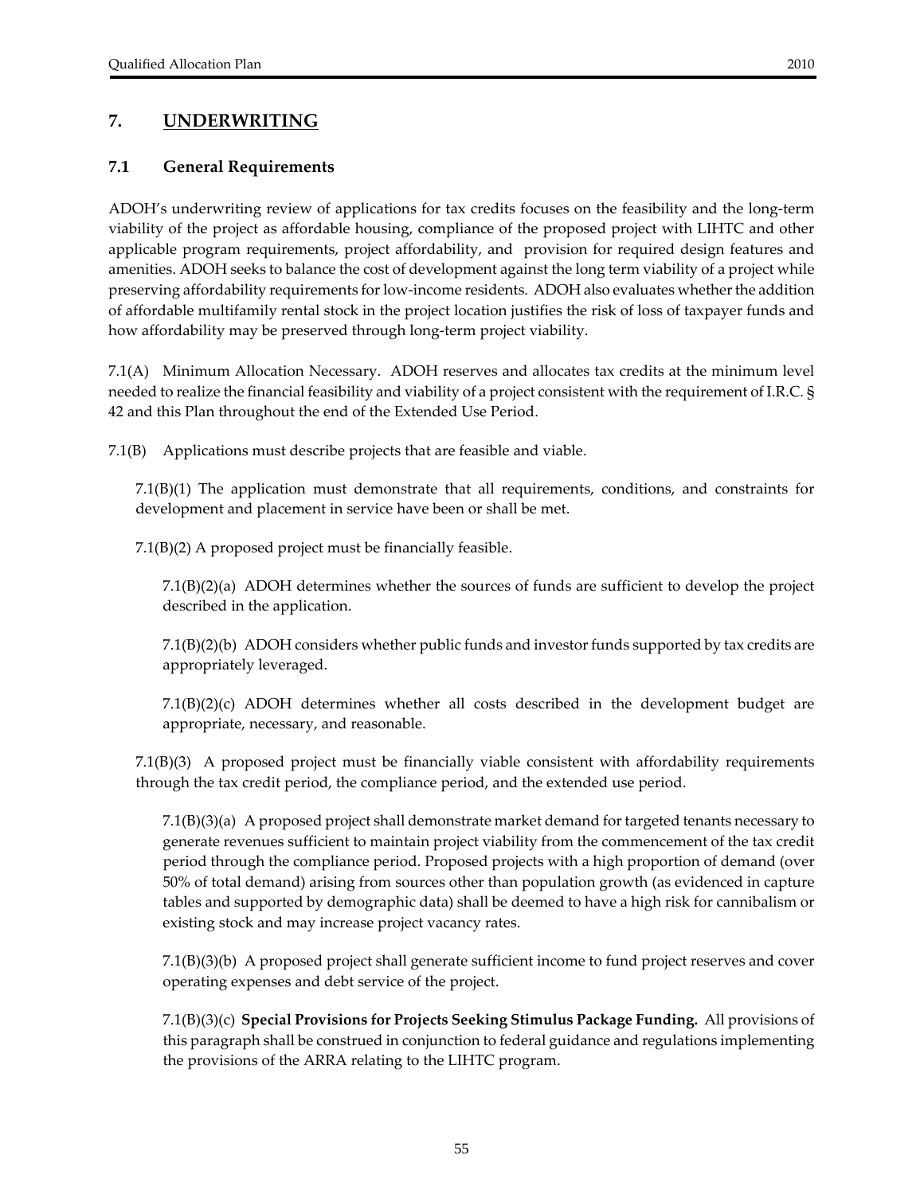# 7. UNDERWRITING

## 7.1 General Requirements

ADOH's underwriting review of applications for tax credits focuses on the feasibility and the long-term viability of the project as affordable housing, compliance of the proposed project with LIHTC and other applicable program requirements, project affordability, and provision for required design features and amenities. ADOH seeks to balance the cost of development against the long term viability of a project while preserving affordability requirements for low-income residents. ADOH also evaluates whether the addition of affordable multifamily rental stock in the project location justifies the risk of loss of taxpayer funds and how affordability may be preserved through long-term project viability.

7.1(A) Minimum Allocation Necessary. ADOH reserves and allocates tax credits at the minimum level needed to realize the financial feasibility and viability of a project consistent with the requirement of I.R.C. § 42 and this Plan throughout the end of the Extended Use Period.

7.1(B) Applications must describe projects that are feasible and viable.

7.1(B)(1) The application must demonstrate that all requirements, conditions, and constraints for development and placement in service have been or shall be met.

7.1(B)(2) A proposed project must be financially feasible.

7.1(B)(2)(a) ADOH determines whether the sources of funds are sufficient to develop the project described in the application.

7.1(B)(2)(b) ADOH considers whether public funds and investor funds supported by tax credits are appropriately leveraged.

7.1(B)(2)(c) ADOH determines whether all costs described in the development budget are appropriate, necessary, and reasonable.

7.1(B)(3) A proposed project must be financially viable consistent with affordability requirements through the tax credit period, the compliance period, and the extended use period.

7.1(B)(3)(a) A proposed project shall demonstrate market demand for targeted tenants necessary to generate revenues sufficient to maintain project viability from the commencement of the tax credit period through the compliance period. Proposed projects with a high proportion of demand (over 50% of total demand) arising from sources other than population growth (as evidenced in capture tables and supported by demographic data) shall be deemed to have a high risk for cannibalism or existing stock and may increase project vacancy rates.

7.1(B)(3)(b) A proposed project shall generate sufficient income to fund project reserves and cover operating expenses and debt service of the project.

7.1(B)(3)(c) **Special Provisions for Projects Seeking Stimulus Package Funding.** All provisions of this paragraph shall be construed in conjunction to federal guidance and regulations implementing the provisions of the ARRA relating to the LIHTC program.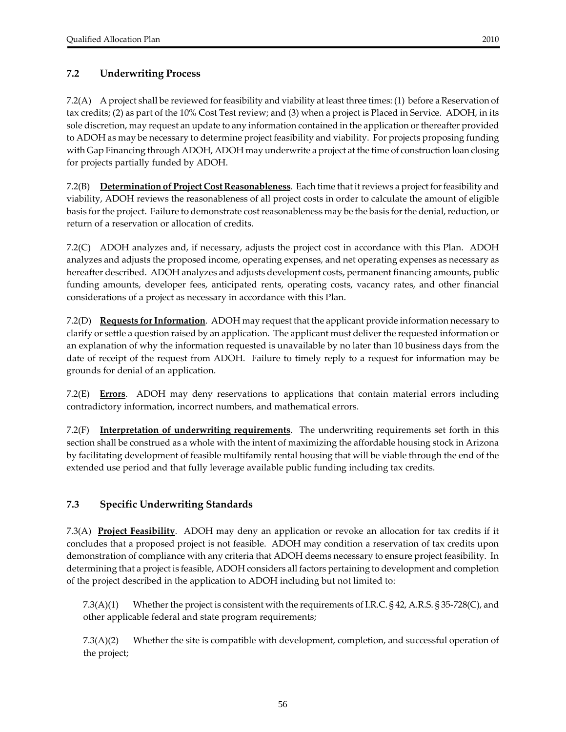## 7.2 Underwriting Process

7.2(A) A project shall be reviewed for feasibility and viability at least three times: (1) before a Reservation of tax credits; (2) as part of the 10% Cost Test review; and (3) when a project is Placed in Service. ADOH, in its sole discretion, may request an update to any information contained in the application or thereafter provided to ADOH as may be necessary to determine project feasibility and viability. For projects proposing funding with Gap Financing through ADOH, ADOH may underwrite a project at the time of construction loan closing for projects partially funded by ADOH.

7.2(B) **Determination of Project Cost Reasonableness**. Each time that it reviews a project for feasibility and viability, ADOH reviews the reasonableness of all project costs in order to calculate the amount of eligible basis for the project. Failure to demonstrate cost reasonableness may be the basis for the denial, reduction, or return of a reservation or allocation of credits.

7.2(C) ADOH analyzes and, if necessary, adjusts the project cost in accordance with this Plan. ADOH analyzes and adjusts the proposed income, operating expenses, and net operating expenses as necessary as hereafter described. ADOH analyzes and adjusts development costs, permanent financing amounts, public funding amounts, developer fees, anticipated rents, operating costs, vacancy rates, and other financial considerations of a project as necessary in accordance with this Plan.

7.2(D) **Requests for Information**. ADOH may request that the applicant provide information necessary to clarify or settle a question raised by an application. The applicant must deliver the requested information or an explanation of why the information requested is unavailable by no later than 10 business days from the date of receipt of the request from ADOH. Failure to timely reply to a request for information may be grounds for denial of an application.

7.2(E) **Errors**. ADOH may deny reservations to applications that contain material errors including contradictory information, incorrect numbers, and mathematical errors.

7.2(F) **Interpretation of underwriting requirements**. The underwriting requirements set forth in this section shall be construed as a whole with the intent of maximizing the affordable housing stock in Arizona by facilitating development of feasible multifamily rental housing that will be viable through the end of the extended use period and that fully leverage available public funding including tax credits.

## 7.3 Specific Underwriting Standards

7.3(A) **Project Feasibility**. ADOH may deny an application or revoke an allocation for tax credits if it concludes that a proposed project is not feasible. ADOH may condition a reservation of tax credits upon demonstration of compliance with any criteria that ADOH deems necessary to ensure project feasibility. In determining that a project is feasible, ADOH considers all factors pertaining to development and completion of the project described in the application to ADOH including but not limited to:

7.3(A)(1) Whether the project is consistent with the requirements of I.R.C. § 42, A.R.S. § 35-728(C), and other applicable federal and state program requirements;

7.3(A)(2) Whether the site is compatible with development, completion, and successful operation of the project;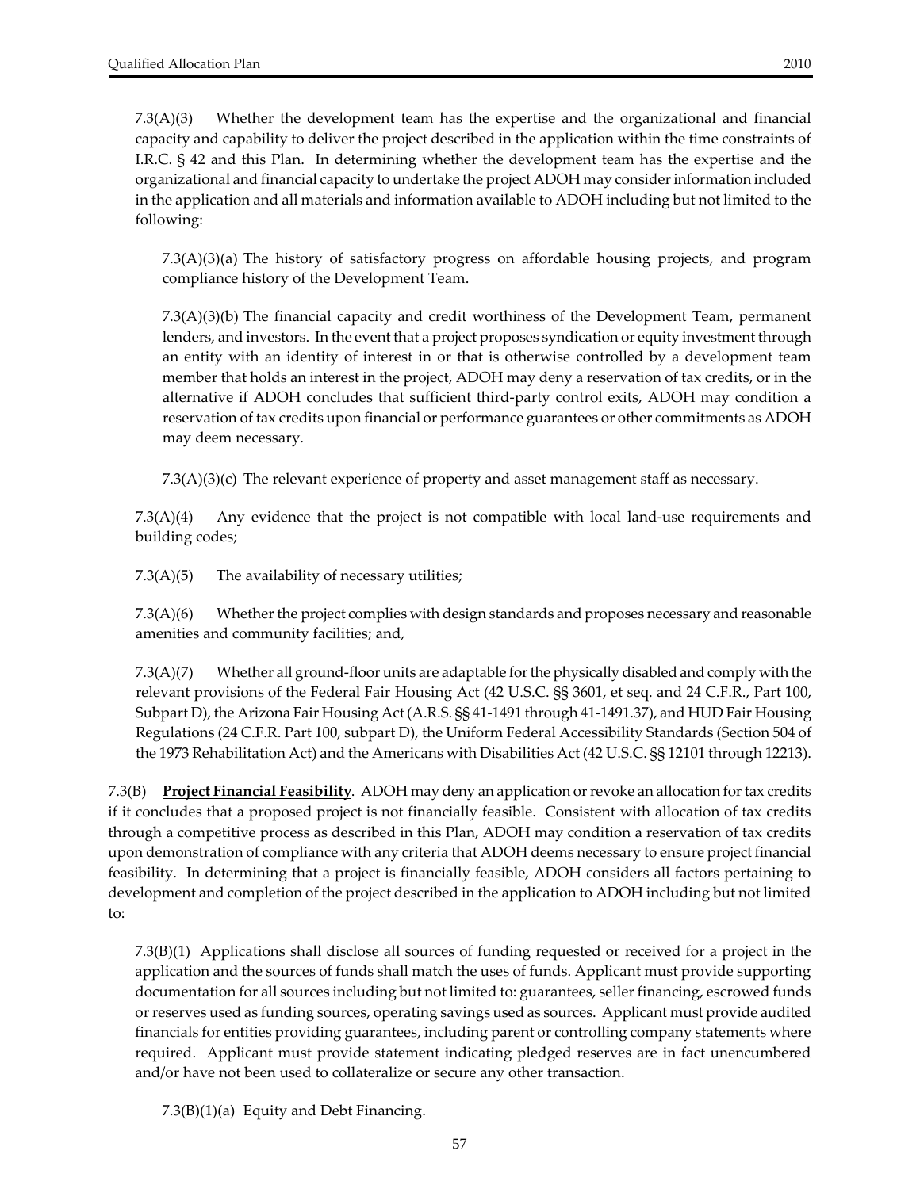7.3(A)(3) Whether the development team has the expertise and the organizational and financial capacity and capability to deliver the project described in the application within the time constraints of I.R.C. § 42 and this Plan. In determining whether the development team has the expertise and the organizational and financial capacity to undertake the project ADOH may consider information included in the application and all materials and information available to ADOH including but not limited to the following:

7.3(A)(3)(a) The history of satisfactory progress on affordable housing projects, and program compliance history of the Development Team.

7.3(A)(3)(b) The financial capacity and credit worthiness of the Development Team, permanent lenders, and investors. In the event that a project proposes syndication or equity investment through an entity with an identity of interest in or that is otherwise controlled by a development team member that holds an interest in the project, ADOH may deny a reservation of tax credits, or in the alternative if ADOH concludes that sufficient third-party control exits, ADOH may condition a reservation of tax credits upon financial or performance guarantees or other commitments as ADOH may deem necessary.

7.3(A)(3)(c) The relevant experience of property and asset management staff as necessary.

7.3(A)(4) Any evidence that the project is not compatible with local land-use requirements and building codes;

7.3(A)(5) The availability of necessary utilities;

7.3(A)(6) Whether the project complies with design standards and proposes necessary and reasonable amenities and community facilities; and,

7.3(A)(7) Whether all ground-floor units are adaptable for the physically disabled and comply with the relevant provisions of the Federal Fair Housing Act (42 U.S.C. §§ 3601, et seq. and 24 C.F.R., Part 100, Subpart D), the Arizona Fair Housing Act (A.R.S. §§ 41-1491 through 41-1491.37), and HUD Fair Housing Regulations (24 C.F.R. Part 100, subpart D), the Uniform Federal Accessibility Standards (Section 504 of the 1973 Rehabilitation Act) and the Americans with Disabilities Act (42 U.S.C. §§ 12101 through 12213).

7.3(B) **Project Financial Feasibility**. ADOH may deny an application or revoke an allocation for tax credits if it concludes that a proposed project is not financially feasible. Consistent with allocation of tax credits through a competitive process as described in this Plan, ADOH may condition a reservation of tax credits upon demonstration of compliance with any criteria that ADOH deems necessary to ensure project financial feasibility. In determining that a project is financially feasible, ADOH considers all factors pertaining to development and completion of the project described in the application to ADOH including but not limited to:

7.3(B)(1) Applications shall disclose all sources of funding requested or received for a project in the application and the sources of funds shall match the uses of funds. Applicant must provide supporting documentation for all sources including but not limited to: guarantees, seller financing, escrowed funds or reserves used as funding sources, operating savings used as sources. Applicant must provide audited financials for entities providing guarantees, including parent or controlling company statements where required. Applicant must provide statement indicating pledged reserves are in fact unencumbered and/or have not been used to collateralize or secure any other transaction.

7.3(B)(1)(a) Equity and Debt Financing.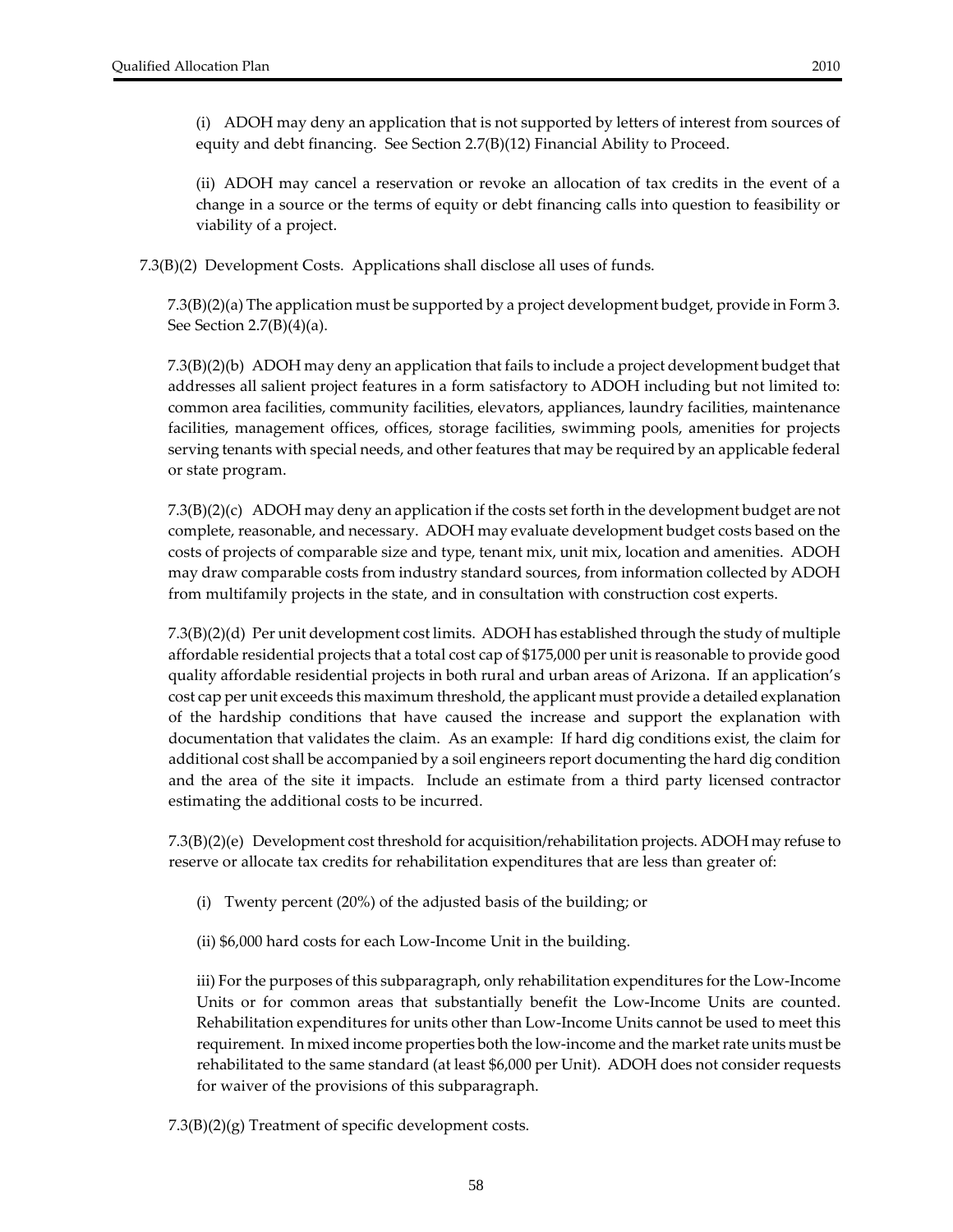(i) ADOH may deny an application that is not supported by letters of interest from sources of equity and debt financing. See Section 2.7(B)(12) Financial Ability to Proceed.

(ii) ADOH may cancel a reservation or revoke an allocation of tax credits in the event of a change in a source or the terms of equity or debt financing calls into question to feasibility or viability of a project.

7.3(B)(2) Development Costs. Applications shall disclose all uses of funds.

7.3(B)(2)(a) The application must be supported by a project development budget, provide in Form 3. See Section 2.7(B)(4)(a).

7.3(B)(2)(b) ADOH may deny an application that fails to include a project development budget that addresses all salient project features in a form satisfactory to ADOH including but not limited to: common area facilities, community facilities, elevators, appliances, laundry facilities, maintenance facilities, management offices, offices, storage facilities, swimming pools, amenities for projects serving tenants with special needs, and other features that may be required by an applicable federal or state program.

7.3(B)(2)(c) ADOH may deny an application if the costs set forth in the development budget are not complete, reasonable, and necessary. ADOH may evaluate development budget costs based on the costs of projects of comparable size and type, tenant mix, unit mix, location and amenities. ADOH may draw comparable costs from industry standard sources, from information collected by ADOH from multifamily projects in the state, and in consultation with construction cost experts.

7.3(B)(2)(d) Per unit development cost limits. ADOH has established through the study of multiple affordable residential projects that a total cost cap of $175,000 per unit is reasonable to provide good quality affordable residential projects in both rural and urban areas of Arizona. If an application's cost cap per unit exceeds this maximum threshold, the applicant must provide a detailed explanation of the hardship conditions that have caused the increase and support the explanation with documentation that validates the claim. As an example: If hard dig conditions exist, the claim for additional cost shall be accompanied by a soil engineers report documenting the hard dig condition and the area of the site it impacts. Include an estimate from a third party licensed contractor estimating the additional costs to be incurred.

7.3(B)(2)(e) Development cost threshold for acquisition/rehabilitation projects. ADOH may refuse to reserve or allocate tax credits for rehabilitation expenditures that are less than greater of:

(i) Twenty percent (20%) of the adjusted basis of the building; or

(ii) $6,000 hard costs for each Low-Income Unit in the building.

iii) For the purposes of this subparagraph, only rehabilitation expenditures for the Low-Income Units or for common areas that substantially benefit the Low-Income Units are counted. Rehabilitation expenditures for units other than Low-Income Units cannot be used to meet this requirement. In mixed income properties both the low-income and the market rate units must be rehabilitated to the same standard (at least $6,000 per Unit). ADOH does not consider requests for waiver of the provisions of this subparagraph.

7.3(B)(2)(g) Treatment of specific development costs.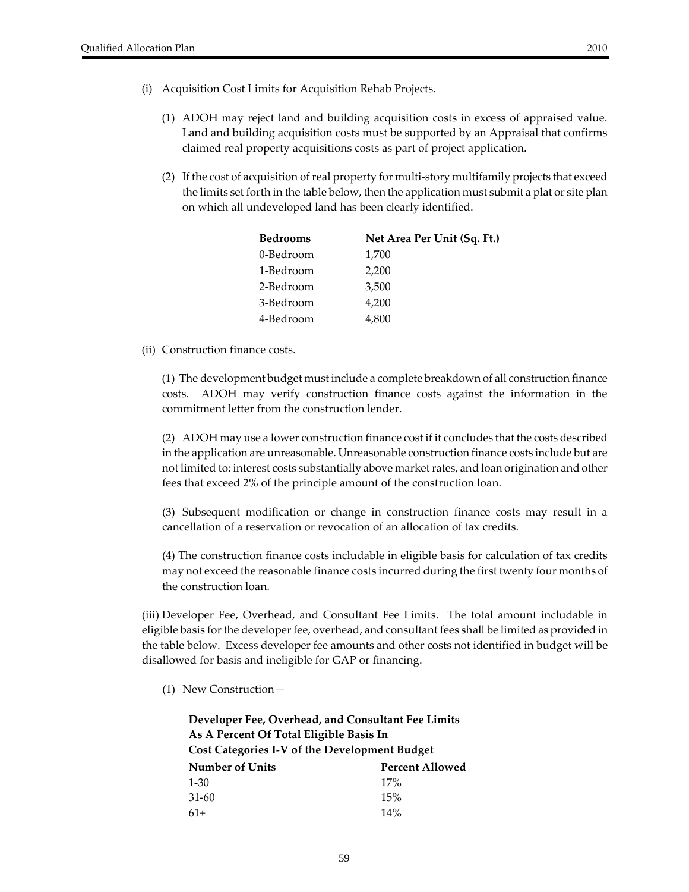(i) Acquisition Cost Limits for Acquisition Rehab Projects.

(1) ADOH may reject land and building acquisition costs in excess of appraised value. Land and building acquisition costs must be supported by an Appraisal that confirms claimed real property acquisitions costs as part of project application.

(2) If the cost of acquisition of real property for multi-story multifamily projects that exceed the limits set forth in the table below, then the application must submit a plat or site plan on which all undeveloped land has been clearly identified.

| Bedrooms | Net Area Per Unit (Sq. Ft.) |
|---|---|
| 0-Bedroom | 1,700 |
| 1-Bedroom | 2,200 |
| 2-Bedroom | 3,500 |
| 3-Bedroom | 4,200 |
| 4-Bedroom | 4,800 |

(ii) Construction finance costs.

(1) The development budget must include a complete breakdown of all construction finance costs. ADOH may verify construction finance costs against the information in the commitment letter from the construction lender.

(2) ADOH may use a lower construction finance cost if it concludes that the costs described in the application are unreasonable. Unreasonable construction finance costs include but are not limited to: interest costs substantially above market rates, and loan origination and other fees that exceed 2% of the principle amount of the construction loan.

(3) Subsequent modification or change in construction finance costs may result in a cancellation of a reservation or revocation of an allocation of tax credits.

(4) The construction finance costs includable in eligible basis for calculation of tax credits may not exceed the reasonable finance costs incurred during the first twenty four months of the construction loan.

(iii) Developer Fee, Overhead, and Consultant Fee Limits. The total amount includable in eligible basis for the developer fee, overhead, and consultant fees shall be limited as provided in the table below. Excess developer fee amounts and other costs not identified in budget will be disallowed for basis and ineligible for GAP or financing.

(1) New Construction—

**Developer Fee, Overhead, and Consultant Fee Limits**
**As A Percent Of Total Eligible Basis In**
**Cost Categories I-V of the Development Budget**

| Number of Units | Percent Allowed |
|---|---|
| 1-30 | 17% |
| 31-60 | 15% |
| 61+ | 14% |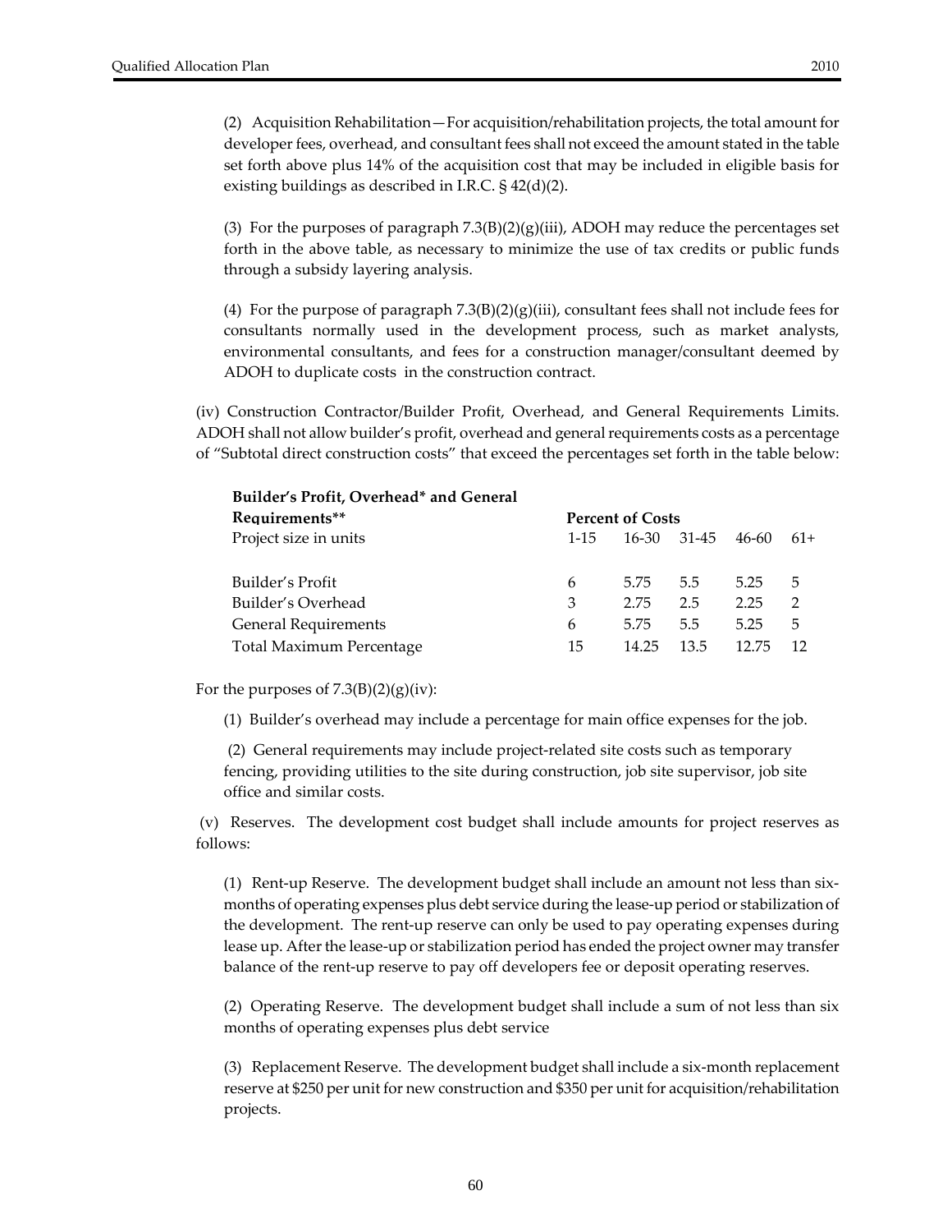(2) Acquisition Rehabilitation—For acquisition/rehabilitation projects, the total amount for developer fees, overhead, and consultant fees shall not exceed the amount stated in the table set forth above plus 14% of the acquisition cost that may be included in eligible basis for existing buildings as described in I.R.C. § 42(d)(2).

(3) For the purposes of paragraph 7.3(B)(2)(g)(iii), ADOH may reduce the percentages set forth in the above table, as necessary to minimize the use of tax credits or public funds through a subsidy layering analysis.

(4) For the purpose of paragraph 7.3(B)(2)(g)(iii), consultant fees shall not include fees for consultants normally used in the development process, such as market analysts, environmental consultants, and fees for a construction manager/consultant deemed by ADOH to duplicate costs in the construction contract.

(iv) Construction Contractor/Builder Profit, Overhead, and General Requirements Limits. ADOH shall not allow builder's profit, overhead and general requirements costs as a percentage of "Subtotal direct construction costs" that exceed the percentages set forth in the table below:

| **Builder's Profit, Overhead* and General Requirements**** | **Percent of Costs** | | | | |
|---|---|---|---|---|---|
| Project size in units | 1-15 | 16-30 | 31-45 | 46-60 | 61+ |
| Builder's Profit | 6 | 5.75 | 5.5 | 5.25 | 5 |
| Builder's Overhead | 3 | 2.75 | 2.5 | 2.25 | 2 |
| General Requirements | 6 | 5.75 | 5.5 | 5.25 | 5 |
| Total Maximum Percentage | 15 | 14.25 | 13.5 | 12.75 | 12 |

For the purposes of 7.3(B)(2)(g)(iv):

(1) Builder's overhead may include a percentage for main office expenses for the job.

(2) General requirements may include project-related site costs such as temporary fencing, providing utilities to the site during construction, job site supervisor, job site office and similar costs.

(v) Reserves. The development cost budget shall include amounts for project reserves as follows:

(1) Rent-up Reserve. The development budget shall include an amount not less than six-months of operating expenses plus debt service during the lease-up period or stabilization of the development. The rent-up reserve can only be used to pay operating expenses during lease up. After the lease-up or stabilization period has ended the project owner may transfer balance of the rent-up reserve to pay off developers fee or deposit operating reserves.

(2) Operating Reserve. The development budget shall include a sum of not less than six months of operating expenses plus debt service

(3) Replacement Reserve. The development budget shall include a six-month replacement reserve at $250 per unit for new construction and $350 per unit for acquisition/rehabilitation projects.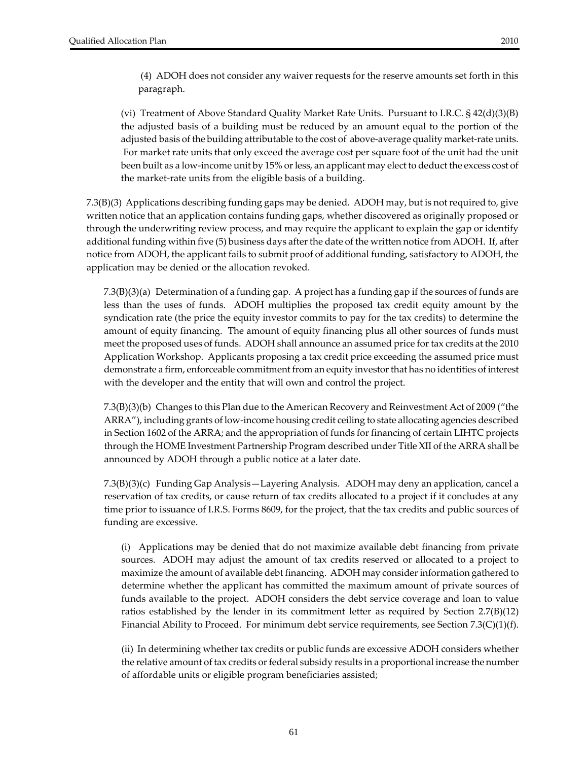(4) ADOH does not consider any waiver requests for the reserve amounts set forth in this paragraph.

(vi) Treatment of Above Standard Quality Market Rate Units. Pursuant to I.R.C. § 42(d)(3)(B) the adjusted basis of a building must be reduced by an amount equal to the portion of the adjusted basis of the building attributable to the cost of above-average quality market-rate units. For market rate units that only exceed the average cost per square foot of the unit had the unit been built as a low-income unit by 15% or less, an applicant may elect to deduct the excess cost of the market-rate units from the eligible basis of a building.

7.3(B)(3) Applications describing funding gaps may be denied. ADOH may, but is not required to, give written notice that an application contains funding gaps, whether discovered as originally proposed or through the underwriting review process, and may require the applicant to explain the gap or identify additional funding within five (5) business days after the date of the written notice from ADOH. If, after notice from ADOH, the applicant fails to submit proof of additional funding, satisfactory to ADOH, the application may be denied or the allocation revoked.

7.3(B)(3)(a) Determination of a funding gap. A project has a funding gap if the sources of funds are less than the uses of funds. ADOH multiplies the proposed tax credit equity amount by the syndication rate (the price the equity investor commits to pay for the tax credits) to determine the amount of equity financing. The amount of equity financing plus all other sources of funds must meet the proposed uses of funds. ADOH shall announce an assumed price for tax credits at the 2010 Application Workshop. Applicants proposing a tax credit price exceeding the assumed price must demonstrate a firm, enforceable commitment from an equity investor that has no identities of interest with the developer and the entity that will own and control the project.

7.3(B)(3)(b) Changes to this Plan due to the American Recovery and Reinvestment Act of 2009 ("the ARRA"), including grants of low-income housing credit ceiling to state allocating agencies described in Section 1602 of the ARRA; and the appropriation of funds for financing of certain LIHTC projects through the HOME Investment Partnership Program described under Title XII of the ARRA shall be announced by ADOH through a public notice at a later date.

7.3(B)(3)(c) Funding Gap Analysis—Layering Analysis. ADOH may deny an application, cancel a reservation of tax credits, or cause return of tax credits allocated to a project if it concludes at any time prior to issuance of I.R.S. Forms 8609, for the project, that the tax credits and public sources of funding are excessive.

(i) Applications may be denied that do not maximize available debt financing from private sources. ADOH may adjust the amount of tax credits reserved or allocated to a project to maximize the amount of available debt financing. ADOH may consider information gathered to determine whether the applicant has committed the maximum amount of private sources of funds available to the project. ADOH considers the debt service coverage and loan to value ratios established by the lender in its commitment letter as required by Section 2.7(B)(12) Financial Ability to Proceed. For minimum debt service requirements, see Section 7.3(C)(1)(f).

(ii) In determining whether tax credits or public funds are excessive ADOH considers whether the relative amount of tax credits or federal subsidy results in a proportional increase the number of affordable units or eligible program beneficiaries assisted;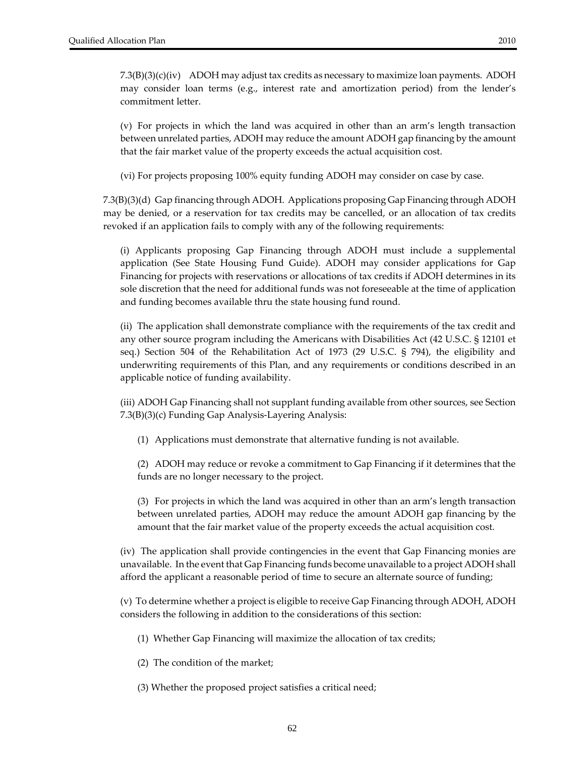7.3(B)(3)(c)(iv) ADOH may adjust tax credits as necessary to maximize loan payments. ADOH may consider loan terms (e.g., interest rate and amortization period) from the lender's commitment letter.

(v) For projects in which the land was acquired in other than an arm's length transaction between unrelated parties, ADOH may reduce the amount ADOH gap financing by the amount that the fair market value of the property exceeds the actual acquisition cost.

(vi) For projects proposing 100% equity funding ADOH may consider on case by case.

7.3(B)(3)(d) Gap financing through ADOH. Applications proposing Gap Financing through ADOH may be denied, or a reservation for tax credits may be cancelled, or an allocation of tax credits revoked if an application fails to comply with any of the following requirements:

(i) Applicants proposing Gap Financing through ADOH must include a supplemental application (See State Housing Fund Guide). ADOH may consider applications for Gap Financing for projects with reservations or allocations of tax credits if ADOH determines in its sole discretion that the need for additional funds was not foreseeable at the time of application and funding becomes available thru the state housing fund round.

(ii) The application shall demonstrate compliance with the requirements of the tax credit and any other source program including the Americans with Disabilities Act (42 U.S.C. § 12101 et seq.) Section 504 of the Rehabilitation Act of 1973 (29 U.S.C. § 794), the eligibility and underwriting requirements of this Plan, and any requirements or conditions described in an applicable notice of funding availability.

(iii) ADOH Gap Financing shall not supplant funding available from other sources, see Section 7.3(B)(3)(c) Funding Gap Analysis-Layering Analysis:

(1) Applications must demonstrate that alternative funding is not available.

(2) ADOH may reduce or revoke a commitment to Gap Financing if it determines that the funds are no longer necessary to the project.

(3) For projects in which the land was acquired in other than an arm's length transaction between unrelated parties, ADOH may reduce the amount ADOH gap financing by the amount that the fair market value of the property exceeds the actual acquisition cost.

(iv) The application shall provide contingencies in the event that Gap Financing monies are unavailable. In the event that Gap Financing funds become unavailable to a project ADOH shall afford the applicant a reasonable period of time to secure an alternate source of funding;

(v) To determine whether a project is eligible to receive Gap Financing through ADOH, ADOH considers the following in addition to the considerations of this section:

(1) Whether Gap Financing will maximize the allocation of tax credits;

(2) The condition of the market;

(3) Whether the proposed project satisfies a critical need;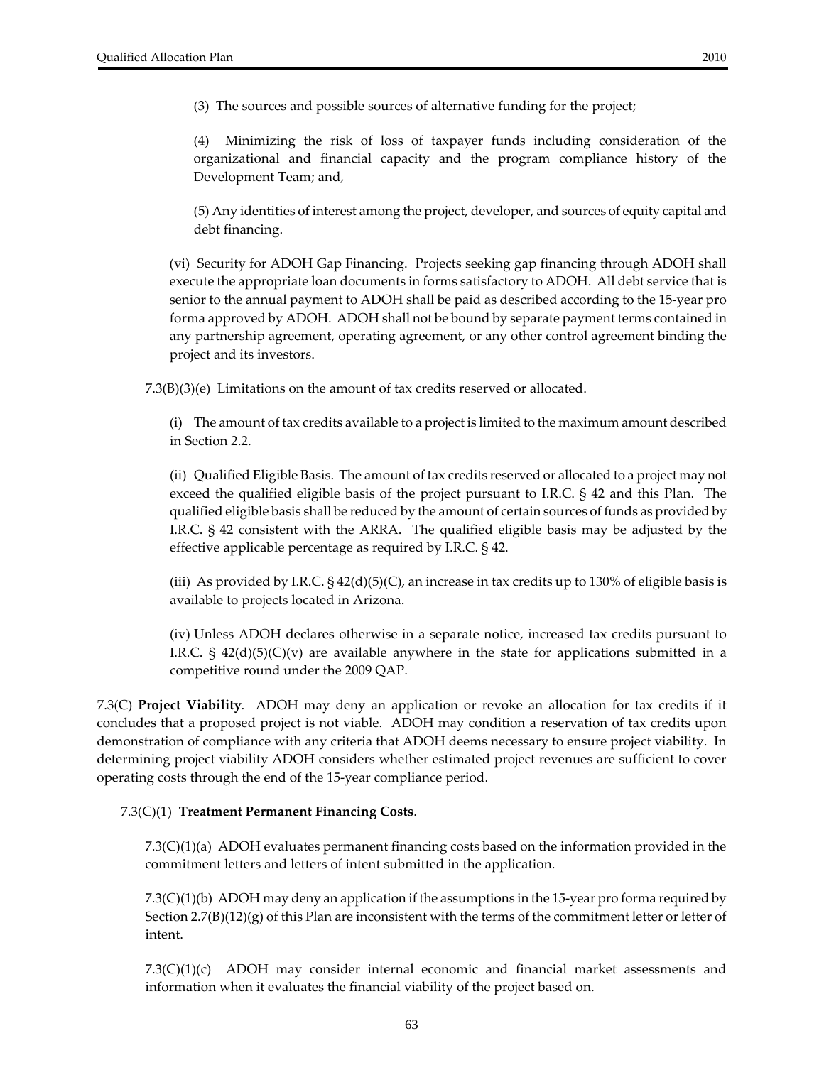(3) The sources and possible sources of alternative funding for the project;

(4) Minimizing the risk of loss of taxpayer funds including consideration of the organizational and financial capacity and the program compliance history of the Development Team; and,

(5) Any identities of interest among the project, developer, and sources of equity capital and debt financing.

(vi) Security for ADOH Gap Financing. Projects seeking gap financing through ADOH shall execute the appropriate loan documents in forms satisfactory to ADOH. All debt service that is senior to the annual payment to ADOH shall be paid as described according to the 15-year pro forma approved by ADOH. ADOH shall not be bound by separate payment terms contained in any partnership agreement, operating agreement, or any other control agreement binding the project and its investors.

7.3(B)(3)(e) Limitations on the amount of tax credits reserved or allocated.

(i) The amount of tax credits available to a project is limited to the maximum amount described in Section 2.2.

(ii) Qualified Eligible Basis. The amount of tax credits reserved or allocated to a project may not exceed the qualified eligible basis of the project pursuant to I.R.C. § 42 and this Plan. The qualified eligible basis shall be reduced by the amount of certain sources of funds as provided by I.R.C. § 42 consistent with the ARRA. The qualified eligible basis may be adjusted by the effective applicable percentage as required by I.R.C. § 42.

(iii) As provided by I.R.C. § 42(d)(5)(C), an increase in tax credits up to 130% of eligible basis is available to projects located in Arizona.

(iv) Unless ADOH declares otherwise in a separate notice, increased tax credits pursuant to I.R.C. § 42(d)(5)(C)(v) are available anywhere in the state for applications submitted in a competitive round under the 2009 QAP.

7.3(C) **Project Viability**. ADOH may deny an application or revoke an allocation for tax credits if it concludes that a proposed project is not viable. ADOH may condition a reservation of tax credits upon demonstration of compliance with any criteria that ADOH deems necessary to ensure project viability. In determining project viability ADOH considers whether estimated project revenues are sufficient to cover operating costs through the end of the 15-year compliance period.

7.3(C)(1) **Treatment Permanent Financing Costs**.

7.3(C)(1)(a) ADOH evaluates permanent financing costs based on the information provided in the commitment letters and letters of intent submitted in the application.

7.3(C)(1)(b) ADOH may deny an application if the assumptions in the 15-year pro forma required by Section 2.7(B)(12)(g) of this Plan are inconsistent with the terms of the commitment letter or letter of intent.

7.3(C)(1)(c) ADOH may consider internal economic and financial market assessments and information when it evaluates the financial viability of the project based on.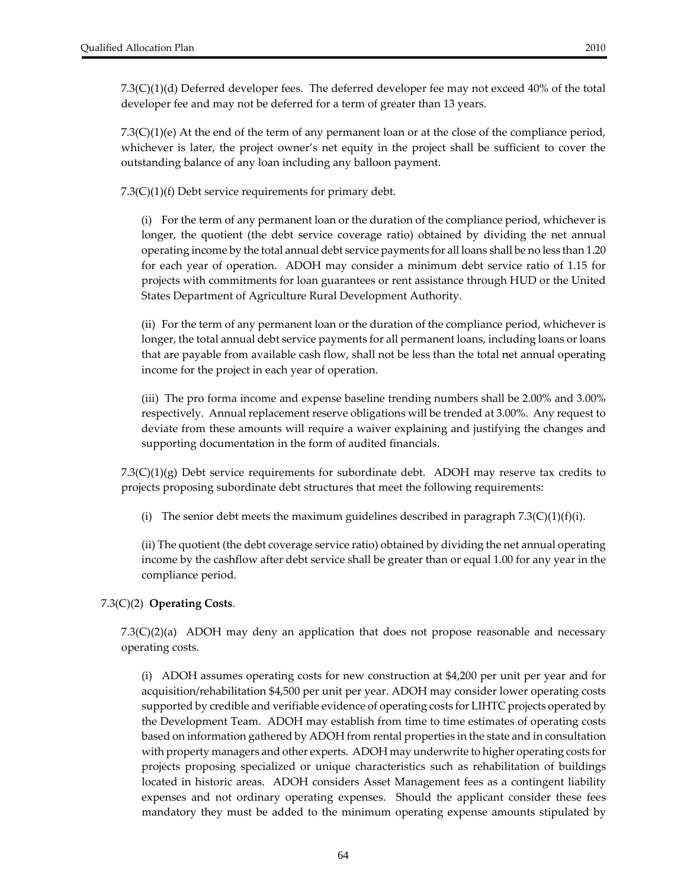7.3(C)(1)(d) Deferred developer fees. The deferred developer fee may not exceed 40% of the total developer fee and may not be deferred for a term of greater than 13 years.

7.3(C)(1)(e) At the end of the term of any permanent loan or at the close of the compliance period, whichever is later, the project owner's net equity in the project shall be sufficient to cover the outstanding balance of any loan including any balloon payment.

7.3(C)(1)(f) Debt service requirements for primary debt.

(i) For the term of any permanent loan or the duration of the compliance period, whichever is longer, the quotient (the debt service coverage ratio) obtained by dividing the net annual operating income by the total annual debt service payments for all loans shall be no less than 1.20 for each year of operation. ADOH may consider a minimum debt service ratio of 1.15 for projects with commitments for loan guarantees or rent assistance through HUD or the United States Department of Agriculture Rural Development Authority.

(ii) For the term of any permanent loan or the duration of the compliance period, whichever is longer, the total annual debt service payments for all permanent loans, including loans or loans that are payable from available cash flow, shall not be less than the total net annual operating income for the project in each year of operation.

(iii) The pro forma income and expense baseline trending numbers shall be 2.00% and 3.00% respectively. Annual replacement reserve obligations will be trended at 3.00%. Any request to deviate from these amounts will require a waiver explaining and justifying the changes and supporting documentation in the form of audited financials.

7.3(C)(1)(g) Debt service requirements for subordinate debt. ADOH may reserve tax credits to projects proposing subordinate debt structures that meet the following requirements:

(i) The senior debt meets the maximum guidelines described in paragraph 7.3(C)(1)(f)(i).

(ii) The quotient (the debt coverage service ratio) obtained by dividing the net annual operating income by the cashflow after debt service shall be greater than or equal 1.00 for any year in the compliance period.

7.3(C)(2) **Operating Costs**.

7.3(C)(2)(a) ADOH may deny an application that does not propose reasonable and necessary operating costs.

(i) ADOH assumes operating costs for new construction at $4,200 per unit per year and for acquisition/rehabilitation $4,500 per unit per year. ADOH may consider lower operating costs supported by credible and verifiable evidence of operating costs for LIHTC projects operated by the Development Team. ADOH may establish from time to time estimates of operating costs based on information gathered by ADOH from rental properties in the state and in consultation with property managers and other experts. ADOH may underwrite to higher operating costs for projects proposing specialized or unique characteristics such as rehabilitation of buildings located in historic areas. ADOH considers Asset Management fees as a contingent liability expenses and not ordinary operating expenses. Should the applicant consider these fees mandatory they must be added to the minimum operating expense amounts stipulated by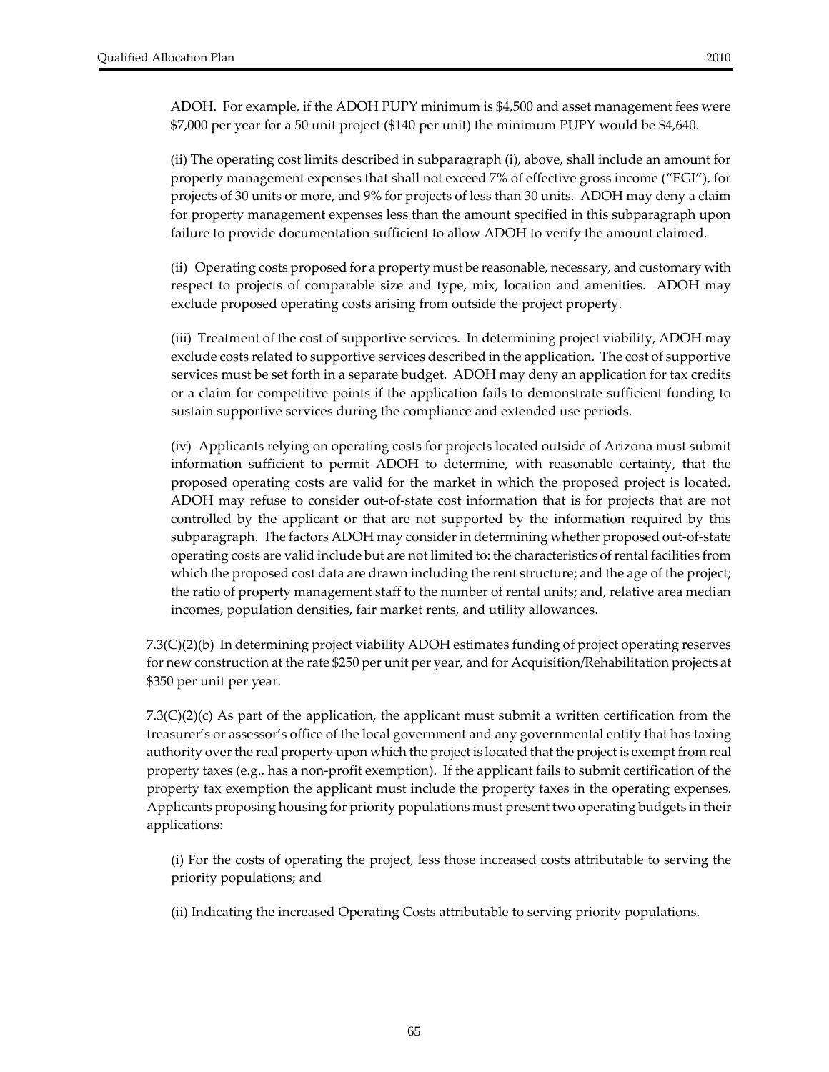ADOH. For example, if the ADOH PUPY minimum is $4,500 and asset management fees were $7,000 per year for a 50 unit project ($140 per unit) the minimum PUPY would be $4,640.

(ii) The operating cost limits described in subparagraph (i), above, shall include an amount for property management expenses that shall not exceed 7% of effective gross income ("EGI"), for projects of 30 units or more, and 9% for projects of less than 30 units. ADOH may deny a claim for property management expenses less than the amount specified in this subparagraph upon failure to provide documentation sufficient to allow ADOH to verify the amount claimed.

(ii) Operating costs proposed for a property must be reasonable, necessary, and customary with respect to projects of comparable size and type, mix, location and amenities. ADOH may exclude proposed operating costs arising from outside the project property.

(iii) Treatment of the cost of supportive services. In determining project viability, ADOH may exclude costs related to supportive services described in the application. The cost of supportive services must be set forth in a separate budget. ADOH may deny an application for tax credits or a claim for competitive points if the application fails to demonstrate sufficient funding to sustain supportive services during the compliance and extended use periods.

(iv) Applicants relying on operating costs for projects located outside of Arizona must submit information sufficient to permit ADOH to determine, with reasonable certainty, that the proposed operating costs are valid for the market in which the proposed project is located. ADOH may refuse to consider out-of-state cost information that is for projects that are not controlled by the applicant or that are not supported by the information required by this subparagraph. The factors ADOH may consider in determining whether proposed out-of-state operating costs are valid include but are not limited to: the characteristics of rental facilities from which the proposed cost data are drawn including the rent structure; and the age of the project; the ratio of property management staff to the number of rental units; and, relative area median incomes, population densities, fair market rents, and utility allowances.

7.3(C)(2)(b) In determining project viability ADOH estimates funding of project operating reserves for new construction at the rate $250 per unit per year, and for Acquisition/Rehabilitation projects at $350 per unit per year.

7.3(C)(2)(c) As part of the application, the applicant must submit a written certification from the treasurer's or assessor's office of the local government and any governmental entity that has taxing authority over the real property upon which the project is located that the project is exempt from real property taxes (e.g., has a non-profit exemption). If the applicant fails to submit certification of the property tax exemption the applicant must include the property taxes in the operating expenses. Applicants proposing housing for priority populations must present two operating budgets in their applications:

(i) For the costs of operating the project, less those increased costs attributable to serving the priority populations; and

(ii) Indicating the increased Operating Costs attributable to serving priority populations.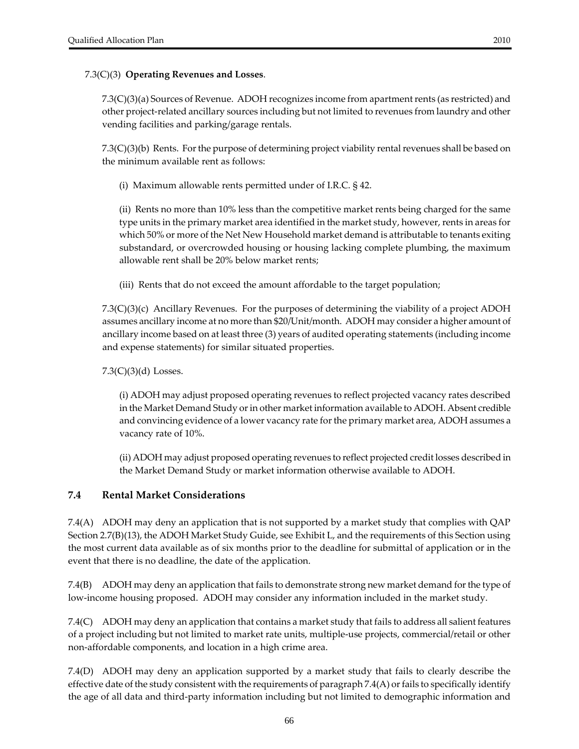7.3(C)(3) **Operating Revenues and Losses**.

7.3(C)(3)(a) Sources of Revenue. ADOH recognizes income from apartment rents (as restricted) and other project-related ancillary sources including but not limited to revenues from laundry and other vending facilities and parking/garage rentals.

7.3(C)(3)(b) Rents. For the purpose of determining project viability rental revenues shall be based on the minimum available rent as follows:

(i) Maximum allowable rents permitted under of I.R.C. § 42.

(ii) Rents no more than 10% less than the competitive market rents being charged for the same type units in the primary market area identified in the market study, however, rents in areas for which 50% or more of the Net New Household market demand is attributable to tenants exiting substandard, or overcrowded housing or housing lacking complete plumbing, the maximum allowable rent shall be 20% below market rents;

(iii) Rents that do not exceed the amount affordable to the target population;

7.3(C)(3)(c) Ancillary Revenues. For the purposes of determining the viability of a project ADOH assumes ancillary income at no more than $20/Unit/month. ADOH may consider a higher amount of ancillary income based on at least three (3) years of audited operating statements (including income and expense statements) for similar situated properties.

7.3(C)(3)(d) Losses.

(i) ADOH may adjust proposed operating revenues to reflect projected vacancy rates described in the Market Demand Study or in other market information available to ADOH. Absent credible and convincing evidence of a lower vacancy rate for the primary market area, ADOH assumes a vacancy rate of 10%.

(ii) ADOH may adjust proposed operating revenues to reflect projected credit losses described in the Market Demand Study or market information otherwise available to ADOH.

## 7.4 Rental Market Considerations

7.4(A) ADOH may deny an application that is not supported by a market study that complies with QAP Section 2.7(B)(13), the ADOH Market Study Guide, see Exhibit L, and the requirements of this Section using the most current data available as of six months prior to the deadline for submittal of application or in the event that there is no deadline, the date of the application.

7.4(B) ADOH may deny an application that fails to demonstrate strong new market demand for the type of low-income housing proposed. ADOH may consider any information included in the market study.

7.4(C) ADOH may deny an application that contains a market study that fails to address all salient features of a project including but not limited to market rate units, multiple-use projects, commercial/retail or other non-affordable components, and location in a high crime area.

7.4(D) ADOH may deny an application supported by a market study that fails to clearly describe the effective date of the study consistent with the requirements of paragraph 7.4(A) or fails to specifically identify the age of all data and third-party information including but not limited to demographic information and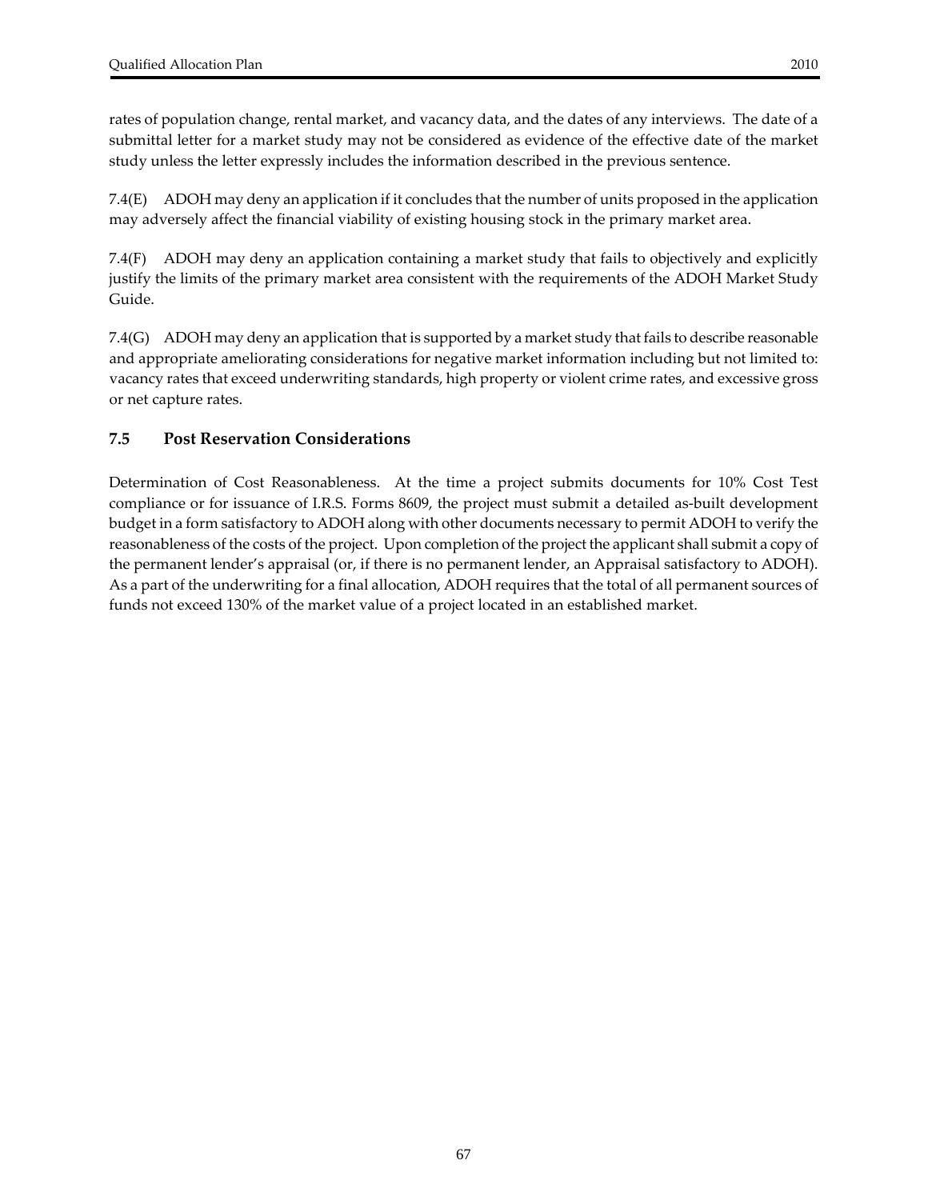rates of population change, rental market, and vacancy data, and the dates of any interviews. The date of a submittal letter for a market study may not be considered as evidence of the effective date of the market study unless the letter expressly includes the information described in the previous sentence.

7.4(E) ADOH may deny an application if it concludes that the number of units proposed in the application may adversely affect the financial viability of existing housing stock in the primary market area.

7.4(F) ADOH may deny an application containing a market study that fails to objectively and explicitly justify the limits of the primary market area consistent with the requirements of the ADOH Market Study Guide.

7.4(G) ADOH may deny an application that is supported by a market study that fails to describe reasonable and appropriate ameliorating considerations for negative market information including but not limited to: vacancy rates that exceed underwriting standards, high property or violent crime rates, and excessive gross or net capture rates.

### 7.5 Post Reservation Considerations

Determination of Cost Reasonableness. At the time a project submits documents for 10% Cost Test compliance or for issuance of I.R.S. Forms 8609, the project must submit a detailed as-built development budget in a form satisfactory to ADOH along with other documents necessary to permit ADOH to verify the reasonableness of the costs of the project. Upon completion of the project the applicant shall submit a copy of the permanent lender's appraisal (or, if there is no permanent lender, an Appraisal satisfactory to ADOH). As a part of the underwriting for a final allocation, ADOH requires that the total of all permanent sources of funds not exceed 130% of the market value of a project located in an established market.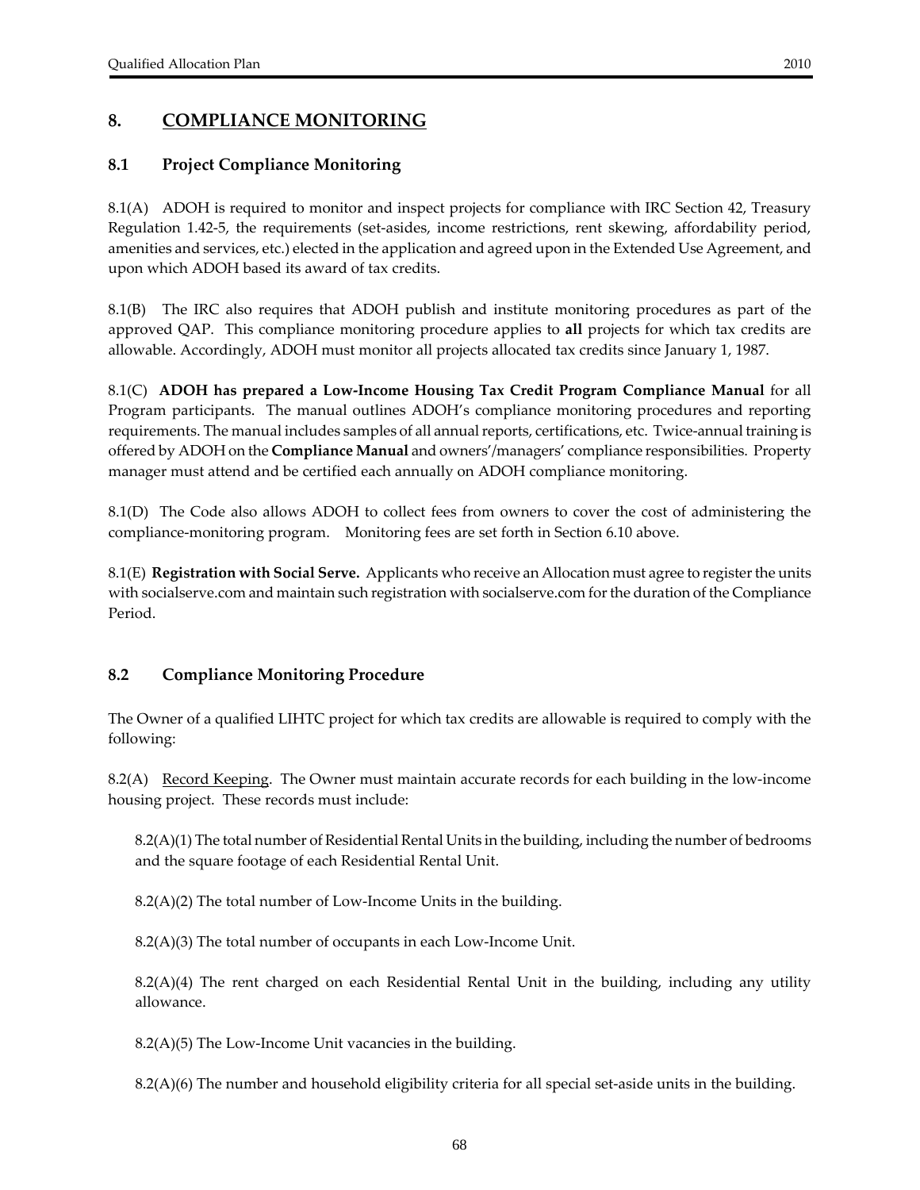## 8. <u>COMPLIANCE MONITORING</u>

### 8.1 Project Compliance Monitoring

8.1(A) ADOH is required to monitor and inspect projects for compliance with IRC Section 42, Treasury Regulation 1.42-5, the requirements (set-asides, income restrictions, rent skewing, affordability period, amenities and services, etc.) elected in the application and agreed upon in the Extended Use Agreement, and upon which ADOH based its award of tax credits.

8.1(B) The IRC also requires that ADOH publish and institute monitoring procedures as part of the approved QAP. This compliance monitoring procedure applies to **all** projects for which tax credits are allowable. Accordingly, ADOH must monitor all projects allocated tax credits since January 1, 1987.

8.1(C) **ADOH has prepared a Low-Income Housing Tax Credit Program Compliance Manual** for all Program participants. The manual outlines ADOH's compliance monitoring procedures and reporting requirements. The manual includes samples of all annual reports, certifications, etc. Twice-annual training is offered by ADOH on the **Compliance Manual** and owners'/managers' compliance responsibilities. Property manager must attend and be certified each annually on ADOH compliance monitoring.

8.1(D) The Code also allows ADOH to collect fees from owners to cover the cost of administering the compliance-monitoring program. Monitoring fees are set forth in Section 6.10 above.

8.1(E) **Registration with Social Serve.** Applicants who receive an Allocation must agree to register the units with socialserve.com and maintain such registration with socialserve.com for the duration of the Compliance Period.

### 8.2 Compliance Monitoring Procedure

The Owner of a qualified LIHTC project for which tax credits are allowable is required to comply with the following:

8.2(A) <u>Record Keeping</u>. The Owner must maintain accurate records for each building in the low-income housing project. These records must include:

8.2(A)(1) The total number of Residential Rental Units in the building, including the number of bedrooms and the square footage of each Residential Rental Unit.

8.2(A)(2) The total number of Low-Income Units in the building.

8.2(A)(3) The total number of occupants in each Low-Income Unit.

8.2(A)(4) The rent charged on each Residential Rental Unit in the building, including any utility allowance.

8.2(A)(5) The Low-Income Unit vacancies in the building.

8.2(A)(6) The number and household eligibility criteria for all special set-aside units in the building.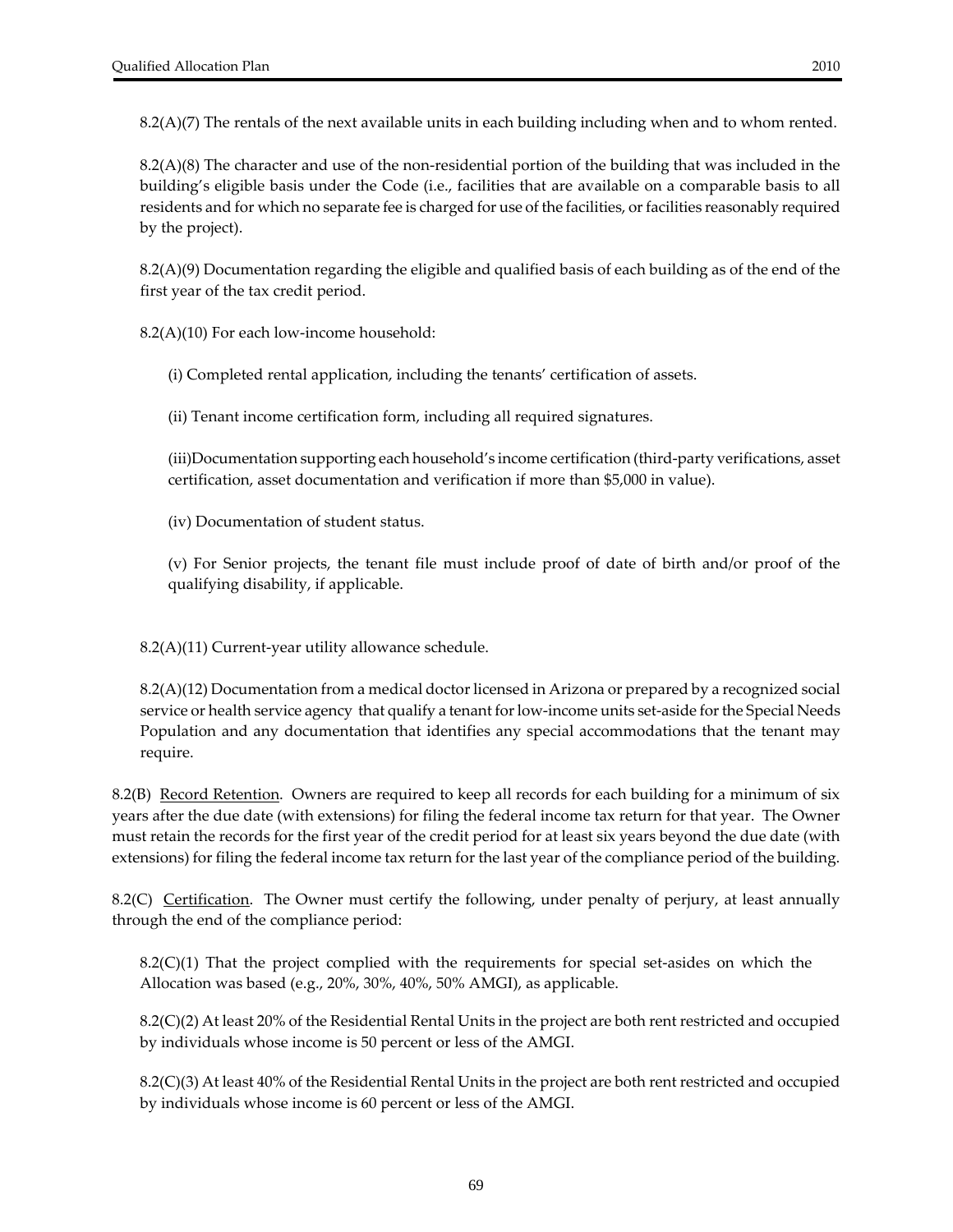8.2(A)(7) The rentals of the next available units in each building including when and to whom rented.

8.2(A)(8) The character and use of the non-residential portion of the building that was included in the building's eligible basis under the Code (i.e., facilities that are available on a comparable basis to all residents and for which no separate fee is charged for use of the facilities, or facilities reasonably required by the project).

8.2(A)(9) Documentation regarding the eligible and qualified basis of each building as of the end of the first year of the tax credit period.

8.2(A)(10) For each low-income household:

(i) Completed rental application, including the tenants' certification of assets.

(ii) Tenant income certification form, including all required signatures.

(iii)Documentation supporting each household's income certification (third-party verifications, asset certification, asset documentation and verification if more than $5,000 in value).

(iv) Documentation of student status.

(v) For Senior projects, the tenant file must include proof of date of birth and/or proof of the qualifying disability, if applicable.

8.2(A)(11) Current-year utility allowance schedule.

8.2(A)(12) Documentation from a medical doctor licensed in Arizona or prepared by a recognized social service or health service agency that qualify a tenant for low-income units set-aside for the Special Needs Population and any documentation that identifies any special accommodations that the tenant may require.

8.2(B) Record Retention. Owners are required to keep all records for each building for a minimum of six years after the due date (with extensions) for filing the federal income tax return for that year. The Owner must retain the records for the first year of the credit period for at least six years beyond the due date (with extensions) for filing the federal income tax return for the last year of the compliance period of the building.

8.2(C) Certification. The Owner must certify the following, under penalty of perjury, at least annually through the end of the compliance period:

8.2(C)(1) That the project complied with the requirements for special set-asides on which the Allocation was based (e.g., 20%, 30%, 40%, 50% AMGI), as applicable.

8.2(C)(2) At least 20% of the Residential Rental Units in the project are both rent restricted and occupied by individuals whose income is 50 percent or less of the AMGI.

8.2(C)(3) At least 40% of the Residential Rental Units in the project are both rent restricted and occupied by individuals whose income is 60 percent or less of the AMGI.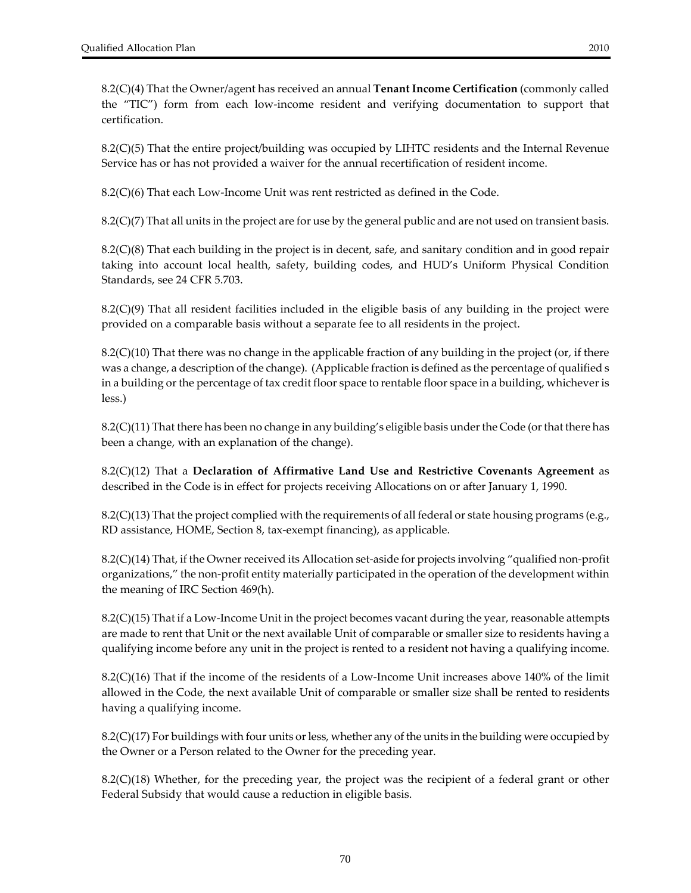8.2(C)(4) That the Owner/agent has received an annual **Tenant Income Certification** (commonly called the "TIC") form from each low-income resident and verifying documentation to support that certification.

8.2(C)(5) That the entire project/building was occupied by LIHTC residents and the Internal Revenue Service has or has not provided a waiver for the annual recertification of resident income.

8.2(C)(6) That each Low-Income Unit was rent restricted as defined in the Code.

8.2(C)(7) That all units in the project are for use by the general public and are not used on transient basis.

8.2(C)(8) That each building in the project is in decent, safe, and sanitary condition and in good repair taking into account local health, safety, building codes, and HUD's Uniform Physical Condition Standards, see 24 CFR 5.703.

8.2(C)(9) That all resident facilities included in the eligible basis of any building in the project were provided on a comparable basis without a separate fee to all residents in the project.

8.2(C)(10) That there was no change in the applicable fraction of any building in the project (or, if there was a change, a description of the change). (Applicable fraction is defined as the percentage of qualified s in a building or the percentage of tax credit floor space to rentable floor space in a building, whichever is less.)

8.2(C)(11) That there has been no change in any building's eligible basis under the Code (or that there has been a change, with an explanation of the change).

8.2(C)(12) That a **Declaration of Affirmative Land Use and Restrictive Covenants Agreement** as described in the Code is in effect for projects receiving Allocations on or after January 1, 1990.

8.2(C)(13) That the project complied with the requirements of all federal or state housing programs (e.g., RD assistance, HOME, Section 8, tax-exempt financing), as applicable.

8.2(C)(14) That, if the Owner received its Allocation set-aside for projects involving "qualified non-profit organizations," the non-profit entity materially participated in the operation of the development within the meaning of IRC Section 469(h).

8.2(C)(15) That if a Low-Income Unit in the project becomes vacant during the year, reasonable attempts are made to rent that Unit or the next available Unit of comparable or smaller size to residents having a qualifying income before any unit in the project is rented to a resident not having a qualifying income.

8.2(C)(16) That if the income of the residents of a Low-Income Unit increases above 140% of the limit allowed in the Code, the next available Unit of comparable or smaller size shall be rented to residents having a qualifying income.

8.2(C)(17) For buildings with four units or less, whether any of the units in the building were occupied by the Owner or a Person related to the Owner for the preceding year.

8.2(C)(18) Whether, for the preceding year, the project was the recipient of a federal grant or other Federal Subsidy that would cause a reduction in eligible basis.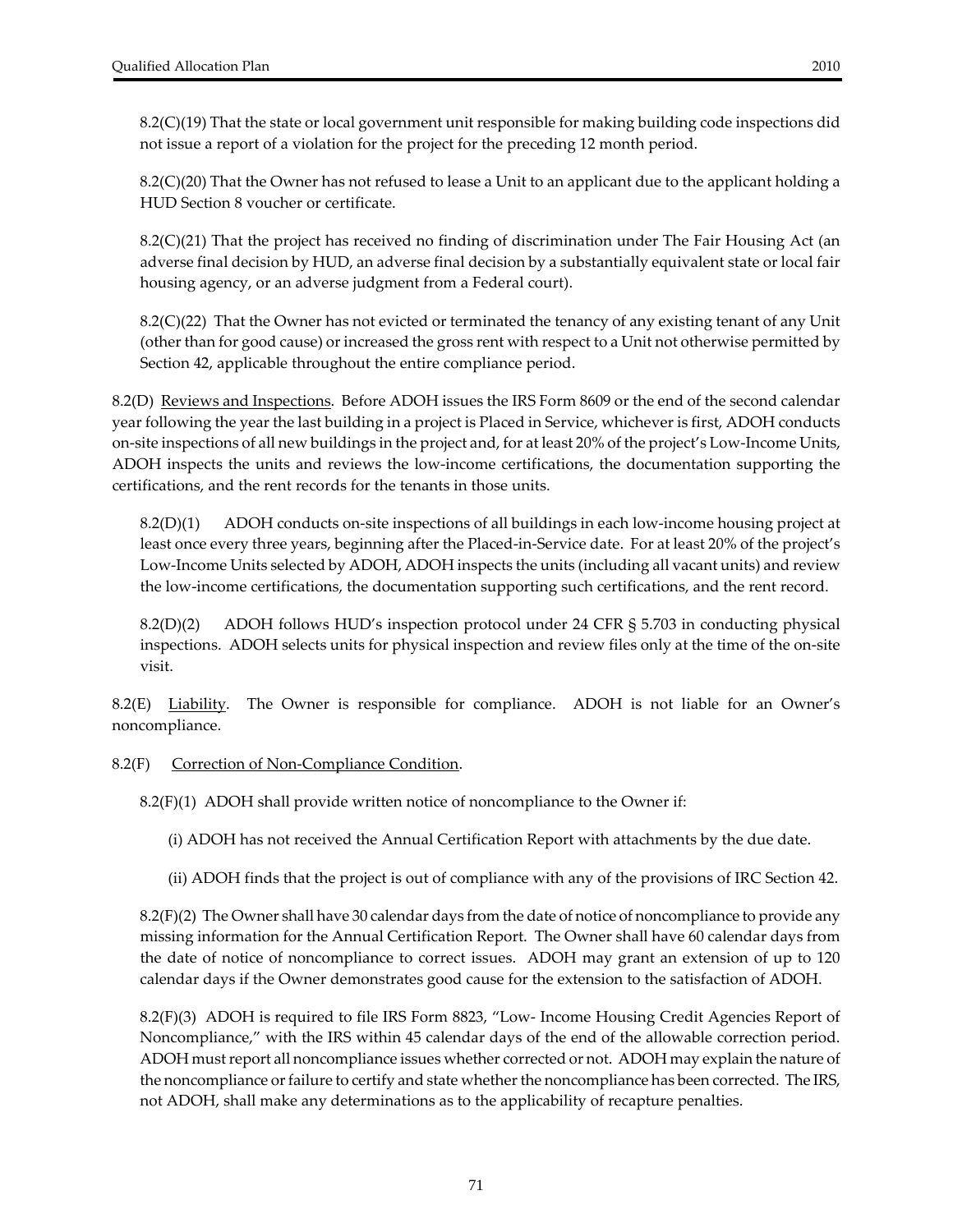8.2(C)(19) That the state or local government unit responsible for making building code inspections did not issue a report of a violation for the project for the preceding 12 month period.

8.2(C)(20) That the Owner has not refused to lease a Unit to an applicant due to the applicant holding a HUD Section 8 voucher or certificate.

8.2(C)(21) That the project has received no finding of discrimination under The Fair Housing Act (an adverse final decision by HUD, an adverse final decision by a substantially equivalent state or local fair housing agency, or an adverse judgment from a Federal court).

8.2(C)(22) That the Owner has not evicted or terminated the tenancy of any existing tenant of any Unit (other than for good cause) or increased the gross rent with respect to a Unit not otherwise permitted by Section 42, applicable throughout the entire compliance period.

8.2(D) <u>Reviews and Inspections</u>. Before ADOH issues the IRS Form 8609 or the end of the second calendar year following the year the last building in a project is Placed in Service, whichever is first, ADOH conducts on-site inspections of all new buildings in the project and, for at least 20% of the project's Low-Income Units, ADOH inspects the units and reviews the low-income certifications, the documentation supporting the certifications, and the rent records for the tenants in those units.

8.2(D)(1) ADOH conducts on-site inspections of all buildings in each low-income housing project at least once every three years, beginning after the Placed-in-Service date. For at least 20% of the project's Low-Income Units selected by ADOH, ADOH inspects the units (including all vacant units) and review the low-income certifications, the documentation supporting such certifications, and the rent record.

8.2(D)(2) ADOH follows HUD's inspection protocol under 24 CFR § 5.703 in conducting physical inspections. ADOH selects units for physical inspection and review files only at the time of the on-site visit.

8.2(E) <u>Liability</u>. The Owner is responsible for compliance. ADOH is not liable for an Owner's noncompliance.

8.2(F) <u>Correction of Non-Compliance Condition</u>.

8.2(F)(1) ADOH shall provide written notice of noncompliance to the Owner if:

(i) ADOH has not received the Annual Certification Report with attachments by the due date.

(ii) ADOH finds that the project is out of compliance with any of the provisions of IRC Section 42.

8.2(F)(2) The Owner shall have 30 calendar days from the date of notice of noncompliance to provide any missing information for the Annual Certification Report. The Owner shall have 60 calendar days from the date of notice of noncompliance to correct issues. ADOH may grant an extension of up to 120 calendar days if the Owner demonstrates good cause for the extension to the satisfaction of ADOH.

8.2(F)(3) ADOH is required to file IRS Form 8823, "Low- Income Housing Credit Agencies Report of Noncompliance," with the IRS within 45 calendar days of the end of the allowable correction period. ADOH must report all noncompliance issues whether corrected or not. ADOH may explain the nature of the noncompliance or failure to certify and state whether the noncompliance has been corrected. The IRS, not ADOH, shall make any determinations as to the applicability of recapture penalties.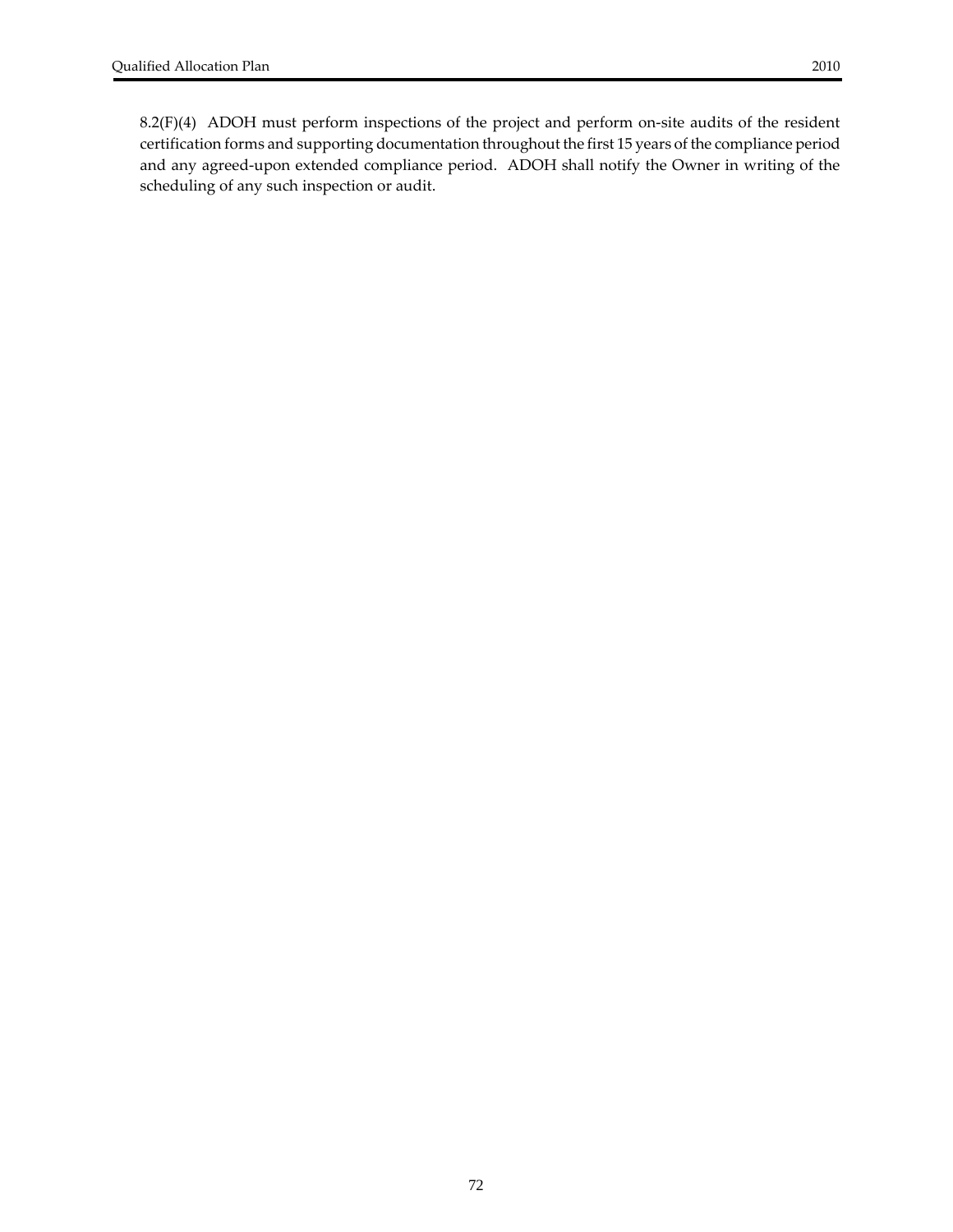8.2(F)(4) ADOH must perform inspections of the project and perform on-site audits of the resident certification forms and supporting documentation throughout the first 15 years of the compliance period and any agreed-upon extended compliance period. ADOH shall notify the Owner in writing of the scheduling of any such inspection or audit.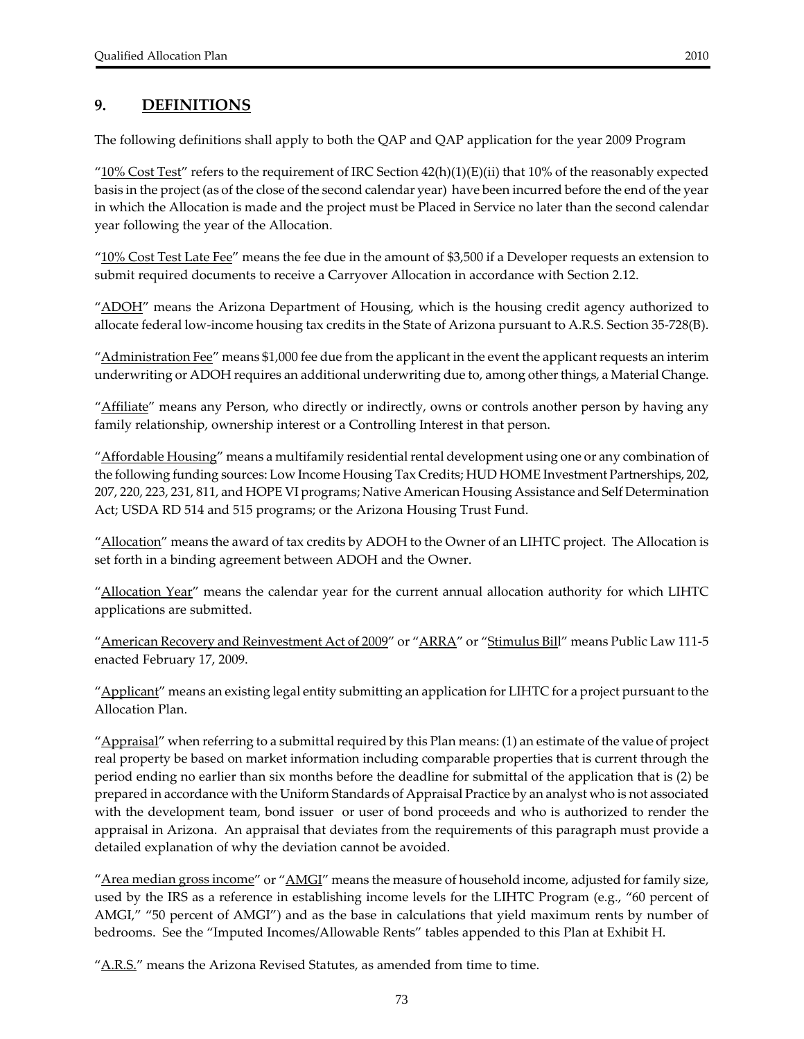## 9. DEFINITIONS

The following definitions shall apply to both the QAP and QAP application for the year 2009 Program

"10% Cost Test" refers to the requirement of IRC Section 42(h)(1)(E)(ii) that 10% of the reasonably expected basis in the project (as of the close of the second calendar year) have been incurred before the end of the year in which the Allocation is made and the project must be Placed in Service no later than the second calendar year following the year of the Allocation.

"10% Cost Test Late Fee" means the fee due in the amount of $3,500 if a Developer requests an extension to submit required documents to receive a Carryover Allocation in accordance with Section 2.12.

"ADOH" means the Arizona Department of Housing, which is the housing credit agency authorized to allocate federal low-income housing tax credits in the State of Arizona pursuant to A.R.S. Section 35-728(B).

"Administration Fee" means $1,000 fee due from the applicant in the event the applicant requests an interim underwriting or ADOH requires an additional underwriting due to, among other things, a Material Change.

"Affiliate" means any Person, who directly or indirectly, owns or controls another person by having any family relationship, ownership interest or a Controlling Interest in that person.

"Affordable Housing" means a multifamily residential rental development using one or any combination of the following funding sources: Low Income Housing Tax Credits; HUD HOME Investment Partnerships, 202, 207, 220, 223, 231, 811, and HOPE VI programs; Native American Housing Assistance and Self Determination Act; USDA RD 514 and 515 programs; or the Arizona Housing Trust Fund.

"Allocation" means the award of tax credits by ADOH to the Owner of an LIHTC project. The Allocation is set forth in a binding agreement between ADOH and the Owner.

"Allocation Year" means the calendar year for the current annual allocation authority for which LIHTC applications are submitted.

"American Recovery and Reinvestment Act of 2009" or "ARRA" or "Stimulus Bill" means Public Law 111-5 enacted February 17, 2009.

"Applicant" means an existing legal entity submitting an application for LIHTC for a project pursuant to the Allocation Plan.

"Appraisal" when referring to a submittal required by this Plan means: (1) an estimate of the value of project real property be based on market information including comparable properties that is current through the period ending no earlier than six months before the deadline for submittal of the application that is (2) be prepared in accordance with the Uniform Standards of Appraisal Practice by an analyst who is not associated with the development team, bond issuer or user of bond proceeds and who is authorized to render the appraisal in Arizona. An appraisal that deviates from the requirements of this paragraph must provide a detailed explanation of why the deviation cannot be avoided.

"Area median gross income" or "AMGI" means the measure of household income, adjusted for family size, used by the IRS as a reference in establishing income levels for the LIHTC Program (e.g., "60 percent of AMGI," "50 percent of AMGI") and as the base in calculations that yield maximum rents by number of bedrooms. See the "Imputed Incomes/Allowable Rents" tables appended to this Plan at Exhibit H.

"A.R.S." means the Arizona Revised Statutes, as amended from time to time.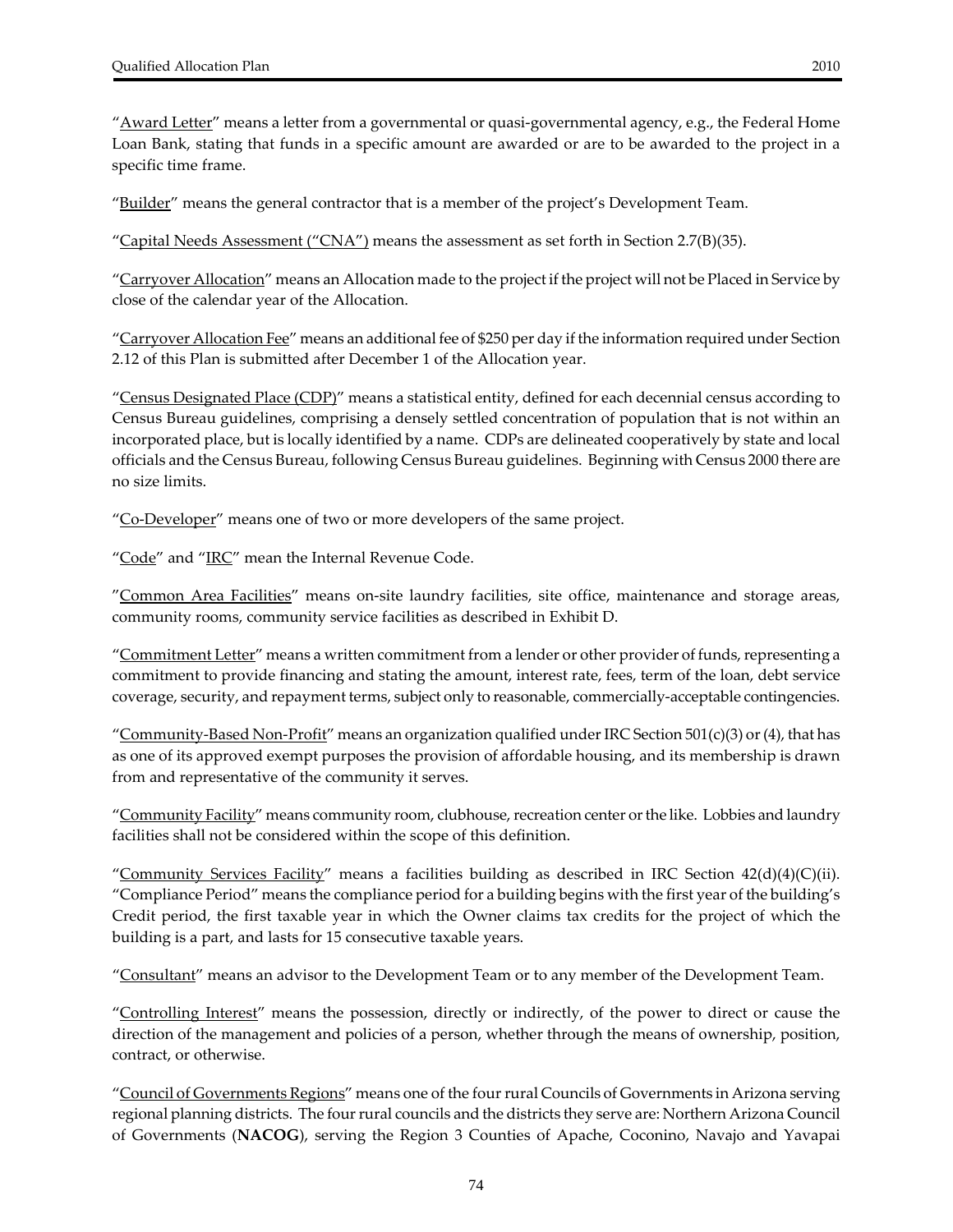"Award Letter" means a letter from a governmental or quasi-governmental agency, e.g., the Federal Home Loan Bank, stating that funds in a specific amount are awarded or are to be awarded to the project in a specific time frame.

"Builder" means the general contractor that is a member of the project's Development Team.

"Capital Needs Assessment ("CNA") means the assessment as set forth in Section 2.7(B)(35).

"Carryover Allocation" means an Allocation made to the project if the project will not be Placed in Service by close of the calendar year of the Allocation.

"Carryover Allocation Fee" means an additional fee of $250 per day if the information required under Section 2.12 of this Plan is submitted after December 1 of the Allocation year.

"Census Designated Place (CDP)" means a statistical entity, defined for each decennial census according to Census Bureau guidelines, comprising a densely settled concentration of population that is not within an incorporated place, but is locally identified by a name. CDPs are delineated cooperatively by state and local officials and the Census Bureau, following Census Bureau guidelines. Beginning with Census 2000 there are no size limits.

"Co-Developer" means one of two or more developers of the same project.

"Code" and "IRC" mean the Internal Revenue Code.

"Common Area Facilities" means on-site laundry facilities, site office, maintenance and storage areas, community rooms, community service facilities as described in Exhibit D.

"Commitment Letter" means a written commitment from a lender or other provider of funds, representing a commitment to provide financing and stating the amount, interest rate, fees, term of the loan, debt service coverage, security, and repayment terms, subject only to reasonable, commercially-acceptable contingencies.

"Community-Based Non-Profit" means an organization qualified under IRC Section 501(c)(3) or (4), that has as one of its approved exempt purposes the provision of affordable housing, and its membership is drawn from and representative of the community it serves.

"Community Facility" means community room, clubhouse, recreation center or the like. Lobbies and laundry facilities shall not be considered within the scope of this definition.

"Community Services Facility" means a facilities building as described in IRC Section 42(d)(4)(C)(ii). "Compliance Period" means the compliance period for a building begins with the first year of the building's Credit period, the first taxable year in which the Owner claims tax credits for the project of which the building is a part, and lasts for 15 consecutive taxable years.

"Consultant" means an advisor to the Development Team or to any member of the Development Team.

"Controlling Interest" means the possession, directly or indirectly, of the power to direct or cause the direction of the management and policies of a person, whether through the means of ownership, position, contract, or otherwise.

"Council of Governments Regions" means one of the four rural Councils of Governments in Arizona serving regional planning districts. The four rural councils and the districts they serve are: Northern Arizona Council of Governments (**NACOG**), serving the Region 3 Counties of Apache, Coconino, Navajo and Yavapai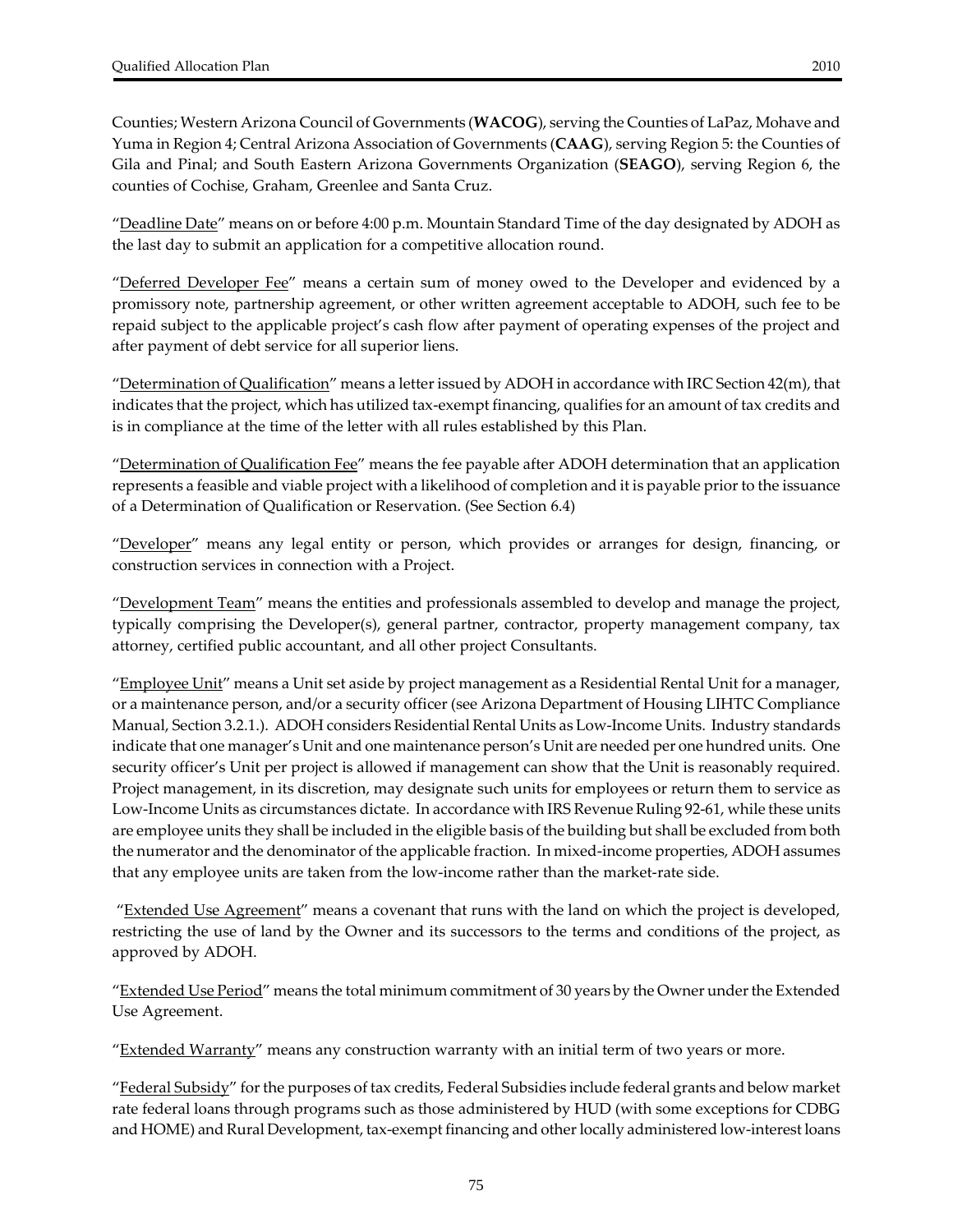Counties; Western Arizona Council of Governments (**WACOG**), serving the Counties of LaPaz, Mohave and Yuma in Region 4; Central Arizona Association of Governments (**CAAG**), serving Region 5: the Counties of Gila and Pinal; and South Eastern Arizona Governments Organization (**SEAGO**), serving Region 6, the counties of Cochise, Graham, Greenlee and Santa Cruz.

"Deadline Date" means on or before 4:00 p.m. Mountain Standard Time of the day designated by ADOH as the last day to submit an application for a competitive allocation round.

"Deferred Developer Fee" means a certain sum of money owed to the Developer and evidenced by a promissory note, partnership agreement, or other written agreement acceptable to ADOH, such fee to be repaid subject to the applicable project's cash flow after payment of operating expenses of the project and after payment of debt service for all superior liens.

"Determination of Qualification" means a letter issued by ADOH in accordance with IRC Section 42(m), that indicates that the project, which has utilized tax-exempt financing, qualifies for an amount of tax credits and is in compliance at the time of the letter with all rules established by this Plan.

"Determination of Qualification Fee" means the fee payable after ADOH determination that an application represents a feasible and viable project with a likelihood of completion and it is payable prior to the issuance of a Determination of Qualification or Reservation. (See Section 6.4)

"Developer" means any legal entity or person, which provides or arranges for design, financing, or construction services in connection with a Project.

"Development Team" means the entities and professionals assembled to develop and manage the project, typically comprising the Developer(s), general partner, contractor, property management company, tax attorney, certified public accountant, and all other project Consultants.

"Employee Unit" means a Unit set aside by project management as a Residential Rental Unit for a manager, or a maintenance person, and/or a security officer (see Arizona Department of Housing LIHTC Compliance Manual, Section 3.2.1.). ADOH considers Residential Rental Units as Low-Income Units. Industry standards indicate that one manager's Unit and one maintenance person's Unit are needed per one hundred units. One security officer's Unit per project is allowed if management can show that the Unit is reasonably required. Project management, in its discretion, may designate such units for employees or return them to service as Low-Income Units as circumstances dictate. In accordance with IRS Revenue Ruling 92-61, while these units are employee units they shall be included in the eligible basis of the building but shall be excluded from both the numerator and the denominator of the applicable fraction. In mixed-income properties, ADOH assumes that any employee units are taken from the low-income rather than the market-rate side.

"Extended Use Agreement" means a covenant that runs with the land on which the project is developed, restricting the use of land by the Owner and its successors to the terms and conditions of the project, as approved by ADOH.

"Extended Use Period" means the total minimum commitment of 30 years by the Owner under the Extended Use Agreement.

"Extended Warranty" means any construction warranty with an initial term of two years or more.

"Federal Subsidy" for the purposes of tax credits, Federal Subsidies include federal grants and below market rate federal loans through programs such as those administered by HUD (with some exceptions for CDBG and HOME) and Rural Development, tax-exempt financing and other locally administered low-interest loans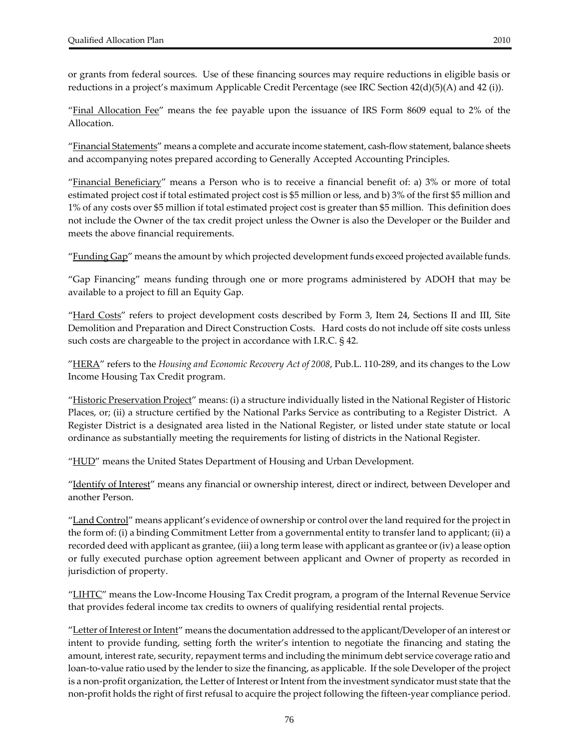or grants from federal sources. Use of these financing sources may require reductions in eligible basis or reductions in a project's maximum Applicable Credit Percentage (see IRC Section 42(d)(5)(A) and 42 (i)).

"Final Allocation Fee" means the fee payable upon the issuance of IRS Form 8609 equal to 2% of the Allocation.

"Financial Statements" means a complete and accurate income statement, cash-flow statement, balance sheets and accompanying notes prepared according to Generally Accepted Accounting Principles.

"Financial Beneficiary" means a Person who is to receive a financial benefit of: a) 3% or more of total estimated project cost if total estimated project cost is $5 million or less, and b) 3% of the first $5 million and 1% of any costs over $5 million if total estimated project cost is greater than $5 million. This definition does not include the Owner of the tax credit project unless the Owner is also the Developer or the Builder and meets the above financial requirements.

"Funding Gap" means the amount by which projected development funds exceed projected available funds.

"Gap Financing" means funding through one or more programs administered by ADOH that may be available to a project to fill an Equity Gap.

"Hard Costs" refers to project development costs described by Form 3, Item 24, Sections II and III, Site Demolition and Preparation and Direct Construction Costs. Hard costs do not include off site costs unless such costs are chargeable to the project in accordance with I.R.C. § 42.

"HERA" refers to the *Housing and Economic Recovery Act of 2008*, Pub.L. 110-289, and its changes to the Low Income Housing Tax Credit program.

"Historic Preservation Project" means: (i) a structure individually listed in the National Register of Historic Places, or; (ii) a structure certified by the National Parks Service as contributing to a Register District. A Register District is a designated area listed in the National Register, or listed under state statute or local ordinance as substantially meeting the requirements for listing of districts in the National Register.

"HUD" means the United States Department of Housing and Urban Development.

"Identify of Interest" means any financial or ownership interest, direct or indirect, between Developer and another Person.

"Land Control" means applicant's evidence of ownership or control over the land required for the project in the form of: (i) a binding Commitment Letter from a governmental entity to transfer land to applicant; (ii) a recorded deed with applicant as grantee, (iii) a long term lease with applicant as grantee or (iv) a lease option or fully executed purchase option agreement between applicant and Owner of property as recorded in jurisdiction of property.

"LIHTC" means the Low-Income Housing Tax Credit program, a program of the Internal Revenue Service that provides federal income tax credits to owners of qualifying residential rental projects.

"Letter of Interest or Intent" means the documentation addressed to the applicant/Developer of an interest or intent to provide funding, setting forth the writer's intention to negotiate the financing and stating the amount, interest rate, security, repayment terms and including the minimum debt service coverage ratio and loan-to-value ratio used by the lender to size the financing, as applicable. If the sole Developer of the project is a non-profit organization, the Letter of Interest or Intent from the investment syndicator must state that the non-profit holds the right of first refusal to acquire the project following the fifteen-year compliance period.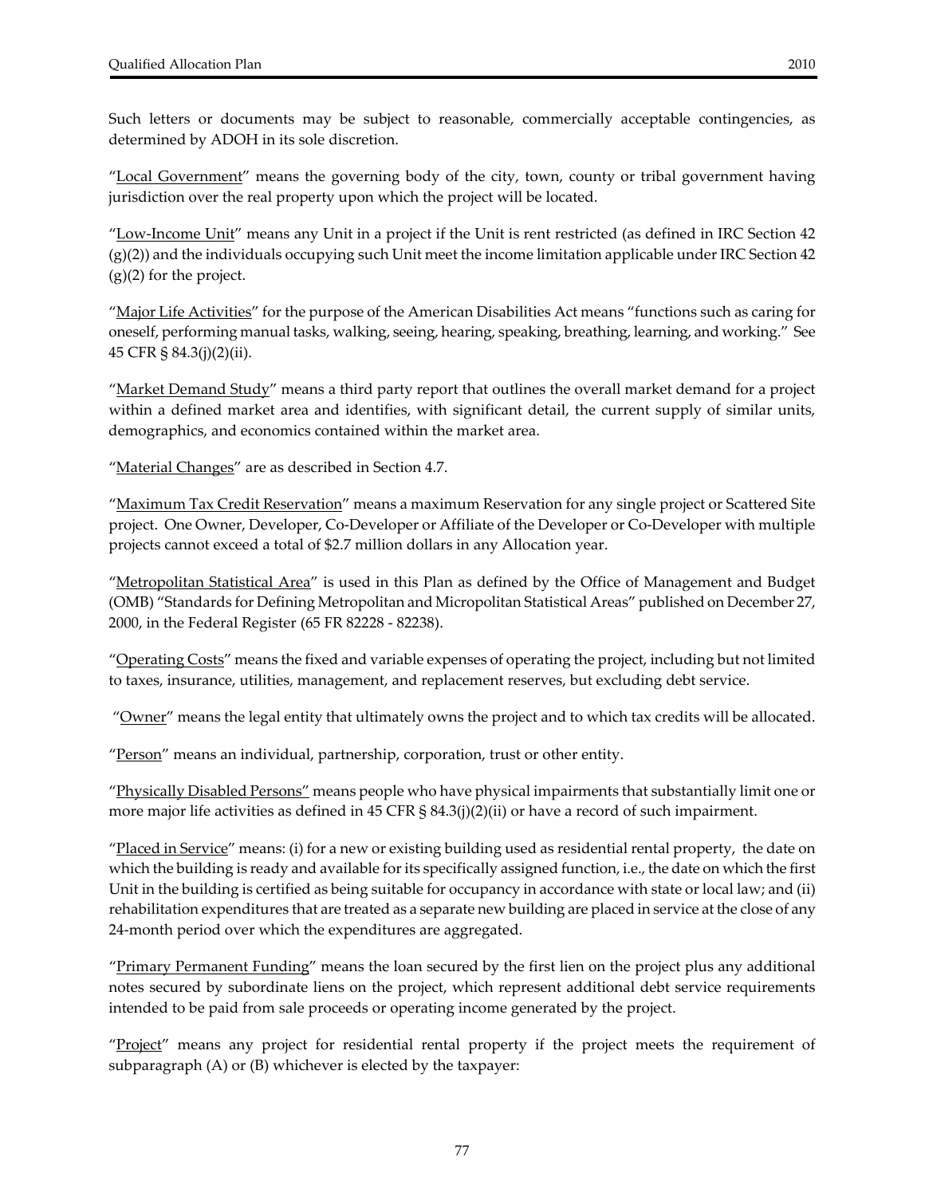Such letters or documents may be subject to reasonable, commercially acceptable contingencies, as determined by ADOH in its sole discretion.

"Local Government" means the governing body of the city, town, county or tribal government having jurisdiction over the real property upon which the project will be located.

"Low-Income Unit" means any Unit in a project if the Unit is rent restricted (as defined in IRC Section 42 (g)(2)) and the individuals occupying such Unit meet the income limitation applicable under IRC Section 42 (g)(2) for the project.

"Major Life Activities" for the purpose of the American Disabilities Act means "functions such as caring for oneself, performing manual tasks, walking, seeing, hearing, speaking, breathing, learning, and working." See 45 CFR § 84.3(j)(2)(ii).

"Market Demand Study" means a third party report that outlines the overall market demand for a project within a defined market area and identifies, with significant detail, the current supply of similar units, demographics, and economics contained within the market area.

"Material Changes" are as described in Section 4.7.

"Maximum Tax Credit Reservation" means a maximum Reservation for any single project or Scattered Site project. One Owner, Developer, Co-Developer or Affiliate of the Developer or Co-Developer with multiple projects cannot exceed a total of $2.7 million dollars in any Allocation year.

"Metropolitan Statistical Area" is used in this Plan as defined by the Office of Management and Budget (OMB) "Standards for Defining Metropolitan and Micropolitan Statistical Areas" published on December 27, 2000, in the Federal Register (65 FR 82228 - 82238).

"Operating Costs" means the fixed and variable expenses of operating the project, including but not limited to taxes, insurance, utilities, management, and replacement reserves, but excluding debt service.

"Owner" means the legal entity that ultimately owns the project and to which tax credits will be allocated.

"Person" means an individual, partnership, corporation, trust or other entity.

"Physically Disabled Persons" means people who have physical impairments that substantially limit one or more major life activities as defined in 45 CFR § 84.3(j)(2)(ii) or have a record of such impairment.

"Placed in Service" means: (i) for a new or existing building used as residential rental property, the date on which the building is ready and available for its specifically assigned function, i.e., the date on which the first Unit in the building is certified as being suitable for occupancy in accordance with state or local law; and (ii) rehabilitation expenditures that are treated as a separate new building are placed in service at the close of any 24-month period over which the expenditures are aggregated.

"Primary Permanent Funding" means the loan secured by the first lien on the project plus any additional notes secured by subordinate liens on the project, which represent additional debt service requirements intended to be paid from sale proceeds or operating income generated by the project.

"Project" means any project for residential rental property if the project meets the requirement of subparagraph (A) or (B) whichever is elected by the taxpayer: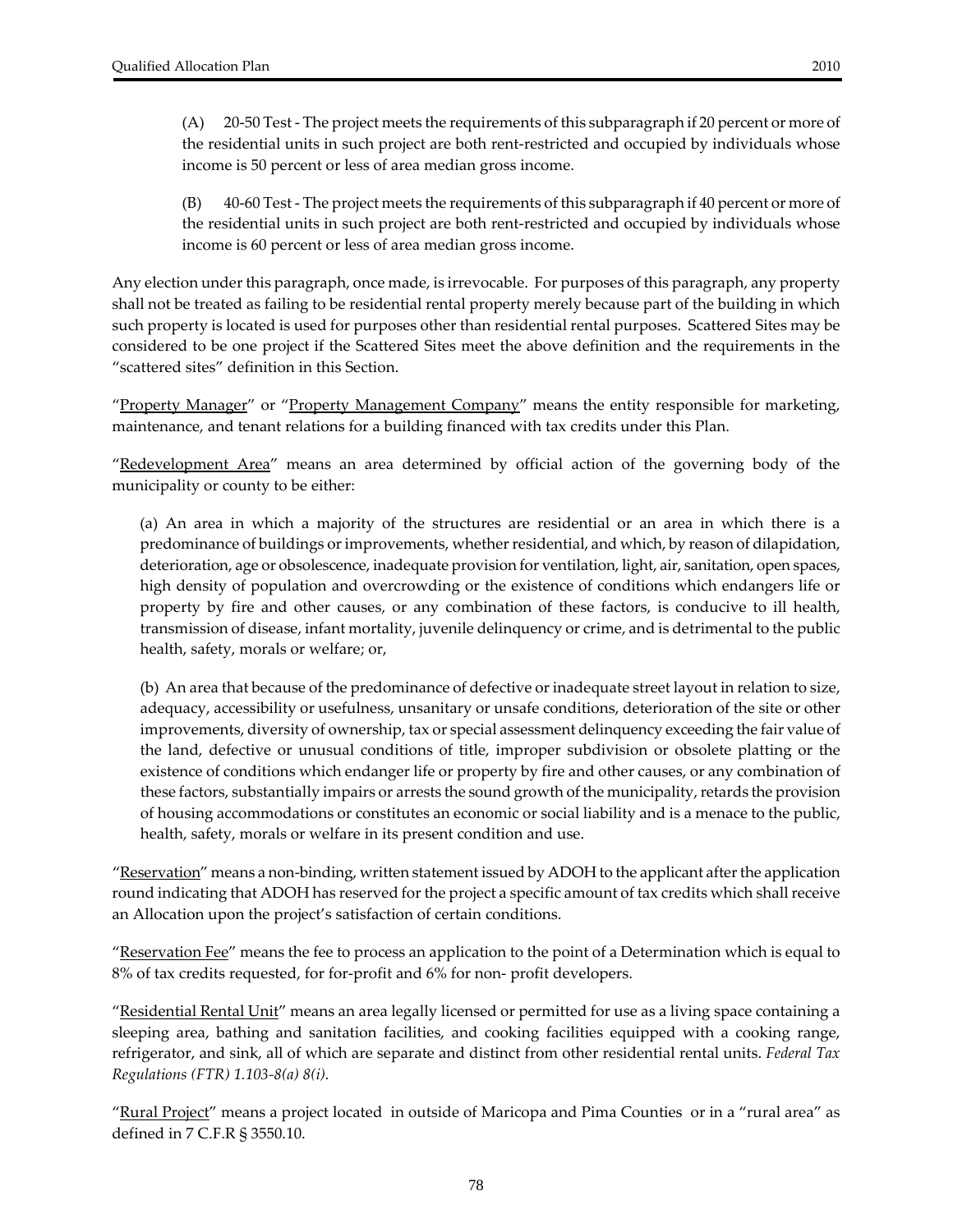(A) 20-50 Test - The project meets the requirements of this subparagraph if 20 percent or more of the residential units in such project are both rent-restricted and occupied by individuals whose income is 50 percent or less of area median gross income.

(B) 40-60 Test - The project meets the requirements of this subparagraph if 40 percent or more of the residential units in such project are both rent-restricted and occupied by individuals whose income is 60 percent or less of area median gross income.

Any election under this paragraph, once made, is irrevocable. For purposes of this paragraph, any property shall not be treated as failing to be residential rental property merely because part of the building in which such property is located is used for purposes other than residential rental purposes. Scattered Sites may be considered to be one project if the Scattered Sites meet the above definition and the requirements in the "scattered sites" definition in this Section.

"Property Manager" or "Property Management Company" means the entity responsible for marketing, maintenance, and tenant relations for a building financed with tax credits under this Plan.

"Redevelopment Area" means an area determined by official action of the governing body of the municipality or county to be either:

(a) An area in which a majority of the structures are residential or an area in which there is a predominance of buildings or improvements, whether residential, and which, by reason of dilapidation, deterioration, age or obsolescence, inadequate provision for ventilation, light, air, sanitation, open spaces, high density of population and overcrowding or the existence of conditions which endangers life or property by fire and other causes, or any combination of these factors, is conducive to ill health, transmission of disease, infant mortality, juvenile delinquency or crime, and is detrimental to the public health, safety, morals or welfare; or,

(b) An area that because of the predominance of defective or inadequate street layout in relation to size, adequacy, accessibility or usefulness, unsanitary or unsafe conditions, deterioration of the site or other improvements, diversity of ownership, tax or special assessment delinquency exceeding the fair value of the land, defective or unusual conditions of title, improper subdivision or obsolete platting or the existence of conditions which endanger life or property by fire and other causes, or any combination of these factors, substantially impairs or arrests the sound growth of the municipality, retards the provision of housing accommodations or constitutes an economic or social liability and is a menace to the public, health, safety, morals or welfare in its present condition and use.

"Reservation" means a non-binding, written statement issued by ADOH to the applicant after the application round indicating that ADOH has reserved for the project a specific amount of tax credits which shall receive an Allocation upon the project's satisfaction of certain conditions.

"Reservation Fee" means the fee to process an application to the point of a Determination which is equal to 8% of tax credits requested, for for-profit and 6% for non- profit developers.

"Residential Rental Unit" means an area legally licensed or permitted for use as a living space containing a sleeping area, bathing and sanitation facilities, and cooking facilities equipped with a cooking range, refrigerator, and sink, all of which are separate and distinct from other residential rental units. *Federal Tax Regulations (FTR) 1.103-8(a) 8(i).*

"Rural Project" means a project located in outside of Maricopa and Pima Counties or in a "rural area" as defined in 7 C.F.R § 3550.10.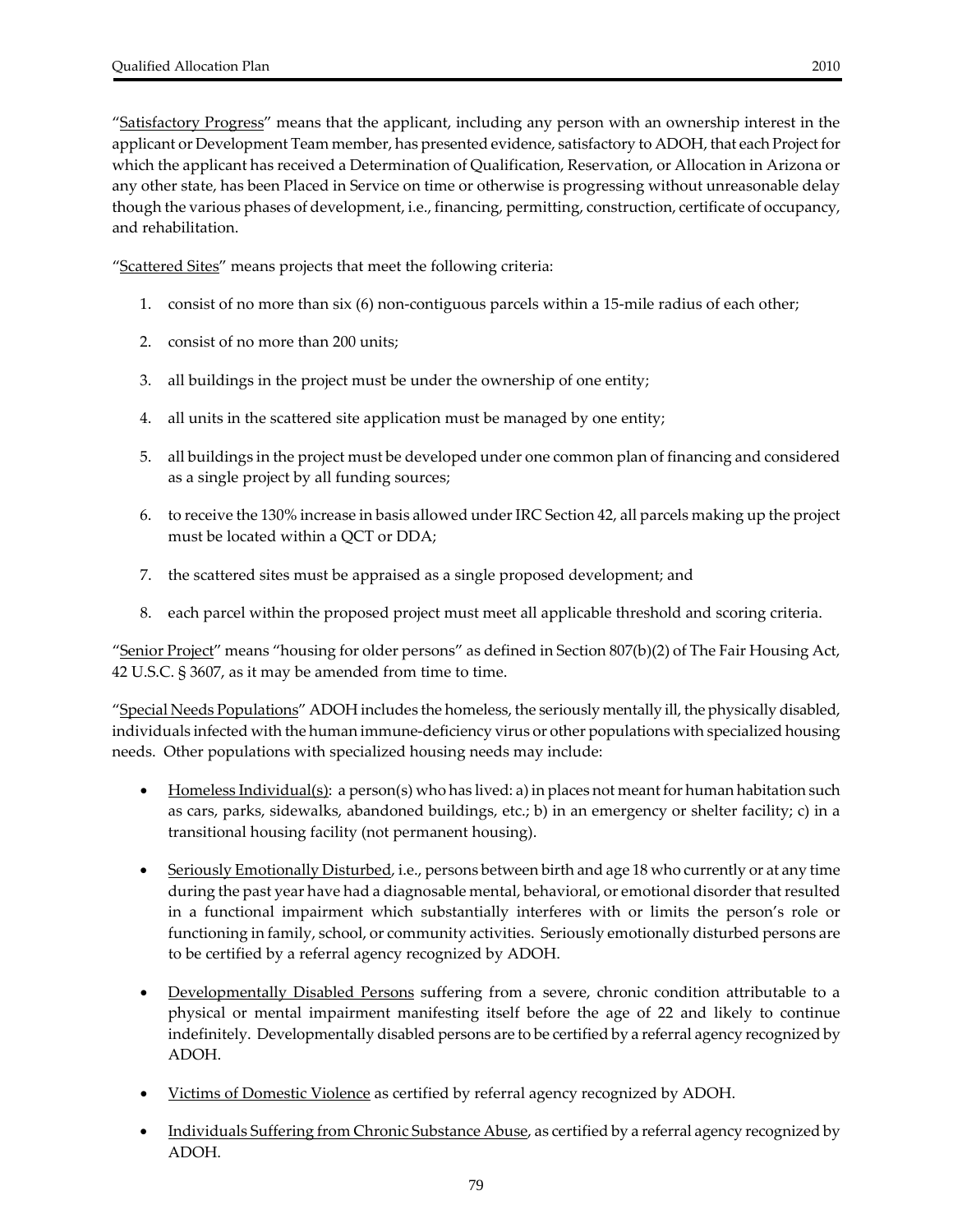"<u>Satisfactory Progress</u>" means that the applicant, including any person with an ownership interest in the applicant or Development Team member, has presented evidence, satisfactory to ADOH, that each Project for which the applicant has received a Determination of Qualification, Reservation, or Allocation in Arizona or any other state, has been Placed in Service on time or otherwise is progressing without unreasonable delay though the various phases of development, i.e., financing, permitting, construction, certificate of occupancy, and rehabilitation.

"<u>Scattered Sites</u>" means projects that meet the following criteria:

1. consist of no more than six (6) non-contiguous parcels within a 15-mile radius of each other;
2. consist of no more than 200 units;
3. all buildings in the project must be under the ownership of one entity;
4. all units in the scattered site application must be managed by one entity;
5. all buildings in the project must be developed under one common plan of financing and considered as a single project by all funding sources;
6. to receive the 130% increase in basis allowed under IRC Section 42, all parcels making up the project must be located within a QCT or DDA;
7. the scattered sites must be appraised as a single proposed development; and
8. each parcel within the proposed project must meet all applicable threshold and scoring criteria.

"<u>Senior Project</u>" means "housing for older persons" as defined in Section 807(b)(2) of The Fair Housing Act, 42 U.S.C. § 3607, as it may be amended from time to time.

"<u>Special Needs Populations</u>" ADOH includes the homeless, the seriously mentally ill, the physically disabled, individuals infected with the human immune-deficiency virus or other populations with specialized housing needs. Other populations with specialized housing needs may include:

- <u>Homeless Individual(s)</u>: a person(s) who has lived: a) in places not meant for human habitation such as cars, parks, sidewalks, abandoned buildings, etc.; b) in an emergency or shelter facility; c) in a transitional housing facility (not permanent housing).
- <u>Seriously Emotionally Disturbed</u>, i.e., persons between birth and age 18 who currently or at any time during the past year have had a diagnosable mental, behavioral, or emotional disorder that resulted in a functional impairment which substantially interferes with or limits the person's role or functioning in family, school, or community activities. Seriously emotionally disturbed persons are to be certified by a referral agency recognized by ADOH.
- <u>Developmentally Disabled Persons</u> suffering from a severe, chronic condition attributable to a physical or mental impairment manifesting itself before the age of 22 and likely to continue indefinitely. Developmentally disabled persons are to be certified by a referral agency recognized by ADOH.
- <u>Victims of Domestic Violence</u> as certified by referral agency recognized by ADOH.
- <u>Individuals Suffering from Chronic Substance Abuse</u>, as certified by a referral agency recognized by ADOH.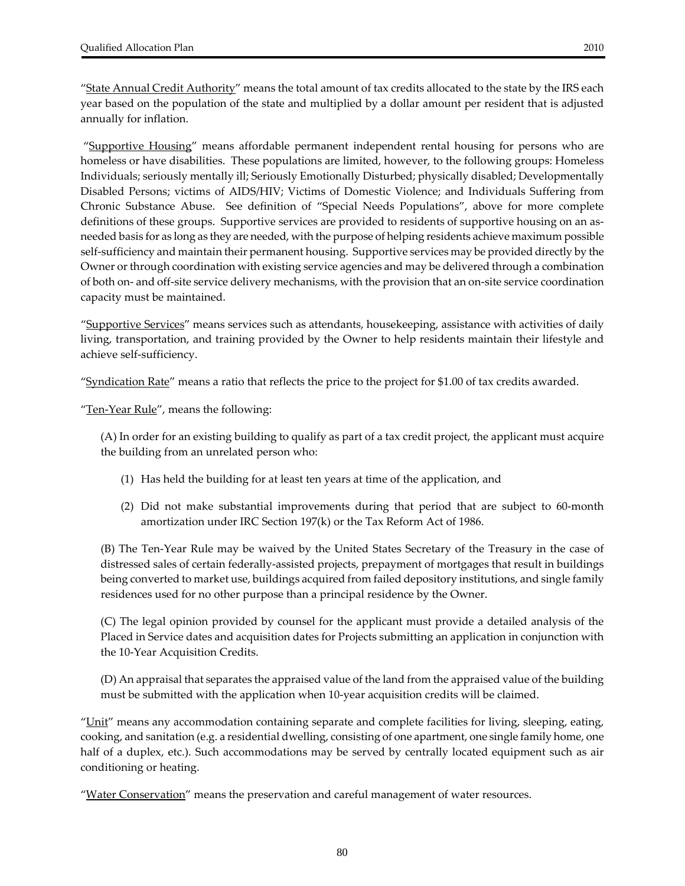"State Annual Credit Authority" means the total amount of tax credits allocated to the state by the IRS each year based on the population of the state and multiplied by a dollar amount per resident that is adjusted annually for inflation.

"Supportive Housing" means affordable permanent independent rental housing for persons who are homeless or have disabilities. These populations are limited, however, to the following groups: Homeless Individuals; seriously mentally ill; Seriously Emotionally Disturbed; physically disabled; Developmentally Disabled Persons; victims of AIDS/HIV; Victims of Domestic Violence; and Individuals Suffering from Chronic Substance Abuse. See definition of "Special Needs Populations", above for more complete definitions of these groups. Supportive services are provided to residents of supportive housing on an as-needed basis for as long as they are needed, with the purpose of helping residents achieve maximum possible self-sufficiency and maintain their permanent housing. Supportive services may be provided directly by the Owner or through coordination with existing service agencies and may be delivered through a combination of both on- and off-site service delivery mechanisms, with the provision that an on-site service coordination capacity must be maintained.

"Supportive Services" means services such as attendants, housekeeping, assistance with activities of daily living, transportation, and training provided by the Owner to help residents maintain their lifestyle and achieve self-sufficiency.

"Syndication Rate" means a ratio that reflects the price to the project for $1.00 of tax credits awarded.

"Ten-Year Rule", means the following:

(A) In order for an existing building to qualify as part of a tax credit project, the applicant must acquire the building from an unrelated person who:

(1) Has held the building for at least ten years at time of the application, and

(2) Did not make substantial improvements during that period that are subject to 60-month amortization under IRC Section 197(k) or the Tax Reform Act of 1986.

(B) The Ten-Year Rule may be waived by the United States Secretary of the Treasury in the case of distressed sales of certain federally-assisted projects, prepayment of mortgages that result in buildings being converted to market use, buildings acquired from failed depository institutions, and single family residences used for no other purpose than a principal residence by the Owner.

(C) The legal opinion provided by counsel for the applicant must provide a detailed analysis of the Placed in Service dates and acquisition dates for Projects submitting an application in conjunction with the 10-Year Acquisition Credits.

(D) An appraisal that separates the appraised value of the land from the appraised value of the building must be submitted with the application when 10-year acquisition credits will be claimed.

"Unit" means any accommodation containing separate and complete facilities for living, sleeping, eating, cooking, and sanitation (e.g. a residential dwelling, consisting of one apartment, one single family home, one half of a duplex, etc.). Such accommodations may be served by centrally located equipment such as air conditioning or heating.

"Water Conservation" means the preservation and careful management of water resources.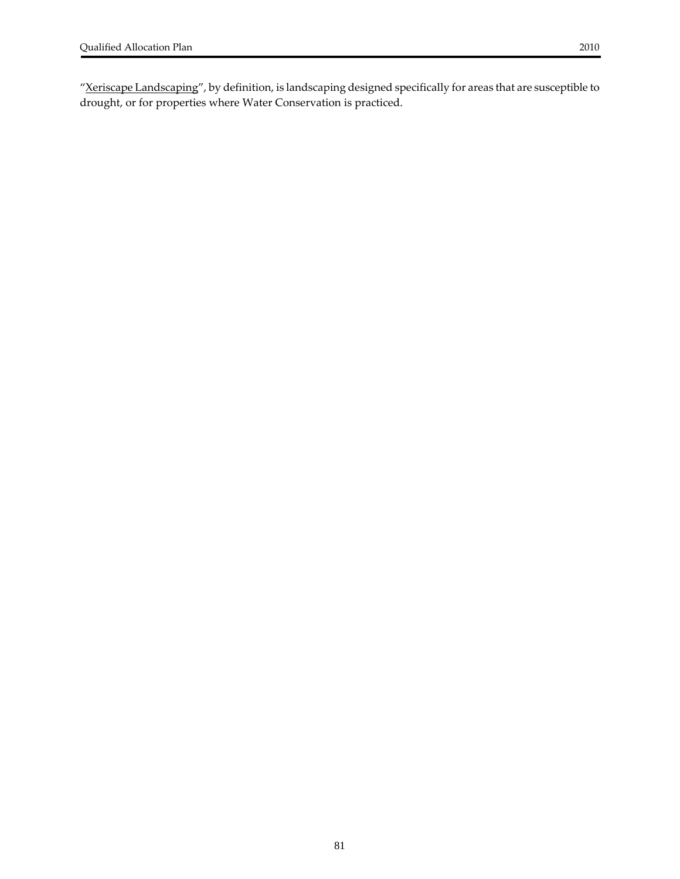"<u>Xeriscape Landscaping</u>", by definition, is landscaping designed specifically for areas that are susceptible to drought, or for properties where Water Conservation is practiced.